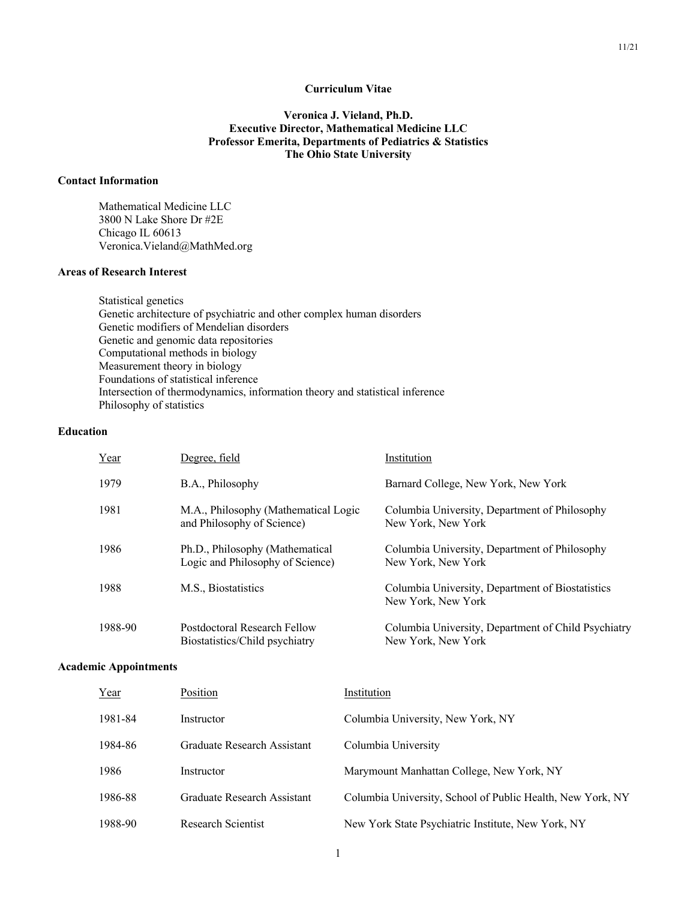# Curriculum Vitae

**Veronica J. Vieland, Ph.D.**
**Executive Director, Mathematical Medicine LLC**
**Professor Emerita, Departments of Pediatrics & Statistics**
**The Ohio State University**

## Contact Information

Mathematical Medicine LLC
3800 N Lake Shore Dr #2E
Chicago IL 60613
Veronica.Vieland@MathMed.org

## Areas of Research Interest

Statistical genetics
Genetic architecture of psychiatric and other complex human disorders
Genetic modifiers of Mendelian disorders
Genetic and genomic data repositories
Computational methods in biology
Measurement theory in biology
Foundations of statistical inference
Intersection of thermodynamics, information theory and statistical inference
Philosophy of statistics

## Education

| Year | Degree, field | Institution |
|---|---|---|
| 1979 | B.A., Philosophy | Barnard College, New York, New York |
| 1981 | M.A., Philosophy (Mathematical Logic and Philosophy of Science) | Columbia University, Department of Philosophy New York, New York |
| 1986 | Ph.D., Philosophy (Mathematical Logic and Philosophy of Science) | Columbia University, Department of Philosophy New York, New York |
| 1988 | M.S., Biostatistics | Columbia University, Department of Biostatistics New York, New York |
| 1988-90 | Postdoctoral Research Fellow Biostatistics/Child psychiatry | Columbia University, Department of Child Psychiatry New York, New York |

## Academic Appointments

| Year | Position | Institution |
|---|---|---|
| 1981-84 | Instructor | Columbia University, New York, NY |
| 1984-86 | Graduate Research Assistant | Columbia University |
| 1986 | Instructor | Marymount Manhattan College, New York, NY |
| 1986-88 | Graduate Research Assistant | Columbia University, School of Public Health, New York, NY |
| 1988-90 | Research Scientist | New York State Psychiatric Institute, New York, NY |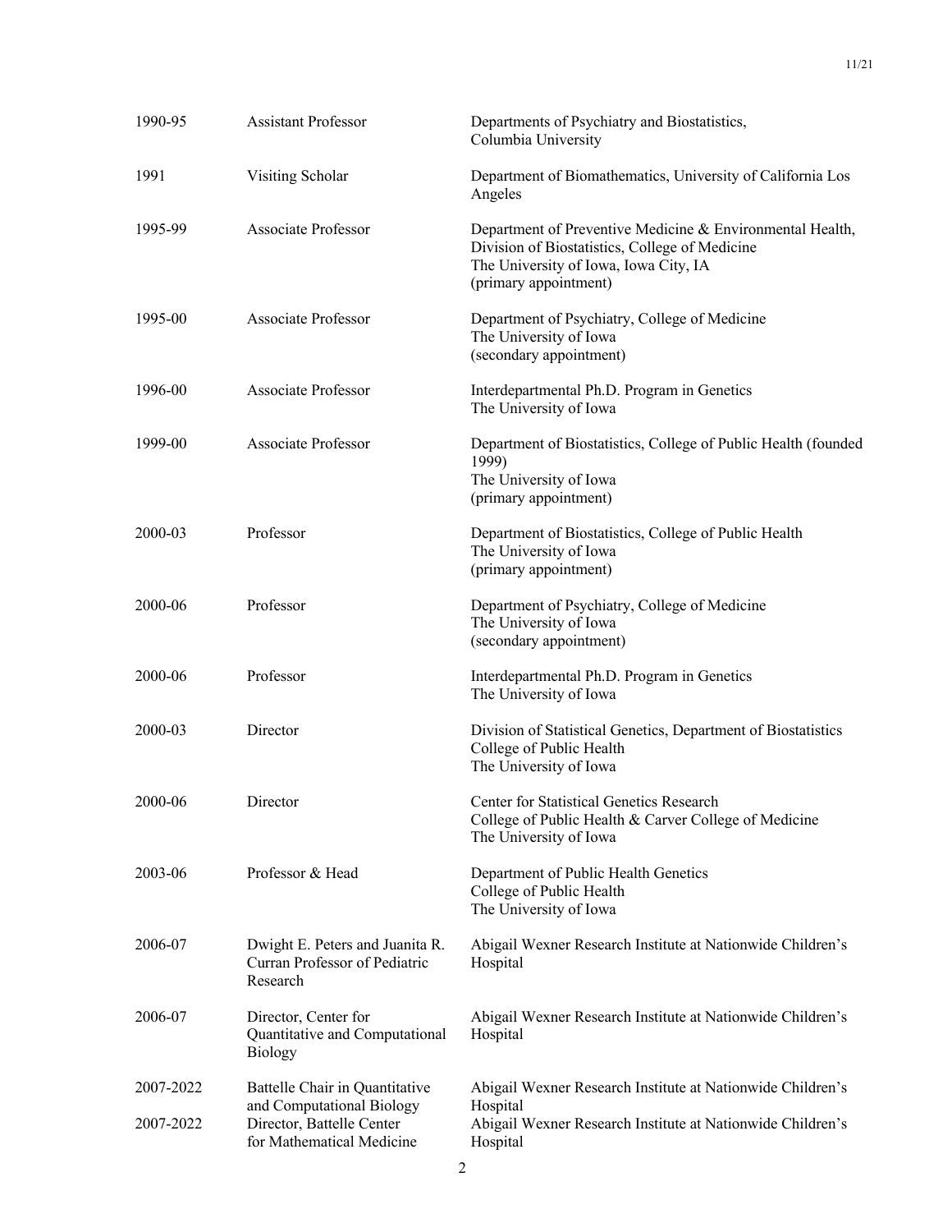| | | |
|---|---|---|
| 1990-95 | Assistant Professor | Departments of Psychiatry and Biostatistics, Columbia University |
| 1991 | Visiting Scholar | Department of Biomathematics, University of California Los Angeles |
| 1995-99 | Associate Professor | Department of Preventive Medicine & Environmental Health, Division of Biostatistics, College of Medicine The University of Iowa, Iowa City, IA (primary appointment) |
| 1995-00 | Associate Professor | Department of Psychiatry, College of Medicine The University of Iowa (secondary appointment) |
| 1996-00 | Associate Professor | Interdepartmental Ph.D. Program in Genetics The University of Iowa |
| 1999-00 | Associate Professor | Department of Biostatistics, College of Public Health (founded 1999) The University of Iowa (primary appointment) |
| 2000-03 | Professor | Department of Biostatistics, College of Public Health The University of Iowa (primary appointment) |
| 2000-06 | Professor | Department of Psychiatry, College of Medicine The University of Iowa (secondary appointment) |
| 2000-06 | Professor | Interdepartmental Ph.D. Program in Genetics The University of Iowa |
| 2000-03 | Director | Division of Statistical Genetics, Department of Biostatistics College of Public Health The University of Iowa |
| 2000-06 | Director | Center for Statistical Genetics Research College of Public Health & Carver College of Medicine The University of Iowa |
| 2003-06 | Professor & Head | Department of Public Health Genetics College of Public Health The University of Iowa |
| 2006-07 | Dwight E. Peters and Juanita R. Curran Professor of Pediatric Research | Abigail Wexner Research Institute at Nationwide Children's Hospital |
| 2006-07 | Director, Center for Quantitative and Computational Biology | Abigail Wexner Research Institute at Nationwide Children's Hospital |
| 2007-2022 | Battelle Chair in Quantitative and Computational Biology | Abigail Wexner Research Institute at Nationwide Children's Hospital |
| 2007-2022 | Director, Battelle Center for Mathematical Medicine | Abigail Wexner Research Institute at Nationwide Children's Hospital |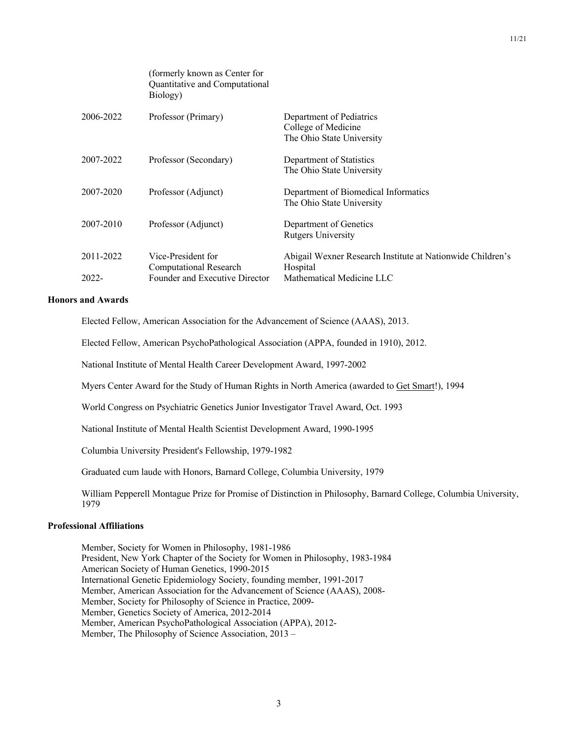| | | |
|---|---|---|
| | (formerly known as Center for Quantitative and Computational Biology) | |
| 2006-2022 | Professor (Primary) | Department of Pediatrics<br>College of Medicine<br>The Ohio State University |
| 2007-2022 | Professor (Secondary) | Department of Statistics<br>The Ohio State University |
| 2007-2020 | Professor (Adjunct) | Department of Biomedical Informatics<br>The Ohio State University |
| 2007-2010 | Professor (Adjunct) | Department of Genetics<br>Rutgers University |
| 2011-2022 | Vice-President for Computational Research | Abigail Wexner Research Institute at Nationwide Children's Hospital |
| 2022- | Founder and Executive Director | Mathematical Medicine LLC |

**Honors and Awards**

Elected Fellow, American Association for the Advancement of Science (AAAS), 2013.

Elected Fellow, American PsychoPathological Association (APPA, founded in 1910), 2012.

National Institute of Mental Health Career Development Award, 1997-2002

Myers Center Award for the Study of Human Rights in North America (awarded to Get Smart!), 1994

World Congress on Psychiatric Genetics Junior Investigator Travel Award, Oct. 1993

National Institute of Mental Health Scientist Development Award, 1990-1995

Columbia University President's Fellowship, 1979-1982

Graduated cum laude with Honors, Barnard College, Columbia University, 1979

William Pepperell Montague Prize for Promise of Distinction in Philosophy, Barnard College, Columbia University, 1979

**Professional Affiliations**

Member, Society for Women in Philosophy, 1981-1986
President, New York Chapter of the Society for Women in Philosophy, 1983-1984
American Society of Human Genetics, 1990-2015
International Genetic Epidemiology Society, founding member, 1991-2017
Member, American Association for the Advancement of Science (AAAS), 2008-
Member, Society for Philosophy of Science in Practice, 2009-
Member, Genetics Society of America, 2012-2014
Member, American PsychoPathological Association (APPA), 2012-
Member, The Philosophy of Science Association, 2013 –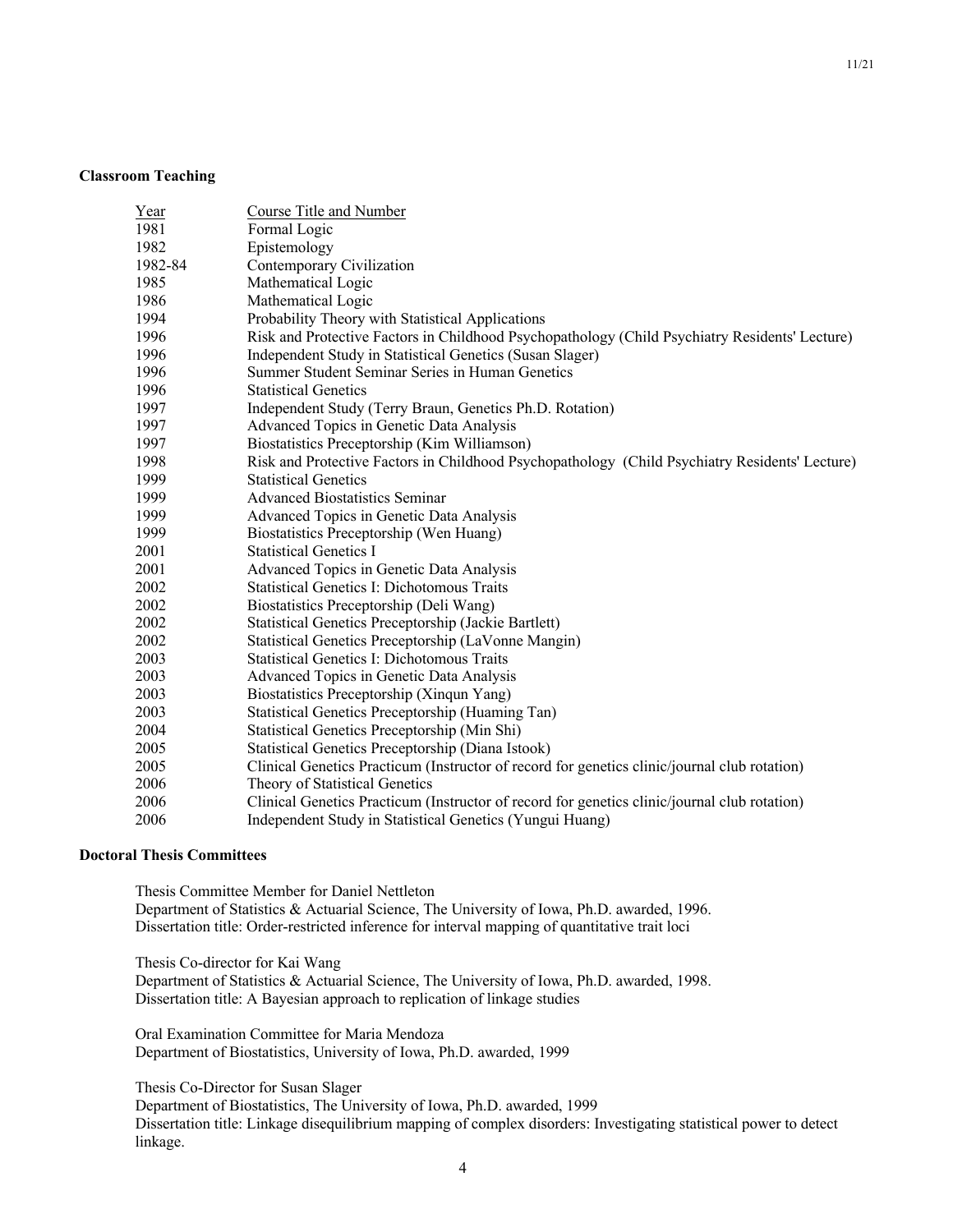**Classroom Teaching**

| Year | Course Title and Number |
|---|---|
| 1981 | Formal Logic |
| 1982 | Epistemology |
| 1982-84 | Contemporary Civilization |
| 1985 | Mathematical Logic |
| 1986 | Mathematical Logic |
| 1994 | Probability Theory with Statistical Applications |
| 1996 | Risk and Protective Factors in Childhood Psychopathology (Child Psychiatry Residents' Lecture) |
| 1996 | Independent Study in Statistical Genetics (Susan Slager) |
| 1996 | Summer Student Seminar Series in Human Genetics |
| 1996 | Statistical Genetics |
| 1997 | Independent Study (Terry Braun, Genetics Ph.D. Rotation) |
| 1997 | Advanced Topics in Genetic Data Analysis |
| 1997 | Biostatistics Preceptorship (Kim Williamson) |
| 1998 | Risk and Protective Factors in Childhood Psychopathology (Child Psychiatry Residents' Lecture) |
| 1999 | Statistical Genetics |
| 1999 | Advanced Biostatistics Seminar |
| 1999 | Advanced Topics in Genetic Data Analysis |
| 1999 | Biostatistics Preceptorship (Wen Huang) |
| 2001 | Statistical Genetics I |
| 2001 | Advanced Topics in Genetic Data Analysis |
| 2002 | Statistical Genetics I: Dichotomous Traits |
| 2002 | Biostatistics Preceptorship (Deli Wang) |
| 2002 | Statistical Genetics Preceptorship (Jackie Bartlett) |
| 2002 | Statistical Genetics Preceptorship (LaVonne Mangin) |
| 2003 | Statistical Genetics I: Dichotomous Traits |
| 2003 | Advanced Topics in Genetic Data Analysis |
| 2003 | Biostatistics Preceptorship (Xinqun Yang) |
| 2003 | Statistical Genetics Preceptorship (Huaming Tan) |
| 2004 | Statistical Genetics Preceptorship (Min Shi) |
| 2005 | Statistical Genetics Preceptorship (Diana Istook) |
| 2005 | Clinical Genetics Practicum (Instructor of record for genetics clinic/journal club rotation) |
| 2006 | Theory of Statistical Genetics |
| 2006 | Clinical Genetics Practicum (Instructor of record for genetics clinic/journal club rotation) |
| 2006 | Independent Study in Statistical Genetics (Yungui Huang) |

**Doctoral Thesis Committees**

Thesis Committee Member for Daniel Nettleton
Department of Statistics & Actuarial Science, The University of Iowa, Ph.D. awarded, 1996.
Dissertation title: Order-restricted inference for interval mapping of quantitative trait loci

Thesis Co-director for Kai Wang
Department of Statistics & Actuarial Science, The University of Iowa, Ph.D. awarded, 1998.
Dissertation title: A Bayesian approach to replication of linkage studies

Oral Examination Committee for Maria Mendoza
Department of Biostatistics, University of Iowa, Ph.D. awarded, 1999

Thesis Co-Director for Susan Slager
Department of Biostatistics, The University of Iowa, Ph.D. awarded, 1999
Dissertation title: Linkage disequilibrium mapping of complex disorders: Investigating statistical power to detect linkage.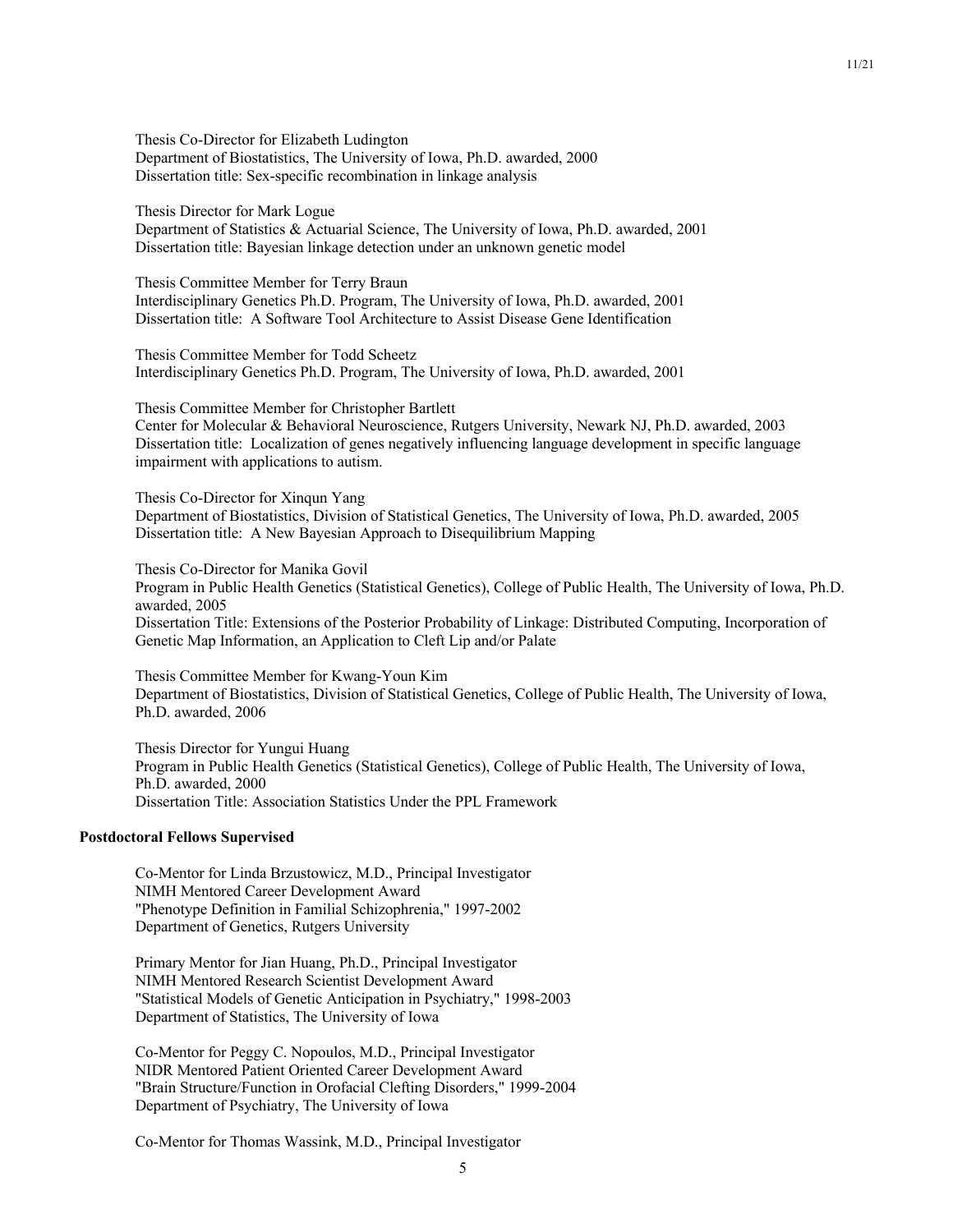Thesis Co-Director for Elizabeth Ludington
Department of Biostatistics, The University of Iowa, Ph.D. awarded, 2000
Dissertation title: Sex-specific recombination in linkage analysis

Thesis Director for Mark Logue
Department of Statistics & Actuarial Science, The University of Iowa, Ph.D. awarded, 2001
Dissertation title: Bayesian linkage detection under an unknown genetic model

Thesis Committee Member for Terry Braun
Interdisciplinary Genetics Ph.D. Program, The University of Iowa, Ph.D. awarded, 2001
Dissertation title: A Software Tool Architecture to Assist Disease Gene Identification

Thesis Committee Member for Todd Scheetz
Interdisciplinary Genetics Ph.D. Program, The University of Iowa, Ph.D. awarded, 2001

Thesis Committee Member for Christopher Bartlett
Center for Molecular & Behavioral Neuroscience, Rutgers University, Newark NJ, Ph.D. awarded, 2003
Dissertation title: Localization of genes negatively influencing language development in specific language impairment with applications to autism.

Thesis Co-Director for Xinqun Yang
Department of Biostatistics, Division of Statistical Genetics, The University of Iowa, Ph.D. awarded, 2005
Dissertation title: A New Bayesian Approach to Disequilibrium Mapping

Thesis Co-Director for Manika Govil
Program in Public Health Genetics (Statistical Genetics), College of Public Health, The University of Iowa, Ph.D. awarded, 2005
Dissertation Title: Extensions of the Posterior Probability of Linkage: Distributed Computing, Incorporation of Genetic Map Information, an Application to Cleft Lip and/or Palate

Thesis Committee Member for Kwang-Youn Kim
Department of Biostatistics, Division of Statistical Genetics, College of Public Health, The University of Iowa, Ph.D. awarded, 2006

Thesis Director for Yungui Huang
Program in Public Health Genetics (Statistical Genetics), College of Public Health, The University of Iowa, Ph.D. awarded, 2000
Dissertation Title: Association Statistics Under the PPL Framework

**Postdoctoral Fellows Supervised**

Co-Mentor for Linda Brzustowicz, M.D., Principal Investigator
NIMH Mentored Career Development Award
"Phenotype Definition in Familial Schizophrenia," 1997-2002
Department of Genetics, Rutgers University

Primary Mentor for Jian Huang, Ph.D., Principal Investigator
NIMH Mentored Research Scientist Development Award
"Statistical Models of Genetic Anticipation in Psychiatry," 1998-2003
Department of Statistics, The University of Iowa

Co-Mentor for Peggy C. Nopoulos, M.D., Principal Investigator
NIDR Mentored Patient Oriented Career Development Award
"Brain Structure/Function in Orofacial Clefting Disorders," 1999-2004
Department of Psychiatry, The University of Iowa

Co-Mentor for Thomas Wassink, M.D., Principal Investigator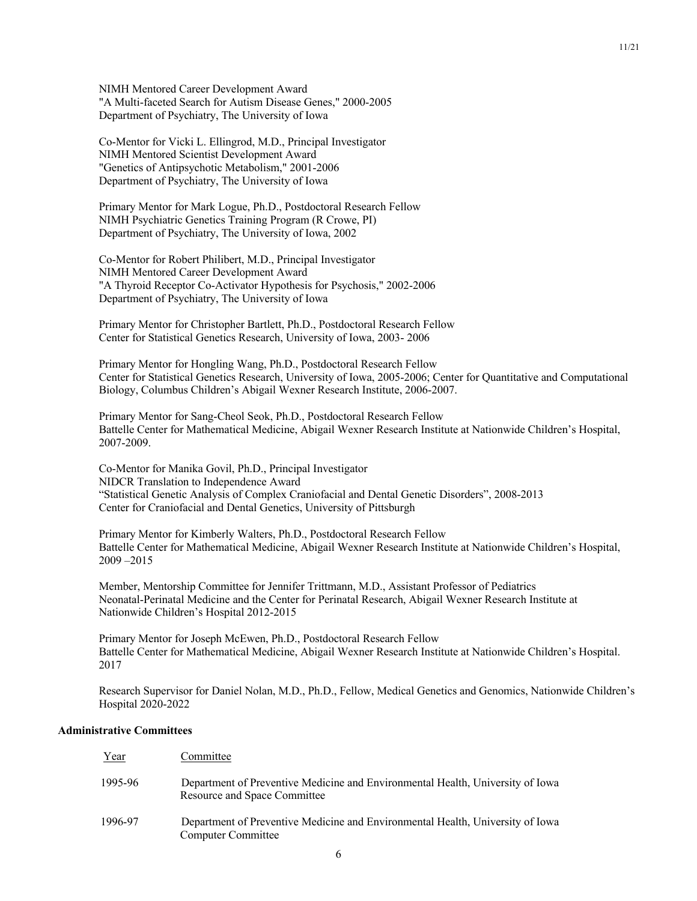NIMH Mentored Career Development Award
"A Multi-faceted Search for Autism Disease Genes," 2000-2005
Department of Psychiatry, The University of Iowa

Co-Mentor for Vicki L. Ellingrod, M.D., Principal Investigator
NIMH Mentored Scientist Development Award
"Genetics of Antipsychotic Metabolism," 2001-2006
Department of Psychiatry, The University of Iowa

Primary Mentor for Mark Logue, Ph.D., Postdoctoral Research Fellow
NIMH Psychiatric Genetics Training Program (R Crowe, PI)
Department of Psychiatry, The University of Iowa, 2002

Co-Mentor for Robert Philibert, M.D., Principal Investigator
NIMH Mentored Career Development Award
"A Thyroid Receptor Co-Activator Hypothesis for Psychosis," 2002-2006
Department of Psychiatry, The University of Iowa

Primary Mentor for Christopher Bartlett, Ph.D., Postdoctoral Research Fellow
Center for Statistical Genetics Research, University of Iowa, 2003- 2006

Primary Mentor for Hongling Wang, Ph.D., Postdoctoral Research Fellow
Center for Statistical Genetics Research, University of Iowa, 2005-2006; Center for Quantitative and Computational Biology, Columbus Children's Abigail Wexner Research Institute, 2006-2007.

Primary Mentor for Sang-Cheol Seok, Ph.D., Postdoctoral Research Fellow
Battelle Center for Mathematical Medicine, Abigail Wexner Research Institute at Nationwide Children's Hospital, 2007-2009.

Co-Mentor for Manika Govil, Ph.D., Principal Investigator
NIDCR Translation to Independence Award
"Statistical Genetic Analysis of Complex Craniofacial and Dental Genetic Disorders", 2008-2013
Center for Craniofacial and Dental Genetics, University of Pittsburgh

Primary Mentor for Kimberly Walters, Ph.D., Postdoctoral Research Fellow
Battelle Center for Mathematical Medicine, Abigail Wexner Research Institute at Nationwide Children's Hospital, 2009 –2015

Member, Mentorship Committee for Jennifer Trittmann, M.D., Assistant Professor of Pediatrics
Neonatal-Perinatal Medicine and the Center for Perinatal Research, Abigail Wexner Research Institute at Nationwide Children's Hospital 2012-2015

Primary Mentor for Joseph McEwen, Ph.D., Postdoctoral Research Fellow
Battelle Center for Mathematical Medicine, Abigail Wexner Research Institute at Nationwide Children's Hospital. 2017

Research Supervisor for Daniel Nolan, M.D., Ph.D., Fellow, Medical Genetics and Genomics, Nationwide Children's Hospital 2020-2022

**Administrative Committees**

| Year | Committee |
|---|---|
| 1995-96 | Department of Preventive Medicine and Environmental Health, University of Iowa<br>Resource and Space Committee |
| 1996-97 | Department of Preventive Medicine and Environmental Health, University of Iowa<br>Computer Committee |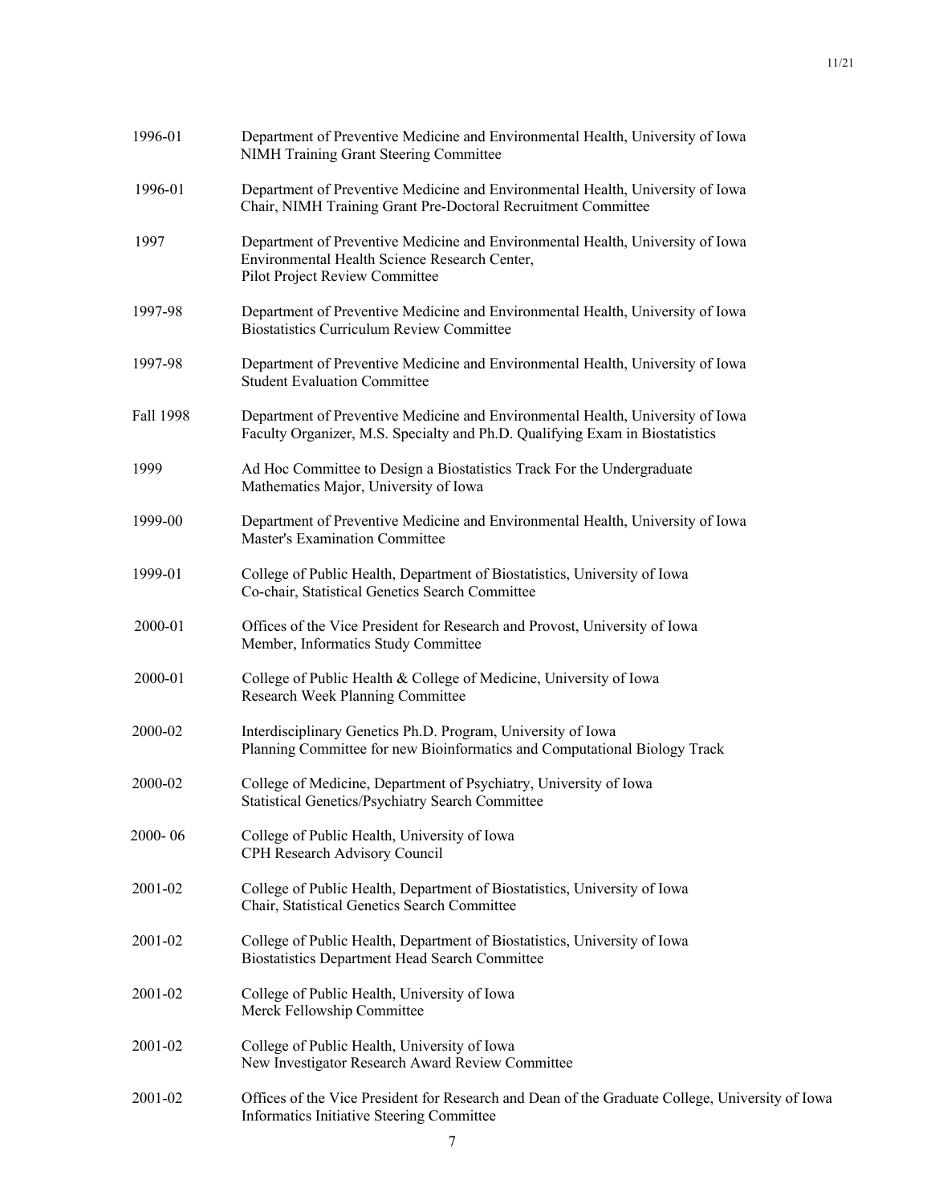| | |
|---|---|
| 1996-01 | Department of Preventive Medicine and Environmental Health, University of Iowa<br>NIMH Training Grant Steering Committee |
| 1996-01 | Department of Preventive Medicine and Environmental Health, University of Iowa<br>Chair, NIMH Training Grant Pre-Doctoral Recruitment Committee |
| 1997 | Department of Preventive Medicine and Environmental Health, University of Iowa<br>Environmental Health Science Research Center,<br>Pilot Project Review Committee |
| 1997-98 | Department of Preventive Medicine and Environmental Health, University of Iowa<br>Biostatistics Curriculum Review Committee |
| 1997-98 | Department of Preventive Medicine and Environmental Health, University of Iowa<br>Student Evaluation Committee |
| Fall 1998 | Department of Preventive Medicine and Environmental Health, University of Iowa<br>Faculty Organizer, M.S. Specialty and Ph.D. Qualifying Exam in Biostatistics |
| 1999 | Ad Hoc Committee to Design a Biostatistics Track For the Undergraduate<br>Mathematics Major, University of Iowa |
| 1999-00 | Department of Preventive Medicine and Environmental Health, University of Iowa<br>Master's Examination Committee |
| 1999-01 | College of Public Health, Department of Biostatistics, University of Iowa<br>Co-chair, Statistical Genetics Search Committee |
| 2000-01 | Offices of the Vice President for Research and Provost, University of Iowa<br>Member, Informatics Study Committee |
| 2000-01 | College of Public Health & College of Medicine, University of Iowa<br>Research Week Planning Committee |
| 2000-02 | Interdisciplinary Genetics Ph.D. Program, University of Iowa<br>Planning Committee for new Bioinformatics and Computational Biology Track |
| 2000-02 | College of Medicine, Department of Psychiatry, University of Iowa<br>Statistical Genetics/Psychiatry Search Committee |
| 2000- 06 | College of Public Health, University of Iowa<br>CPH Research Advisory Council |
| 2001-02 | College of Public Health, Department of Biostatistics, University of Iowa<br>Chair, Statistical Genetics Search Committee |
| 2001-02 | College of Public Health, Department of Biostatistics, University of Iowa<br>Biostatistics Department Head Search Committee |
| 2001-02 | College of Public Health, University of Iowa<br>Merck Fellowship Committee |
| 2001-02 | College of Public Health, University of Iowa<br>New Investigator Research Award Review Committee |
| 2001-02 | Offices of the Vice President for Research and Dean of the Graduate College, University of Iowa<br>Informatics Initiative Steering Committee |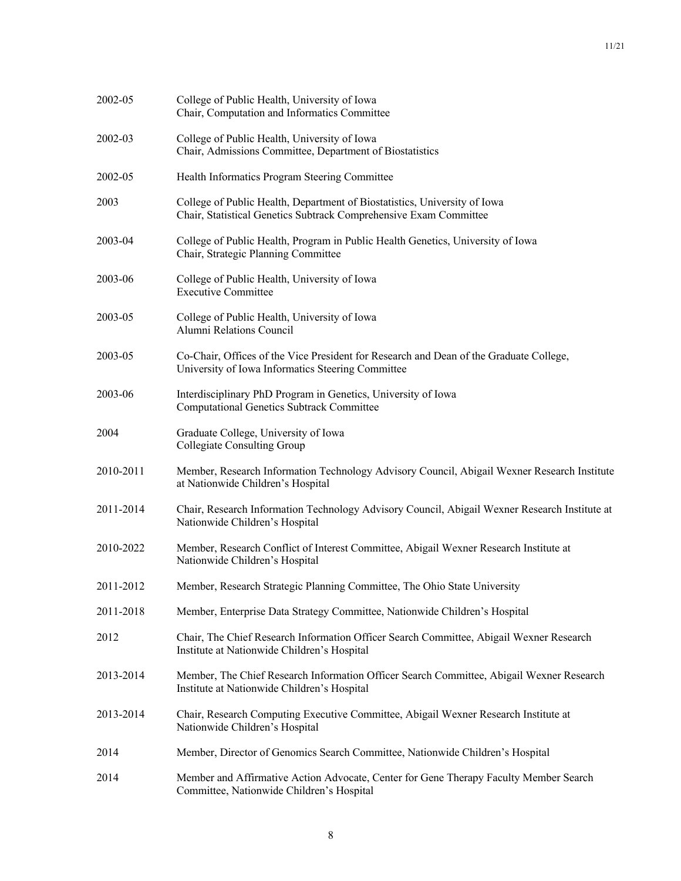| | |
|---|---|
| 2002-05 | College of Public Health, University of Iowa<br>Chair, Computation and Informatics Committee |
| 2002-03 | College of Public Health, University of Iowa<br>Chair, Admissions Committee, Department of Biostatistics |
| 2002-05 | Health Informatics Program Steering Committee |
| 2003 | College of Public Health, Department of Biostatistics, University of Iowa<br>Chair, Statistical Genetics Subtrack Comprehensive Exam Committee |
| 2003-04 | College of Public Health, Program in Public Health Genetics, University of Iowa<br>Chair, Strategic Planning Committee |
| 2003-06 | College of Public Health, University of Iowa<br>Executive Committee |
| 2003-05 | College of Public Health, University of Iowa<br>Alumni Relations Council |
| 2003-05 | Co-Chair, Offices of the Vice President for Research and Dean of the Graduate College, University of Iowa Informatics Steering Committee |
| 2003-06 | Interdisciplinary PhD Program in Genetics, University of Iowa<br>Computational Genetics Subtrack Committee |
| 2004 | Graduate College, University of Iowa<br>Collegiate Consulting Group |
| 2010-2011 | Member, Research Information Technology Advisory Council, Abigail Wexner Research Institute at Nationwide Children's Hospital |
| 2011-2014 | Chair, Research Information Technology Advisory Council, Abigail Wexner Research Institute at Nationwide Children's Hospital |
| 2010-2022 | Member, Research Conflict of Interest Committee, Abigail Wexner Research Institute at Nationwide Children's Hospital |
| 2011-2012 | Member, Research Strategic Planning Committee, The Ohio State University |
| 2011-2018 | Member, Enterprise Data Strategy Committee, Nationwide Children's Hospital |
| 2012 | Chair, The Chief Research Information Officer Search Committee, Abigail Wexner Research Institute at Nationwide Children's Hospital |
| 2013-2014 | Member, The Chief Research Information Officer Search Committee, Abigail Wexner Research Institute at Nationwide Children's Hospital |
| 2013-2014 | Chair, Research Computing Executive Committee, Abigail Wexner Research Institute at Nationwide Children's Hospital |
| 2014 | Member, Director of Genomics Search Committee, Nationwide Children's Hospital |
| 2014 | Member and Affirmative Action Advocate, Center for Gene Therapy Faculty Member Search Committee, Nationwide Children's Hospital |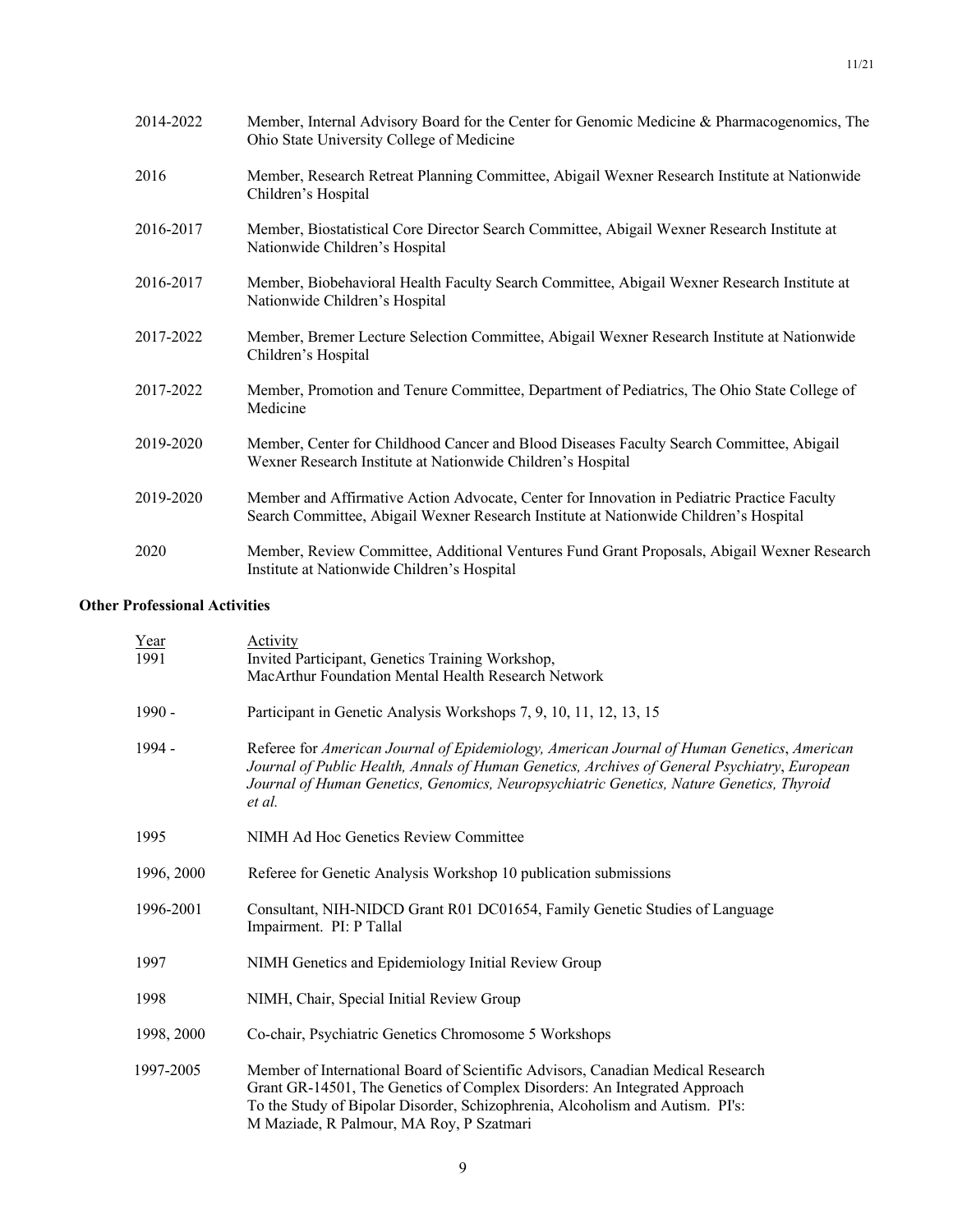| | |
|---|---|
| 2014-2022 | Member, Internal Advisory Board for the Center for Genomic Medicine & Pharmacogenomics, The Ohio State University College of Medicine |
| 2016 | Member, Research Retreat Planning Committee, Abigail Wexner Research Institute at Nationwide Children's Hospital |
| 2016-2017 | Member, Biostatistical Core Director Search Committee, Abigail Wexner Research Institute at Nationwide Children's Hospital |
| 2016-2017 | Member, Biobehavioral Health Faculty Search Committee, Abigail Wexner Research Institute at Nationwide Children's Hospital |
| 2017-2022 | Member, Bremer Lecture Selection Committee, Abigail Wexner Research Institute at Nationwide Children's Hospital |
| 2017-2022 | Member, Promotion and Tenure Committee, Department of Pediatrics, The Ohio State College of Medicine |
| 2019-2020 | Member, Center for Childhood Cancer and Blood Diseases Faculty Search Committee, Abigail Wexner Research Institute at Nationwide Children's Hospital |
| 2019-2020 | Member and Affirmative Action Advocate, Center for Innovation in Pediatric Practice Faculty Search Committee, Abigail Wexner Research Institute at Nationwide Children's Hospital |
| 2020 | Member, Review Committee, Additional Ventures Fund Grant Proposals, Abigail Wexner Research Institute at Nationwide Children's Hospital |

**Other Professional Activities**

| Year | Activity |
|---|---|
| 1991 | Invited Participant, Genetics Training Workshop, MacArthur Foundation Mental Health Research Network |
| 1990 - | Participant in Genetic Analysis Workshops 7, 9, 10, 11, 12, 13, 15 |
| 1994 - | Referee for *American Journal of Epidemiology, American Journal of Human Genetics*, *American Journal of Public Health, Annals of Human Genetics, Archives of General Psychiatry*, *European Journal of Human Genetics, Genomics, Neuropsychiatric Genetics, Nature Genetics, Thyroid et al.* |
| 1995 | NIMH Ad Hoc Genetics Review Committee |
| 1996, 2000 | Referee for Genetic Analysis Workshop 10 publication submissions |
| 1996-2001 | Consultant, NIH-NIDCD Grant R01 DC01654, Family Genetic Studies of Language Impairment. PI: P Tallal |
| 1997 | NIMH Genetics and Epidemiology Initial Review Group |
| 1998 | NIMH, Chair, Special Initial Review Group |
| 1998, 2000 | Co-chair, Psychiatric Genetics Chromosome 5 Workshops |
| 1997-2005 | Member of International Board of Scientific Advisors, Canadian Medical Research Grant GR-14501, The Genetics of Complex Disorders: An Integrated Approach To the Study of Bipolar Disorder, Schizophrenia, Alcoholism and Autism. PI's: M Maziade, R Palmour, MA Roy, P Szatmari |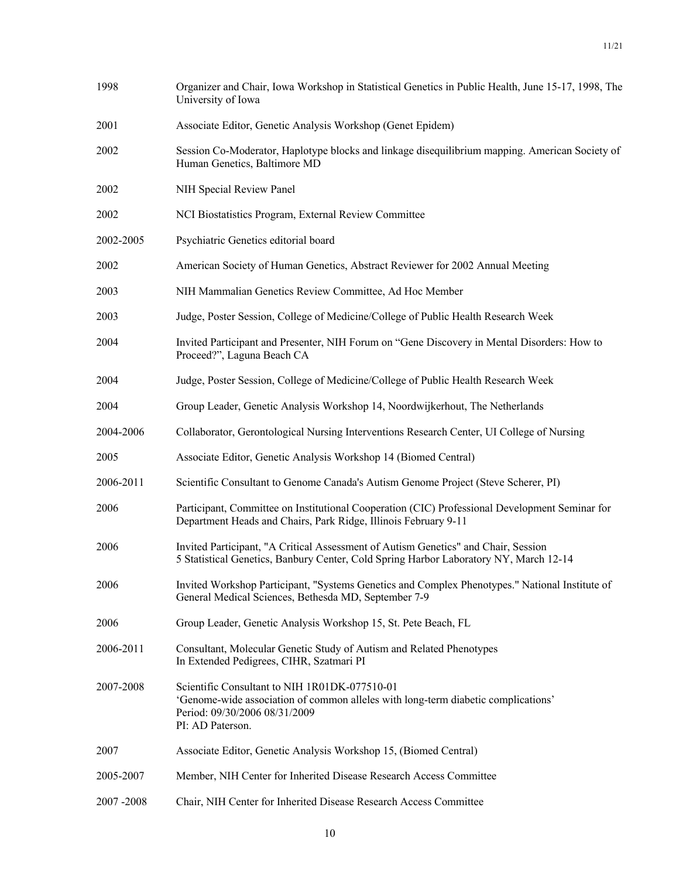| | |
|---|---|
| 1998 | Organizer and Chair, Iowa Workshop in Statistical Genetics in Public Health, June 15-17, 1998, The University of Iowa |
| 2001 | Associate Editor, Genetic Analysis Workshop (Genet Epidem) |
| 2002 | Session Co-Moderator, Haplotype blocks and linkage disequilibrium mapping. American Society of Human Genetics, Baltimore MD |
| 2002 | NIH Special Review Panel |
| 2002 | NCI Biostatistics Program, External Review Committee |
| 2002-2005 | Psychiatric Genetics editorial board |
| 2002 | American Society of Human Genetics, Abstract Reviewer for 2002 Annual Meeting |
| 2003 | NIH Mammalian Genetics Review Committee, Ad Hoc Member |
| 2003 | Judge, Poster Session, College of Medicine/College of Public Health Research Week |
| 2004 | Invited Participant and Presenter, NIH Forum on "Gene Discovery in Mental Disorders: How to Proceed?", Laguna Beach CA |
| 2004 | Judge, Poster Session, College of Medicine/College of Public Health Research Week |
| 2004 | Group Leader, Genetic Analysis Workshop 14, Noordwijkerhout, The Netherlands |
| 2004-2006 | Collaborator, Gerontological Nursing Interventions Research Center, UI College of Nursing |
| 2005 | Associate Editor, Genetic Analysis Workshop 14 (Biomed Central) |
| 2006-2011 | Scientific Consultant to Genome Canada's Autism Genome Project (Steve Scherer, PI) |
| 2006 | Participant, Committee on Institutional Cooperation (CIC) Professional Development Seminar for Department Heads and Chairs, Park Ridge, Illinois February 9-11 |
| 2006 | Invited Participant, "A Critical Assessment of Autism Genetics" and Chair, Session 5 Statistical Genetics, Banbury Center, Cold Spring Harbor Laboratory NY, March 12-14 |
| 2006 | Invited Workshop Participant, "Systems Genetics and Complex Phenotypes." National Institute of General Medical Sciences, Bethesda MD, September 7-9 |
| 2006 | Group Leader, Genetic Analysis Workshop 15, St. Pete Beach, FL |
| 2006-2011 | Consultant, Molecular Genetic Study of Autism and Related Phenotypes In Extended Pedigrees, CIHR, Szatmari PI |
| 2007-2008 | Scientific Consultant to NIH 1R01DK-077510-01 'Genome-wide association of common alleles with long-term diabetic complications' Period: 09/30/2006 08/31/2009 PI: AD Paterson. |
| 2007 | Associate Editor, Genetic Analysis Workshop 15, (Biomed Central) |
| 2005-2007 | Member, NIH Center for Inherited Disease Research Access Committee |
| 2007 -2008 | Chair, NIH Center for Inherited Disease Research Access Committee |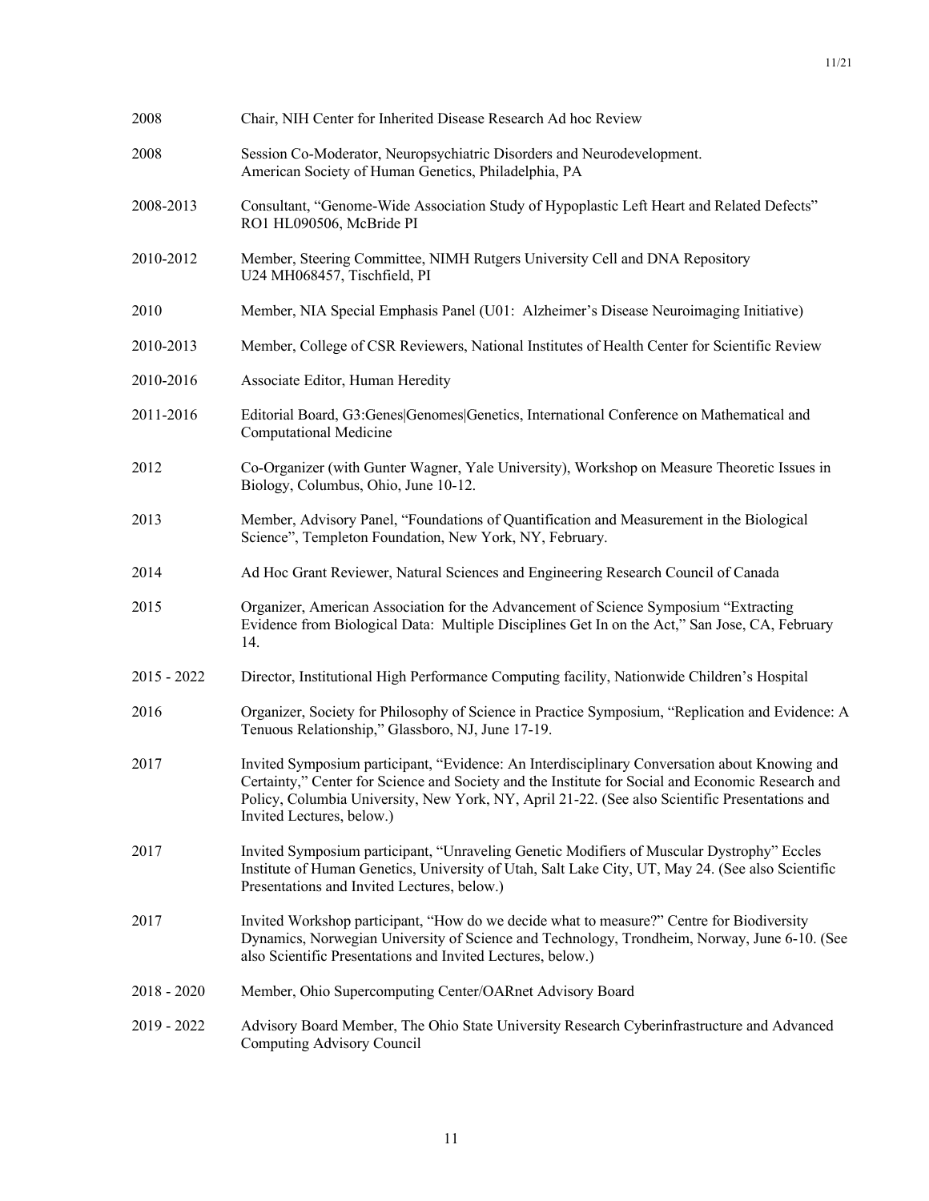| | |
|---|---|
| 2008 | Chair, NIH Center for Inherited Disease Research Ad hoc Review |
| 2008 | Session Co-Moderator, Neuropsychiatric Disorders and Neurodevelopment. American Society of Human Genetics, Philadelphia, PA |
| 2008-2013 | Consultant, "Genome-Wide Association Study of Hypoplastic Left Heart and Related Defects" RO1 HL090506, McBride PI |
| 2010-2012 | Member, Steering Committee, NIMH Rutgers University Cell and DNA Repository U24 MH068457, Tischfield, PI |
| 2010 | Member, NIA Special Emphasis Panel (U01: Alzheimer's Disease Neuroimaging Initiative) |
| 2010-2013 | Member, College of CSR Reviewers, National Institutes of Health Center for Scientific Review |
| 2010-2016 | Associate Editor, Human Heredity |
| 2011-2016 | Editorial Board, G3:Genes\|Genomes\|Genetics, International Conference on Mathematical and Computational Medicine |
| 2012 | Co-Organizer (with Gunter Wagner, Yale University), Workshop on Measure Theoretic Issues in Biology, Columbus, Ohio, June 10-12. |
| 2013 | Member, Advisory Panel, "Foundations of Quantification and Measurement in the Biological Science", Templeton Foundation, New York, NY, February. |
| 2014 | Ad Hoc Grant Reviewer, Natural Sciences and Engineering Research Council of Canada |
| 2015 | Organizer, American Association for the Advancement of Science Symposium "Extracting Evidence from Biological Data: Multiple Disciplines Get In on the Act," San Jose, CA, February 14. |
| 2015 - 2022 | Director, Institutional High Performance Computing facility, Nationwide Children's Hospital |
| 2016 | Organizer, Society for Philosophy of Science in Practice Symposium, "Replication and Evidence: A Tenuous Relationship," Glassboro, NJ, June 17-19. |
| 2017 | Invited Symposium participant, "Evidence: An Interdisciplinary Conversation about Knowing and Certainty," Center for Science and Society and the Institute for Social and Economic Research and Policy, Columbia University, New York, NY, April 21-22. (See also Scientific Presentations and Invited Lectures, below.) |
| 2017 | Invited Symposium participant, "Unraveling Genetic Modifiers of Muscular Dystrophy" Eccles Institute of Human Genetics, University of Utah, Salt Lake City, UT, May 24. (See also Scientific Presentations and Invited Lectures, below.) |
| 2017 | Invited Workshop participant, "How do we decide what to measure?" Centre for Biodiversity Dynamics, Norwegian University of Science and Technology, Trondheim, Norway, June 6-10. (See also Scientific Presentations and Invited Lectures, below.) |
| 2018 - 2020 | Member, Ohio Supercomputing Center/OARnet Advisory Board |
| 2019 - 2022 | Advisory Board Member, The Ohio State University Research Cyberinfrastructure and Advanced Computing Advisory Council |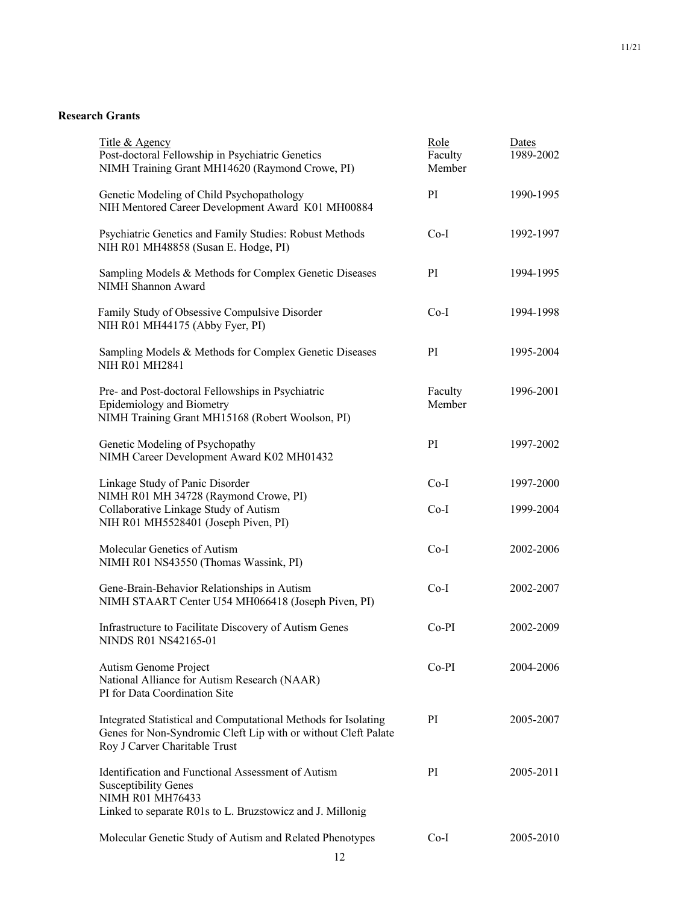**Research Grants**

| Title & Agency | Role | Dates |
|---|---|---|
| Post-doctoral Fellowship in Psychiatric Genetics<br>NIMH Training Grant MH14620 (Raymond Crowe, PI) | Faculty Member | 1989-2002 |
| Genetic Modeling of Child Psychopathology<br>NIH Mentored Career Development Award K01 MH00884 | PI | 1990-1995 |
| Psychiatric Genetics and Family Studies: Robust Methods<br>NIH R01 MH48858 (Susan E. Hodge, PI) | Co-I | 1992-1997 |
| Sampling Models & Methods for Complex Genetic Diseases<br>NIMH Shannon Award | PI | 1994-1995 |
| Family Study of Obsessive Compulsive Disorder<br>NIH R01 MH44175 (Abby Fyer, PI) | Co-I | 1994-1998 |
| Sampling Models & Methods for Complex Genetic Diseases<br>NIH R01 MH2841 | PI | 1995-2004 |
| Pre- and Post-doctoral Fellowships in Psychiatric Epidemiology and Biometry<br>NIMH Training Grant MH15168 (Robert Woolson, PI) | Faculty Member | 1996-2001 |
| Genetic Modeling of Psychopathy<br>NIMH Career Development Award K02 MH01432 | PI | 1997-2002 |
| Linkage Study of Panic Disorder<br>NIMH R01 MH 34728 (Raymond Crowe, PI) | Co-I | 1997-2000 |
| Collaborative Linkage Study of Autism<br>NIH R01 MH5528401 (Joseph Piven, PI) | Co-I | 1999-2004 |
| Molecular Genetics of Autism<br>NIMH R01 NS43550 (Thomas Wassink, PI) | Co-I | 2002-2006 |
| Gene-Brain-Behavior Relationships in Autism<br>NIMH STAART Center U54 MH066418 (Joseph Piven, PI) | Co-I | 2002-2007 |
| Infrastructure to Facilitate Discovery of Autism Genes<br>NINDS R01 NS42165-01 | Co-PI | 2002-2009 |
| Autism Genome Project<br>National Alliance for Autism Research (NAAR)<br>PI for Data Coordination Site | Co-PI | 2004-2006 |
| Integrated Statistical and Computational Methods for Isolating Genes for Non-Syndromic Cleft Lip with or without Cleft Palate<br>Roy J Carver Charitable Trust | PI | 2005-2007 |
| Identification and Functional Assessment of Autism Susceptibility Genes<br>NIMH R01 MH76433<br>Linked to separate R01s to L. Bruzstowicz and J. Millonig | PI | 2005-2011 |
| Molecular Genetic Study of Autism and Related Phenotypes | Co-I | 2005-2010 |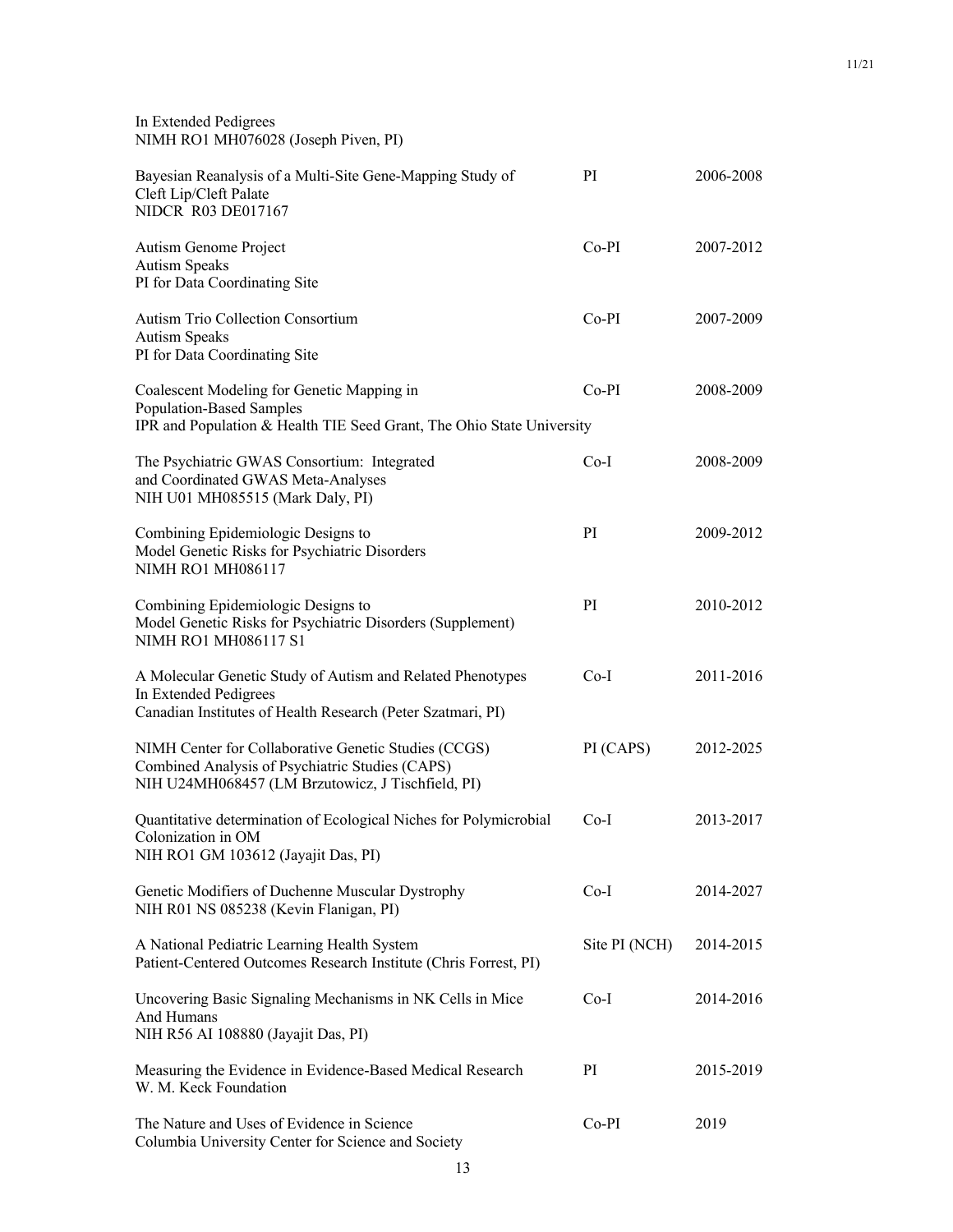In Extended Pedigrees
NIMH RO1 MH076028 (Joseph Piven, PI)

| | | |
|---|---|---|
| Bayesian Reanalysis of a Multi-Site Gene-Mapping Study of Cleft Lip/Cleft Palate<br>NIDCR R03 DE017167 | PI | 2006-2008 |
| Autism Genome Project<br>Autism Speaks<br>PI for Data Coordinating Site | Co-PI | 2007-2012 |
| Autism Trio Collection Consortium<br>Autism Speaks<br>PI for Data Coordinating Site | Co-PI | 2007-2009 |
| Coalescent Modeling for Genetic Mapping in Population-Based Samples<br>IPR and Population & Health TIE Seed Grant, The Ohio State University | Co-PI | 2008-2009 |
| The Psychiatric GWAS Consortium: Integrated and Coordinated GWAS Meta-Analyses<br>NIH U01 MH085515 (Mark Daly, PI) | Co-I | 2008-2009 |
| Combining Epidemiologic Designs to Model Genetic Risks for Psychiatric Disorders<br>NIMH RO1 MH086117 | PI | 2009-2012 |
| Combining Epidemiologic Designs to Model Genetic Risks for Psychiatric Disorders (Supplement)<br>NIMH RO1 MH086117 S1 | PI | 2010-2012 |
| A Molecular Genetic Study of Autism and Related Phenotypes In Extended Pedigrees<br>Canadian Institutes of Health Research (Peter Szatmari, PI) | Co-I | 2011-2016 |
| NIMH Center for Collaborative Genetic Studies (CCGS) Combined Analysis of Psychiatric Studies (CAPS)<br>NIH U24MH068457 (LM Brzutowicz, J Tischfield, PI) | PI (CAPS) | 2012-2025 |
| Quantitative determination of Ecological Niches for Polymicrobial Colonization in OM<br>NIH RO1 GM 103612 (Jayajit Das, PI) | Co-I | 2013-2017 |
| Genetic Modifiers of Duchenne Muscular Dystrophy<br>NIH R01 NS 085238 (Kevin Flanigan, PI) | Co-I | 2014-2027 |
| A National Pediatric Learning Health System<br>Patient-Centered Outcomes Research Institute (Chris Forrest, PI) | Site PI (NCH) | 2014-2015 |
| Uncovering Basic Signaling Mechanisms in NK Cells in Mice And Humans<br>NIH R56 AI 108880 (Jayajit Das, PI) | Co-I | 2014-2016 |
| Measuring the Evidence in Evidence-Based Medical Research<br>W. M. Keck Foundation | PI | 2015-2019 |
| The Nature and Uses of Evidence in Science<br>Columbia University Center for Science and Society | Co-PI | 2019 |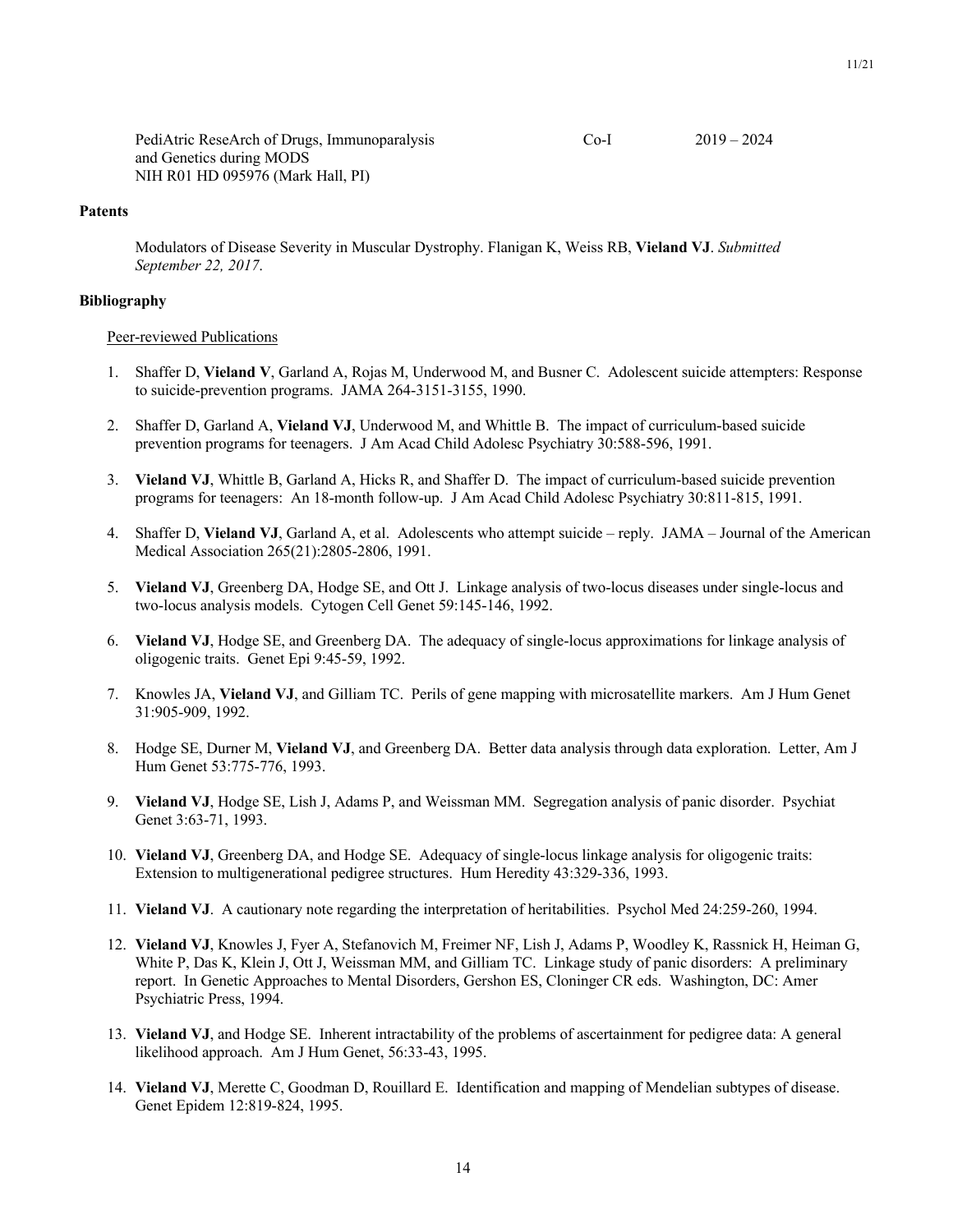PediAtric ReseArch of Drugs, Immunoparalysis and Genetics during MODS  
NIH R01 HD 095976 (Mark Hall, PI) | Co-I | 2019 – 2024

### Patents

Modulators of Disease Severity in Muscular Dystrophy. Flanigan K, Weiss RB, **Vieland VJ**. *Submitted September 22, 2017.*

### Bibliography

Peer-reviewed Publications

1. Shaffer D, **Vieland V**, Garland A, Rojas M, Underwood M, and Busner C. Adolescent suicide attempters: Response to suicide-prevention programs. JAMA 264-3151-3155, 1990.

2. Shaffer D, Garland A, **Vieland VJ**, Underwood M, and Whittle B. The impact of curriculum-based suicide prevention programs for teenagers. J Am Acad Child Adolesc Psychiatry 30:588-596, 1991.

3. **Vieland VJ**, Whittle B, Garland A, Hicks R, and Shaffer D. The impact of curriculum-based suicide prevention programs for teenagers: An 18-month follow-up. J Am Acad Child Adolesc Psychiatry 30:811-815, 1991.

4. Shaffer D, **Vieland VJ**, Garland A, et al. Adolescents who attempt suicide – reply. JAMA – Journal of the American Medical Association 265(21):2805-2806, 1991.

5. **Vieland VJ**, Greenberg DA, Hodge SE, and Ott J. Linkage analysis of two-locus diseases under single-locus and two-locus analysis models. Cytogen Cell Genet 59:145-146, 1992.

6. **Vieland VJ**, Hodge SE, and Greenberg DA. The adequacy of single-locus approximations for linkage analysis of oligogenic traits. Genet Epi 9:45-59, 1992.

7. Knowles JA, **Vieland VJ**, and Gilliam TC. Perils of gene mapping with microsatellite markers. Am J Hum Genet 31:905-909, 1992.

8. Hodge SE, Durner M, **Vieland VJ**, and Greenberg DA. Better data analysis through data exploration. Letter, Am J Hum Genet 53:775-776, 1993.

9. **Vieland VJ**, Hodge SE, Lish J, Adams P, and Weissman MM. Segregation analysis of panic disorder. Psychiat Genet 3:63-71, 1993.

10. **Vieland VJ**, Greenberg DA, and Hodge SE. Adequacy of single-locus linkage analysis for oligogenic traits: Extension to multigenerational pedigree structures. Hum Heredity 43:329-336, 1993.

11. **Vieland VJ**. A cautionary note regarding the interpretation of heritabilities. Psychol Med 24:259-260, 1994.

12. **Vieland VJ**, Knowles J, Fyer A, Stefanovich M, Freimer NF, Lish J, Adams P, Woodley K, Rassnick H, Heiman G, White P, Das K, Klein J, Ott J, Weissman MM, and Gilliam TC. Linkage study of panic disorders: A preliminary report. In Genetic Approaches to Mental Disorders, Gershon ES, Cloninger CR eds. Washington, DC: Amer Psychiatric Press, 1994.

13. **Vieland VJ**, and Hodge SE. Inherent intractability of the problems of ascertainment for pedigree data: A general likelihood approach. Am J Hum Genet, 56:33-43, 1995.

14. **Vieland VJ**, Merette C, Goodman D, Rouillard E. Identification and mapping of Mendelian subtypes of disease. Genet Epidem 12:819-824, 1995.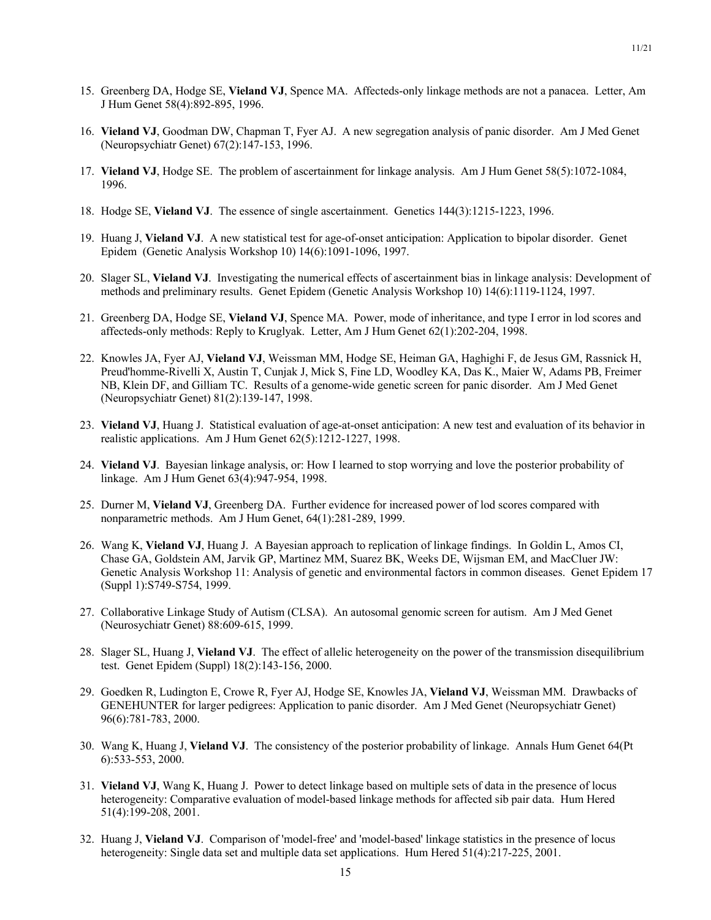15. Greenberg DA, Hodge SE, **Vieland VJ**, Spence MA. Affecteds-only linkage methods are not a panacea. Letter, Am J Hum Genet 58(4):892-895, 1996.

16. **Vieland VJ**, Goodman DW, Chapman T, Fyer AJ. A new segregation analysis of panic disorder. Am J Med Genet (Neuropsychiatr Genet) 67(2):147-153, 1996.

17. **Vieland VJ**, Hodge SE. The problem of ascertainment for linkage analysis. Am J Hum Genet 58(5):1072-1084, 1996.

18. Hodge SE, **Vieland VJ**. The essence of single ascertainment. Genetics 144(3):1215-1223, 1996.

19. Huang J, **Vieland VJ**. A new statistical test for age-of-onset anticipation: Application to bipolar disorder. Genet Epidem (Genetic Analysis Workshop 10) 14(6):1091-1096, 1997.

20. Slager SL, **Vieland VJ**. Investigating the numerical effects of ascertainment bias in linkage analysis: Development of methods and preliminary results. Genet Epidem (Genetic Analysis Workshop 10) 14(6):1119-1124, 1997.

21. Greenberg DA, Hodge SE, **Vieland VJ**, Spence MA. Power, mode of inheritance, and type I error in lod scores and affecteds-only methods: Reply to Kruglyak. Letter, Am J Hum Genet 62(1):202-204, 1998.

22. Knowles JA, Fyer AJ, **Vieland VJ**, Weissman MM, Hodge SE, Heiman GA, Haghighi F, de Jesus GM, Rassnick H, Preud'homme-Rivelli X, Austin T, Cunjak J, Mick S, Fine LD, Woodley KA, Das K., Maier W, Adams PB, Freimer NB, Klein DF, and Gilliam TC. Results of a genome-wide genetic screen for panic disorder. Am J Med Genet (Neuropsychiatr Genet) 81(2):139-147, 1998.

23. **Vieland VJ**, Huang J. Statistical evaluation of age-at-onset anticipation: A new test and evaluation of its behavior in realistic applications. Am J Hum Genet 62(5):1212-1227, 1998.

24. **Vieland VJ**. Bayesian linkage analysis, or: How I learned to stop worrying and love the posterior probability of linkage. Am J Hum Genet 63(4):947-954, 1998.

25. Durner M, **Vieland VJ**, Greenberg DA. Further evidence for increased power of lod scores compared with nonparametric methods. Am J Hum Genet, 64(1):281-289, 1999.

26. Wang K, **Vieland VJ**, Huang J. A Bayesian approach to replication of linkage findings. In Goldin L, Amos CI, Chase GA, Goldstein AM, Jarvik GP, Martinez MM, Suarez BK, Weeks DE, Wijsman EM, and MacCluer JW: Genetic Analysis Workshop 11: Analysis of genetic and environmental factors in common diseases. Genet Epidem 17 (Suppl 1):S749-S754, 1999.

27. Collaborative Linkage Study of Autism (CLSA). An autosomal genomic screen for autism. Am J Med Genet (Neurosychiatr Genet) 88:609-615, 1999.

28. Slager SL, Huang J, **Vieland VJ**. The effect of allelic heterogeneity on the power of the transmission disequilibrium test. Genet Epidem (Suppl) 18(2):143-156, 2000.

29. Goedken R, Ludington E, Crowe R, Fyer AJ, Hodge SE, Knowles JA, **Vieland VJ**, Weissman MM. Drawbacks of GENEHUNTER for larger pedigrees: Application to panic disorder. Am J Med Genet (Neuropsychiatr Genet) 96(6):781-783, 2000.

30. Wang K, Huang J, **Vieland VJ**. The consistency of the posterior probability of linkage. Annals Hum Genet 64(Pt 6):533-553, 2000.

31. **Vieland VJ**, Wang K, Huang J. Power to detect linkage based on multiple sets of data in the presence of locus heterogeneity: Comparative evaluation of model-based linkage methods for affected sib pair data. Hum Hered 51(4):199-208, 2001.

32. Huang J, **Vieland VJ**. Comparison of 'model-free' and 'model-based' linkage statistics in the presence of locus heterogeneity: Single data set and multiple data set applications. Hum Hered 51(4):217-225, 2001.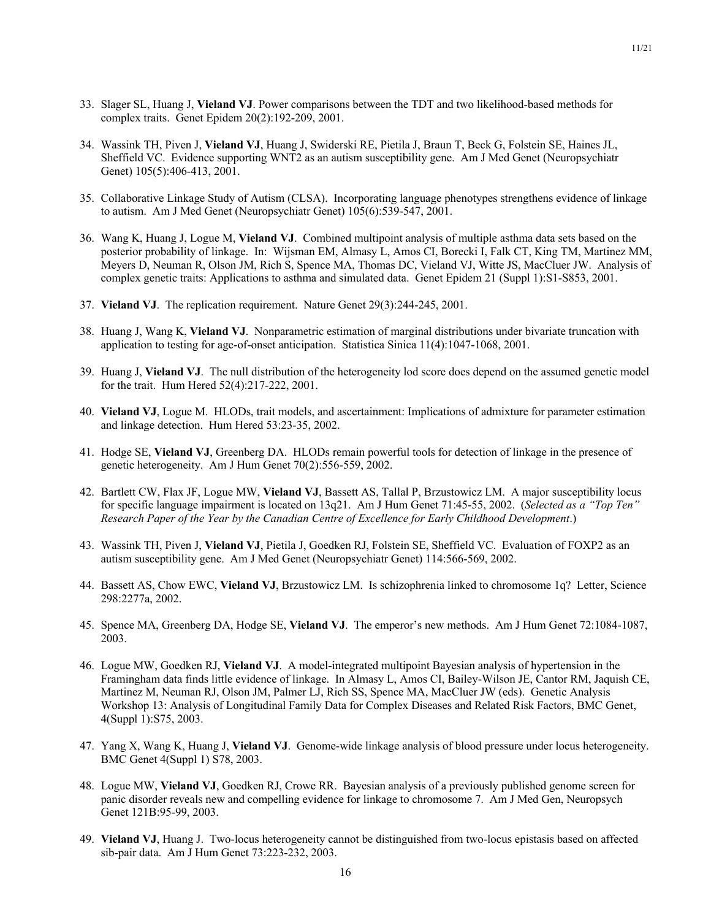33. Slager SL, Huang J, **Vieland VJ**. Power comparisons between the TDT and two likelihood-based methods for complex traits. Genet Epidem 20(2):192-209, 2001.

34. Wassink TH, Piven J, **Vieland VJ**, Huang J, Swiderski RE, Pietila J, Braun T, Beck G, Folstein SE, Haines JL, Sheffield VC. Evidence supporting WNT2 as an autism susceptibility gene. Am J Med Genet (Neuropsychiatr Genet) 105(5):406-413, 2001.

35. Collaborative Linkage Study of Autism (CLSA). Incorporating language phenotypes strengthens evidence of linkage to autism. Am J Med Genet (Neuropsychiatr Genet) 105(6):539-547, 2001.

36. Wang K, Huang J, Logue M, **Vieland VJ**. Combined multipoint analysis of multiple asthma data sets based on the posterior probability of linkage. In: Wijsman EM, Almasy L, Amos CI, Borecki I, Falk CT, King TM, Martinez MM, Meyers D, Neuman R, Olson JM, Rich S, Spence MA, Thomas DC, Vieland VJ, Witte JS, MacCluer JW. Analysis of complex genetic traits: Applications to asthma and simulated data. Genet Epidem 21 (Suppl 1):S1-S853, 2001.

37. **Vieland VJ**. The replication requirement. Nature Genet 29(3):244-245, 2001.

38. Huang J, Wang K, **Vieland VJ**. Nonparametric estimation of marginal distributions under bivariate truncation with application to testing for age-of-onset anticipation. Statistica Sinica 11(4):1047-1068, 2001.

39. Huang J, **Vieland VJ**. The null distribution of the heterogeneity lod score does depend on the assumed genetic model for the trait. Hum Hered 52(4):217-222, 2001.

40. **Vieland VJ**, Logue M. HLODs, trait models, and ascertainment: Implications of admixture for parameter estimation and linkage detection. Hum Hered 53:23-35, 2002.

41. Hodge SE, **Vieland VJ**, Greenberg DA. HLODs remain powerful tools for detection of linkage in the presence of genetic heterogeneity. Am J Hum Genet 70(2):556-559, 2002.

42. Bartlett CW, Flax JF, Logue MW, **Vieland VJ**, Bassett AS, Tallal P, Brzustowicz LM. A major susceptibility locus for specific language impairment is located on 13q21. Am J Hum Genet 71:45-55, 2002. (*Selected as a "Top Ten" Research Paper of the Year by the Canadian Centre of Excellence for Early Childhood Development*.)

43. Wassink TH, Piven J, **Vieland VJ**, Pietila J, Goedken RJ, Folstein SE, Sheffield VC. Evaluation of FOXP2 as an autism susceptibility gene. Am J Med Genet (Neuropsychiatr Genet) 114:566-569, 2002.

44. Bassett AS, Chow EWC, **Vieland VJ**, Brzustowicz LM. Is schizophrenia linked to chromosome 1q? Letter, Science 298:2277a, 2002.

45. Spence MA, Greenberg DA, Hodge SE, **Vieland VJ**. The emperor's new methods. Am J Hum Genet 72:1084-1087, 2003.

46. Logue MW, Goedken RJ, **Vieland VJ**. A model-integrated multipoint Bayesian analysis of hypertension in the Framingham data finds little evidence of linkage. In Almasy L, Amos CI, Bailey-Wilson JE, Cantor RM, Jaquish CE, Martinez M, Neuman RJ, Olson JM, Palmer LJ, Rich SS, Spence MA, MacCluer JW (eds). Genetic Analysis Workshop 13: Analysis of Longitudinal Family Data for Complex Diseases and Related Risk Factors, BMC Genet, 4(Suppl 1):S75, 2003.

47. Yang X, Wang K, Huang J, **Vieland VJ**. Genome-wide linkage analysis of blood pressure under locus heterogeneity. BMC Genet 4(Suppl 1) S78, 2003.

48. Logue MW, **Vieland VJ**, Goedken RJ, Crowe RR. Bayesian analysis of a previously published genome screen for panic disorder reveals new and compelling evidence for linkage to chromosome 7. Am J Med Gen, Neuropsych Genet 121B:95-99, 2003.

49. **Vieland VJ**, Huang J. Two-locus heterogeneity cannot be distinguished from two-locus epistasis based on affected sib-pair data. Am J Hum Genet 73:223-232, 2003.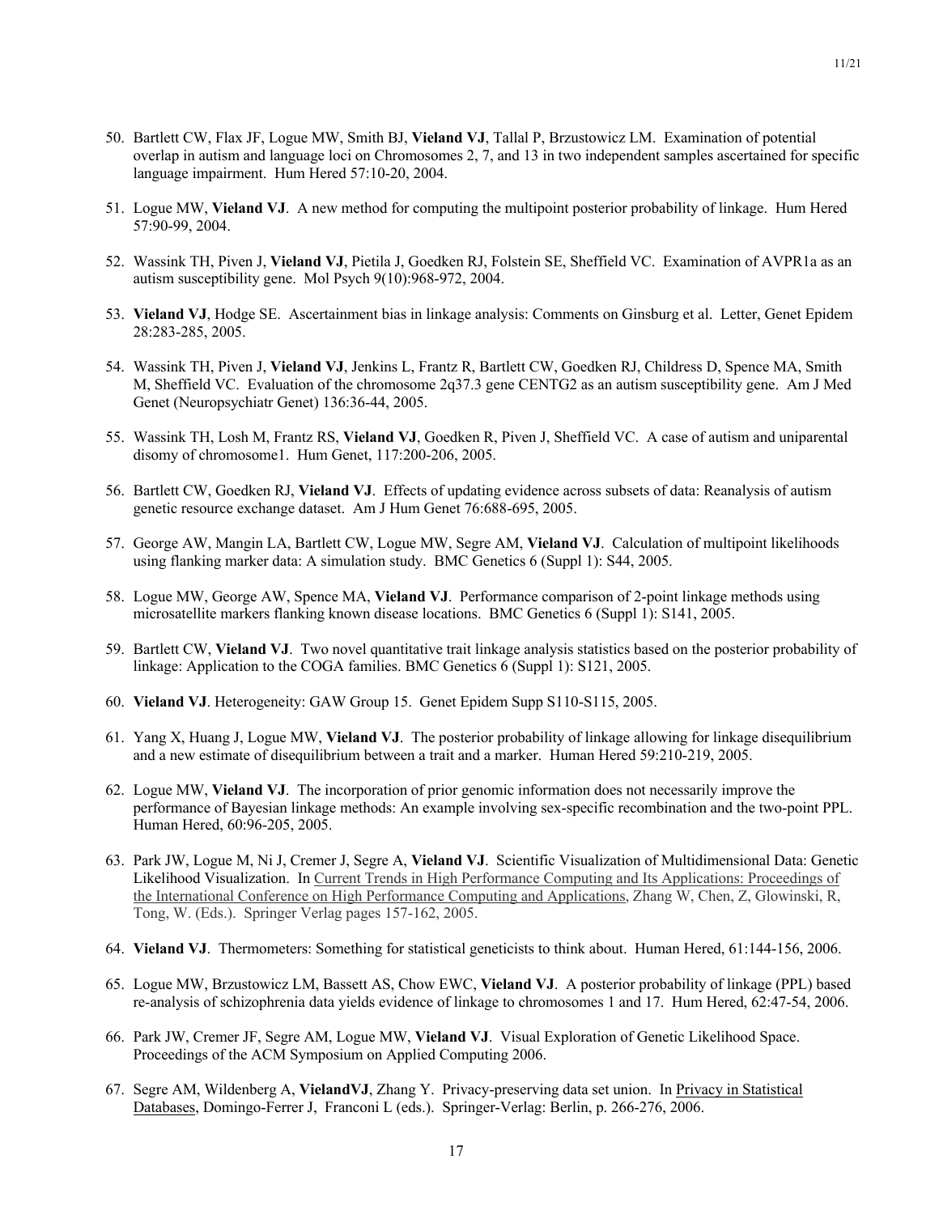50. Bartlett CW, Flax JF, Logue MW, Smith BJ, **Vieland VJ**, Tallal P, Brzustowicz LM. Examination of potential overlap in autism and language loci on Chromosomes 2, 7, and 13 in two independent samples ascertained for specific language impairment. Hum Hered 57:10-20, 2004.

51. Logue MW, **Vieland VJ**. A new method for computing the multipoint posterior probability of linkage. Hum Hered 57:90-99, 2004.

52. Wassink TH, Piven J, **Vieland VJ**, Pietila J, Goedken RJ, Folstein SE, Sheffield VC. Examination of AVPR1a as an autism susceptibility gene. Mol Psych 9(10):968-972, 2004.

53. **Vieland VJ**, Hodge SE. Ascertainment bias in linkage analysis: Comments on Ginsburg et al. Letter, Genet Epidem 28:283-285, 2005.

54. Wassink TH, Piven J, **Vieland VJ**, Jenkins L, Frantz R, Bartlett CW, Goedken RJ, Childress D, Spence MA, Smith M, Sheffield VC. Evaluation of the chromosome 2q37.3 gene CENTG2 as an autism susceptibility gene. Am J Med Genet (Neuropsychiatr Genet) 136:36-44, 2005.

55. Wassink TH, Losh M, Frantz RS, **Vieland VJ**, Goedken R, Piven J, Sheffield VC. A case of autism and uniparental disomy of chromosome1. Hum Genet, 117:200-206, 2005.

56. Bartlett CW, Goedken RJ, **Vieland VJ**. Effects of updating evidence across subsets of data: Reanalysis of autism genetic resource exchange dataset. Am J Hum Genet 76:688-695, 2005.

57. George AW, Mangin LA, Bartlett CW, Logue MW, Segre AM, **Vieland VJ**. Calculation of multipoint likelihoods using flanking marker data: A simulation study. BMC Genetics 6 (Suppl 1): S44, 2005.

58. Logue MW, George AW, Spence MA, **Vieland VJ**. Performance comparison of 2-point linkage methods using microsatellite markers flanking known disease locations. BMC Genetics 6 (Suppl 1): S141, 2005.

59. Bartlett CW, **Vieland VJ**. Two novel quantitative trait linkage analysis statistics based on the posterior probability of linkage: Application to the COGA families. BMC Genetics 6 (Suppl 1): S121, 2005.

60. **Vieland VJ**. Heterogeneity: GAW Group 15. Genet Epidem Supp S110-S115, 2005.

61. Yang X, Huang J, Logue MW, **Vieland VJ**. The posterior probability of linkage allowing for linkage disequilibrium and a new estimate of disequilibrium between a trait and a marker. Human Hered 59:210-219, 2005.

62. Logue MW, **Vieland VJ**. The incorporation of prior genomic information does not necessarily improve the performance of Bayesian linkage methods: An example involving sex-specific recombination and the two-point PPL. Human Hered, 60:96-205, 2005.

63. Park JW, Logue M, Ni J, Cremer J, Segre A, **Vieland VJ**. Scientific Visualization of Multidimensional Data: Genetic Likelihood Visualization. In Current Trends in High Performance Computing and Its Applications: Proceedings of the International Conference on High Performance Computing and Applications, Zhang W, Chen, Z, Glowinski, R, Tong, W. (Eds.). Springer Verlag pages 157-162, 2005.

64. **Vieland VJ**. Thermometers: Something for statistical geneticists to think about. Human Hered, 61:144-156, 2006.

65. Logue MW, Brzustowicz LM, Bassett AS, Chow EWC, **Vieland VJ**. A posterior probability of linkage (PPL) based re-analysis of schizophrenia data yields evidence of linkage to chromosomes 1 and 17. Hum Hered, 62:47-54, 2006.

66. Park JW, Cremer JF, Segre AM, Logue MW, **Vieland VJ**. Visual Exploration of Genetic Likelihood Space. Proceedings of the ACM Symposium on Applied Computing 2006.

67. Segre AM, Wildenberg A, **VielandVJ**, Zhang Y. Privacy-preserving data set union. In Privacy in Statistical Databases, Domingo-Ferrer J, Franconi L (eds.). Springer-Verlag: Berlin, p. 266-276, 2006.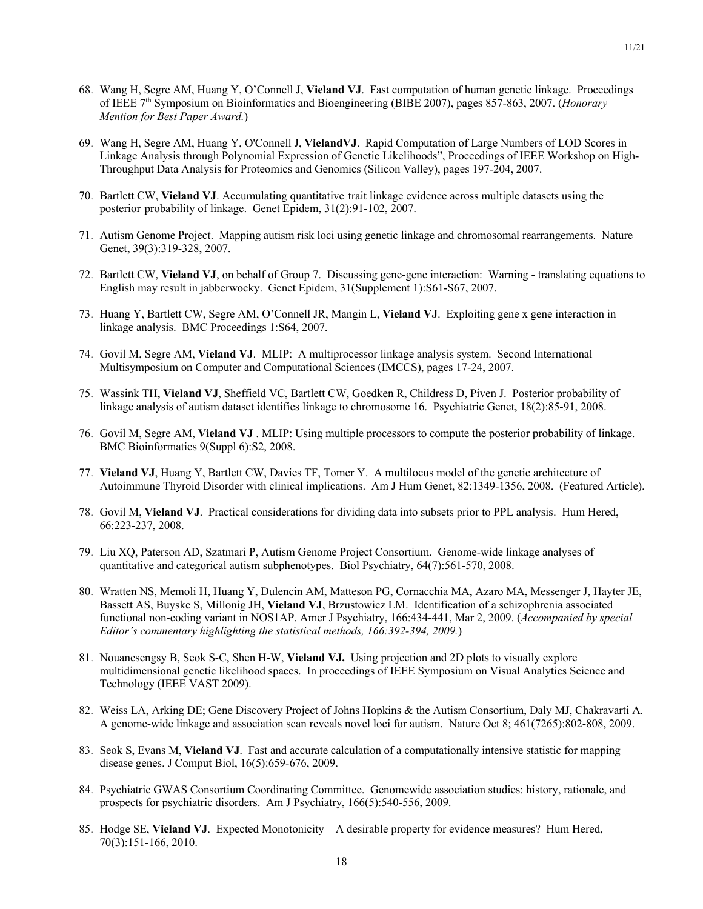68. Wang H, Segre AM, Huang Y, O'Connell J, **Vieland VJ**. Fast computation of human genetic linkage. Proceedings of IEEE 7th Symposium on Bioinformatics and Bioengineering (BIBE 2007), pages 857-863, 2007. (*Honorary Mention for Best Paper Award.*)

69. Wang H, Segre AM, Huang Y, O'Connell J, **VielandVJ**. Rapid Computation of Large Numbers of LOD Scores in Linkage Analysis through Polynomial Expression of Genetic Likelihoods", Proceedings of IEEE Workshop on High-Throughput Data Analysis for Proteomics and Genomics (Silicon Valley), pages 197-204, 2007.

70. Bartlett CW, **Vieland VJ**. Accumulating quantitative trait linkage evidence across multiple datasets using the posterior probability of linkage. Genet Epidem, 31(2):91-102, 2007.

71. Autism Genome Project. Mapping autism risk loci using genetic linkage and chromosomal rearrangements. Nature Genet, 39(3):319-328, 2007.

72. Bartlett CW, **Vieland VJ**, on behalf of Group 7. Discussing gene-gene interaction: Warning - translating equations to English may result in jabberwocky. Genet Epidem, 31(Supplement 1):S61-S67, 2007.

73. Huang Y, Bartlett CW, Segre AM, O'Connell JR, Mangin L, **Vieland VJ**. Exploiting gene x gene interaction in linkage analysis. BMC Proceedings 1:S64, 2007.

74. Govil M, Segre AM, **Vieland VJ**. MLIP: A multiprocessor linkage analysis system. Second International Multisymposium on Computer and Computational Sciences (IMCCS), pages 17-24, 2007.

75. Wassink TH, **Vieland VJ**, Sheffield VC, Bartlett CW, Goedken R, Childress D, Piven J. Posterior probability of linkage analysis of autism dataset identifies linkage to chromosome 16. Psychiatric Genet, 18(2):85-91, 2008.

76. Govil M, Segre AM, **Vieland VJ** . MLIP: Using multiple processors to compute the posterior probability of linkage. BMC Bioinformatics 9(Suppl 6):S2, 2008.

77. **Vieland VJ**, Huang Y, Bartlett CW, Davies TF, Tomer Y. A multilocus model of the genetic architecture of Autoimmune Thyroid Disorder with clinical implications. Am J Hum Genet, 82:1349-1356, 2008. (Featured Article).

78. Govil M, **Vieland VJ**. Practical considerations for dividing data into subsets prior to PPL analysis. Hum Hered, 66:223-237, 2008.

79. Liu XQ, Paterson AD, Szatmari P, Autism Genome Project Consortium. Genome-wide linkage analyses of quantitative and categorical autism subphenotypes. Biol Psychiatry, 64(7):561-570, 2008.

80. Wratten NS, Memoli H, Huang Y, Dulencin AM, Matteson PG, Cornacchia MA, Azaro MA, Messenger J, Hayter JE, Bassett AS, Buyske S, Millonig JH, **Vieland VJ**, Brzustowicz LM. Identification of a schizophrenia associated functional non-coding variant in NOS1AP. Amer J Psychiatry, 166:434-441, Mar 2, 2009. (*Accompanied by special Editor's commentary highlighting the statistical methods, 166:392-394, 2009.*)

81. Nouanesengsy B, Seok S-C, Shen H-W, **Vieland VJ.** Using projection and 2D plots to visually explore multidimensional genetic likelihood spaces. In proceedings of IEEE Symposium on Visual Analytics Science and Technology (IEEE VAST 2009).

82. Weiss LA, Arking DE; Gene Discovery Project of Johns Hopkins & the Autism Consortium, Daly MJ, Chakravarti A. A genome-wide linkage and association scan reveals novel loci for autism. Nature Oct 8; 461(7265):802-808, 2009.

83. Seok S, Evans M, **Vieland VJ**. Fast and accurate calculation of a computationally intensive statistic for mapping disease genes. J Comput Biol, 16(5):659-676, 2009.

84. Psychiatric GWAS Consortium Coordinating Committee. Genomewide association studies: history, rationale, and prospects for psychiatric disorders. Am J Psychiatry, 166(5):540-556, 2009.

85. Hodge SE, **Vieland VJ**. Expected Monotonicity – A desirable property for evidence measures? Hum Hered, 70(3):151-166, 2010.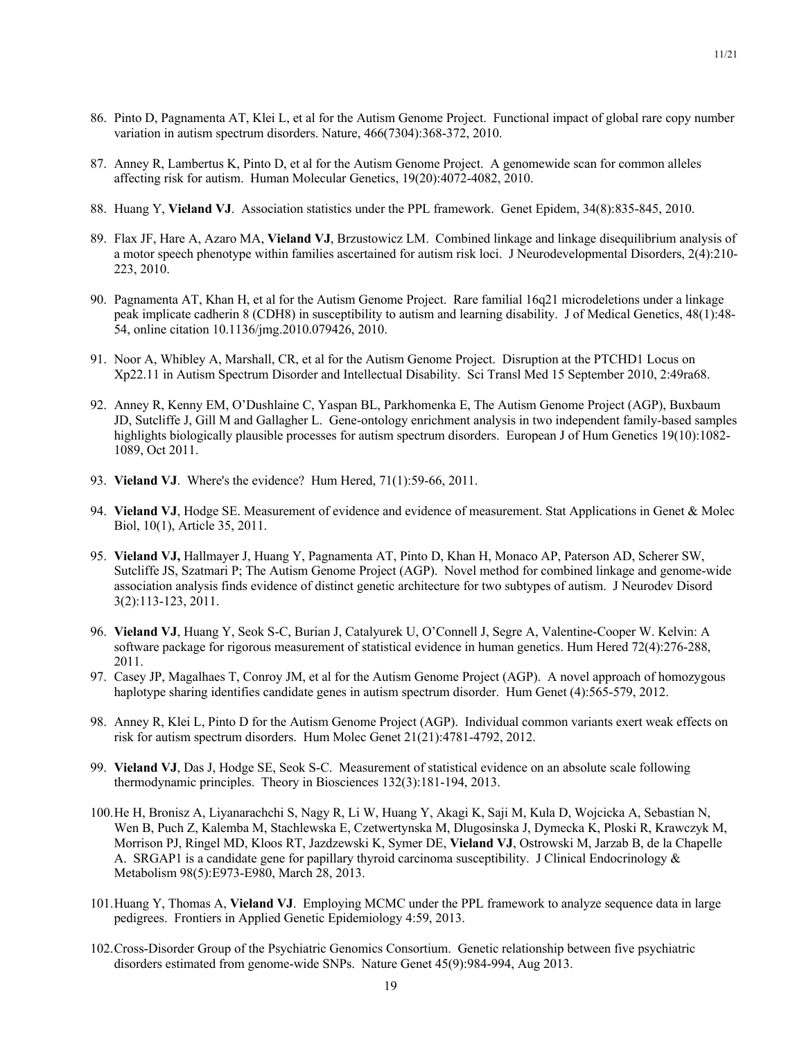86. Pinto D, Pagnamenta AT, Klei L, et al for the Autism Genome Project. Functional impact of global rare copy number variation in autism spectrum disorders. Nature, 466(7304):368-372, 2010.

87. Anney R, Lambertus K, Pinto D, et al for the Autism Genome Project. A genomewide scan for common alleles affecting risk for autism. Human Molecular Genetics, 19(20):4072-4082, 2010.

88. Huang Y, **Vieland VJ**. Association statistics under the PPL framework. Genet Epidem, 34(8):835-845, 2010.

89. Flax JF, Hare A, Azaro MA, **Vieland VJ**, Brzustowicz LM. Combined linkage and linkage disequilibrium analysis of a motor speech phenotype within families ascertained for autism risk loci. J Neurodevelopmental Disorders, 2(4):210-223, 2010.

90. Pagnamenta AT, Khan H, et al for the Autism Genome Project. Rare familial 16q21 microdeletions under a linkage peak implicate cadherin 8 (CDH8) in susceptibility to autism and learning disability. J of Medical Genetics, 48(1):48-54, online citation 10.1136/jmg.2010.079426, 2010.

91. Noor A, Whibley A, Marshall, CR, et al for the Autism Genome Project. Disruption at the PTCHD1 Locus on Xp22.11 in Autism Spectrum Disorder and Intellectual Disability. Sci Transl Med 15 September 2010, 2:49ra68.

92. Anney R, Kenny EM, O'Dushlaine C, Yaspan BL, Parkhomenka E, The Autism Genome Project (AGP), Buxbaum JD, Sutcliffe J, Gill M and Gallagher L. Gene-ontology enrichment analysis in two independent family-based samples highlights biologically plausible processes for autism spectrum disorders. European J of Hum Genetics 19(10):1082-1089, Oct 2011.

93. **Vieland VJ**. Where's the evidence? Hum Hered, 71(1):59-66, 2011.

94. **Vieland VJ**, Hodge SE. Measurement of evidence and evidence of measurement. Stat Applications in Genet & Molec Biol, 10(1), Article 35, 2011.

95. **Vieland VJ,** Hallmayer J, Huang Y, Pagnamenta AT, Pinto D, Khan H, Monaco AP, Paterson AD, Scherer SW, Sutcliffe JS, Szatmari P; The Autism Genome Project (AGP). Novel method for combined linkage and genome-wide association analysis finds evidence of distinct genetic architecture for two subtypes of autism. J Neurodev Disord 3(2):113-123, 2011.

96. **Vieland VJ**, Huang Y, Seok S-C, Burian J, Catalyurek U, O'Connell J, Segre A, Valentine-Cooper W. Kelvin: A software package for rigorous measurement of statistical evidence in human genetics. Hum Hered 72(4):276-288, 2011.

97. Casey JP, Magalhaes T, Conroy JM, et al for the Autism Genome Project (AGP). A novel approach of homozygous haplotype sharing identifies candidate genes in autism spectrum disorder. Hum Genet (4):565-579, 2012.

98. Anney R, Klei L, Pinto D for the Autism Genome Project (AGP). Individual common variants exert weak effects on risk for autism spectrum disorders. Hum Molec Genet 21(21):4781-4792, 2012.

99. **Vieland VJ**, Das J, Hodge SE, Seok S-C. Measurement of statistical evidence on an absolute scale following thermodynamic principles. Theory in Biosciences 132(3):181-194, 2013.

100. He H, Bronisz A, Liyanarachchi S, Nagy R, Li W, Huang Y, Akagi K, Saji M, Kula D, Wojcicka A, Sebastian N, Wen B, Puch Z, Kalemba M, Stachlewska E, Czetwertynska M, Dlugosinska J, Dymecka K, Ploski R, Krawczyk M, Morrison PJ, Ringel MD, Kloos RT, Jazdzewski K, Symer DE, **Vieland VJ**, Ostrowski M, Jarzab B, de la Chapelle A. SRGAP1 is a candidate gene for papillary thyroid carcinoma susceptibility. J Clinical Endocrinology & Metabolism 98(5):E973-E980, March 28, 2013.

101. Huang Y, Thomas A, **Vieland VJ**. Employing MCMC under the PPL framework to analyze sequence data in large pedigrees. Frontiers in Applied Genetic Epidemiology 4:59, 2013.

102. Cross-Disorder Group of the Psychiatric Genomics Consortium. Genetic relationship between five psychiatric disorders estimated from genome-wide SNPs. Nature Genet 45(9):984-994, Aug 2013.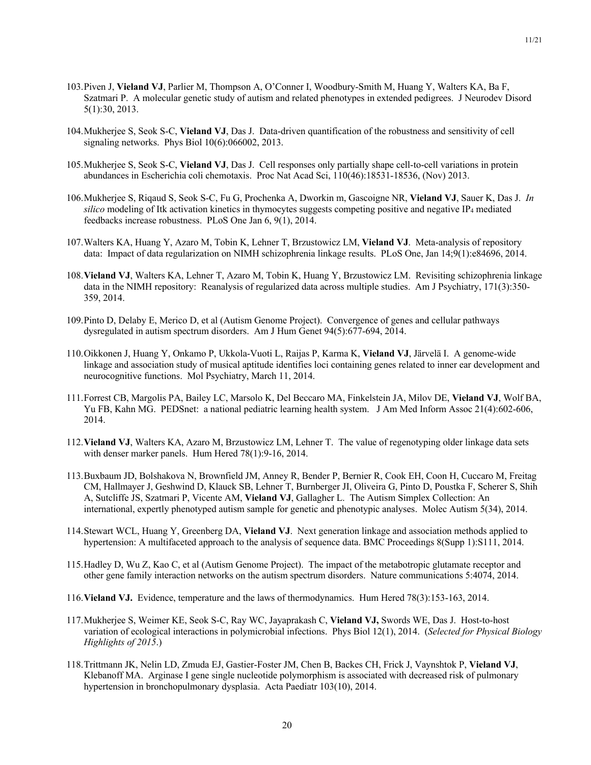103. Piven J, **Vieland VJ**, Parlier M, Thompson A, O'Conner I, Woodbury-Smith M, Huang Y, Walters KA, Ba F, Szatmari P. A molecular genetic study of autism and related phenotypes in extended pedigrees. J Neurodev Disord 5(1):30, 2013.

104. Mukherjee S, Seok S-C, **Vieland VJ**, Das J. Data-driven quantification of the robustness and sensitivity of cell signaling networks. Phys Biol 10(6):066002, 2013.

105. Mukherjee S, Seok S-C, **Vieland VJ**, Das J. Cell responses only partially shape cell-to-cell variations in protein abundances in Escherichia coli chemotaxis. Proc Nat Acad Sci, 110(46):18531-18536, (Nov) 2013.

106. Mukherjee S, Riqaud S, Seok S-C, Fu G, Prochenka A, Dworkin m, Gascoigne NR, **Vieland VJ**, Sauer K, Das J. *In silico* modeling of Itk activation kinetics in thymocytes suggests competing positive and negative $IP_4$ mediated feedbacks increase robustness. PLoS One Jan 6, 9(1), 2014.

107. Walters KA, Huang Y, Azaro M, Tobin K, Lehner T, Brzustowicz LM, **Vieland VJ**. Meta-analysis of repository data: Impact of data regularization on NIMH schizophrenia linkage results. PLoS One, Jan 14;9(1):e84696, 2014.

108. **Vieland VJ**, Walters KA, Lehner T, Azaro M, Tobin K, Huang Y, Brzustowicz LM. Revisiting schizophrenia linkage data in the NIMH repository: Reanalysis of regularized data across multiple studies. Am J Psychiatry, 171(3):350-359, 2014.

109. Pinto D, Delaby E, Merico D, et al (Autism Genome Project). Convergence of genes and cellular pathways dysregulated in autism spectrum disorders. Am J Hum Genet 94(5):677-694, 2014.

110. Oikkonen J, Huang Y, Onkamo P, Ukkola-Vuoti L, Raijas P, Karma K, **Vieland VJ**, Järvelä I. A genome-wide linkage and association study of musical aptitude identifies loci containing genes related to inner ear development and neurocognitive functions. Mol Psychiatry, March 11, 2014.

111. Forrest CB, Margolis PA, Bailey LC, Marsolo K, Del Beccaro MA, Finkelstein JA, Milov DE, **Vieland VJ**, Wolf BA, Yu FB, Kahn MG. PEDSnet: a national pediatric learning health system. J Am Med Inform Assoc 21(4):602-606, 2014.

112. **Vieland VJ**, Walters KA, Azaro M, Brzustowicz LM, Lehner T. The value of regenotyping older linkage data sets with denser marker panels. Hum Hered 78(1):9-16, 2014.

113. Buxbaum JD, Bolshakova N, Brownfield JM, Anney R, Bender P, Bernier R, Cook EH, Coon H, Cuccaro M, Freitag CM, Hallmayer J, Geshwind D, Klauck SB, Lehner T, Burnberger JI, Oliveira G, Pinto D, Poustka F, Scherer S, Shih A, Sutcliffe JS, Szatmari P, Vicente AM, **Vieland VJ**, Gallagher L. The Autism Simplex Collection: An international, expertly phenotyped autism sample for genetic and phenotypic analyses. Molec Autism 5(34), 2014.

114. Stewart WCL, Huang Y, Greenberg DA, **Vieland VJ**. Next generation linkage and association methods applied to hypertension: A multifaceted approach to the analysis of sequence data. BMC Proceedings 8(Supp 1):S111, 2014.

115. Hadley D, Wu Z, Kao C, et al (Autism Genome Project). The impact of the metabotropic glutamate receptor and other gene family interaction networks on the autism spectrum disorders. Nature communications 5:4074, 2014.

116. **Vieland VJ.** Evidence, temperature and the laws of thermodynamics. Hum Hered 78(3):153-163, 2014.

117. Mukherjee S, Weimer KE, Seok S-C, Ray WC, Jayaprakash C, **Vieland VJ,** Swords WE, Das J. Host-to-host variation of ecological interactions in polymicrobial infections. Phys Biol 12(1), 2014. (*Selected for Physical Biology Highlights of 2015*.)

118. Trittmann JK, Nelin LD, Zmuda EJ, Gastier-Foster JM, Chen B, Backes CH, Frick J, Vaynshtok P, **Vieland VJ**, Klebanoff MA. Arginase I gene single nucleotide polymorphism is associated with decreased risk of pulmonary hypertension in bronchopulmonary dysplasia. Acta Paediatr 103(10), 2014.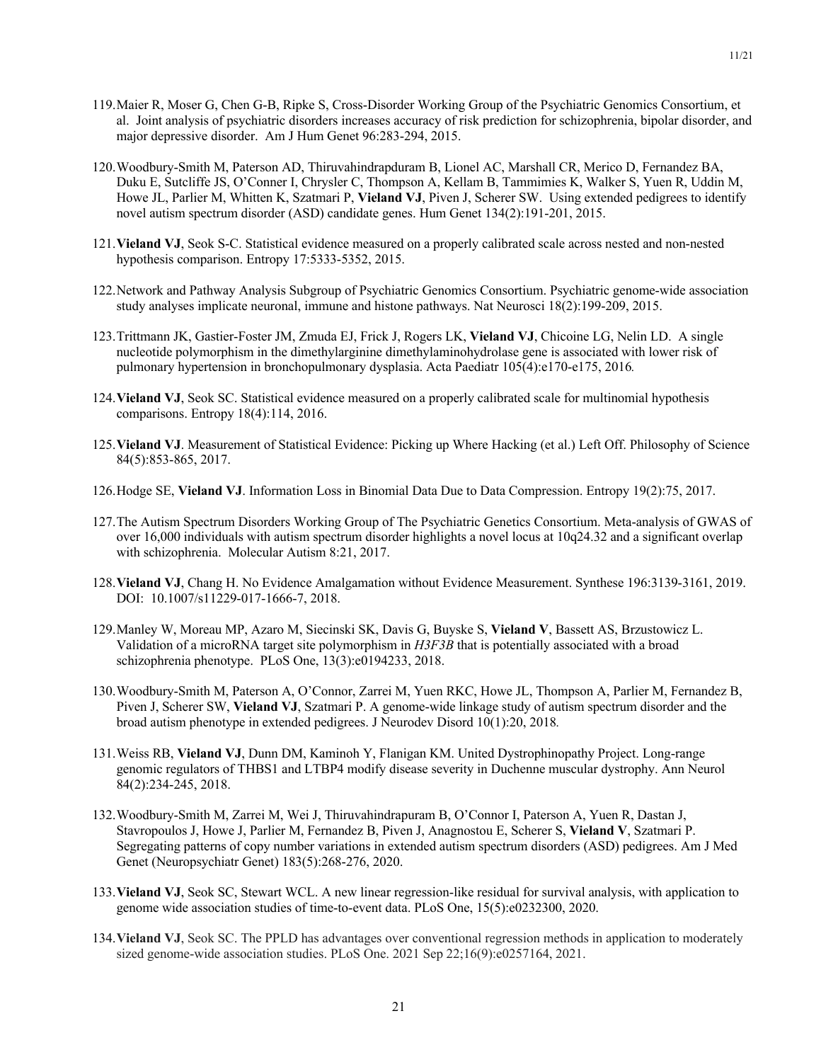119. Maier R, Moser G, Chen G-B, Ripke S, Cross-Disorder Working Group of the Psychiatric Genomics Consortium, et al. Joint analysis of psychiatric disorders increases accuracy of risk prediction for schizophrenia, bipolar disorder, and major depressive disorder. Am J Hum Genet 96:283-294, 2015.

120. Woodbury-Smith M, Paterson AD, Thiruvahindrapduram B, Lionel AC, Marshall CR, Merico D, Fernandez BA, Duku E, Sutcliffe JS, O'Conner I, Chrysler C, Thompson A, Kellam B, Tammimies K, Walker S, Yuen R, Uddin M, Howe JL, Parlier M, Whitten K, Szatmari P, **Vieland VJ**, Piven J, Scherer SW. Using extended pedigrees to identify novel autism spectrum disorder (ASD) candidate genes. Hum Genet 134(2):191-201, 2015.

121. **Vieland VJ**, Seok S-C. Statistical evidence measured on a properly calibrated scale across nested and non-nested hypothesis comparison. Entropy 17:5333-5352, 2015.

122. Network and Pathway Analysis Subgroup of Psychiatric Genomics Consortium. Psychiatric genome-wide association study analyses implicate neuronal, immune and histone pathways. Nat Neurosci 18(2):199-209, 2015.

123. Trittmann JK, Gastier-Foster JM, Zmuda EJ, Frick J, Rogers LK, **Vieland VJ**, Chicoine LG, Nelin LD. A single nucleotide polymorphism in the dimethylarginine dimethylaminohydrolase gene is associated with lower risk of pulmonary hypertension in bronchopulmonary dysplasia. Acta Paediatr 105(4):e170-e175, 2016.

124. **Vieland VJ**, Seok SC. Statistical evidence measured on a properly calibrated scale for multinomial hypothesis comparisons. Entropy 18(4):114, 2016.

125. **Vieland VJ**. Measurement of Statistical Evidence: Picking up Where Hacking (et al.) Left Off. Philosophy of Science 84(5):853-865, 2017.

126. Hodge SE, **Vieland VJ**. Information Loss in Binomial Data Due to Data Compression. Entropy 19(2):75, 2017.

127. The Autism Spectrum Disorders Working Group of The Psychiatric Genetics Consortium. Meta-analysis of GWAS of over 16,000 individuals with autism spectrum disorder highlights a novel locus at 10q24.32 and a significant overlap with schizophrenia. Molecular Autism 8:21, 2017.

128. **Vieland VJ**, Chang H. No Evidence Amalgamation without Evidence Measurement. Synthese 196:3139-3161, 2019. DOI: 10.1007/s11229-017-1666-7, 2018.

129. Manley W, Moreau MP, Azaro M, Siecinski SK, Davis G, Buyske S, **Vieland V**, Bassett AS, Brzustowicz L. Validation of a microRNA target site polymorphism in *H3F3B* that is potentially associated with a broad schizophrenia phenotype. PLoS One, 13(3):e0194233, 2018.

130. Woodbury-Smith M, Paterson A, O'Connor, Zarrei M, Yuen RKC, Howe JL, Thompson A, Parlier M, Fernandez B, Piven J, Scherer SW, **Vieland VJ**, Szatmari P. A genome-wide linkage study of autism spectrum disorder and the broad autism phenotype in extended pedigrees. J Neurodev Disord 10(1):20, 2018.

131. Weiss RB, **Vieland VJ**, Dunn DM, Kaminoh Y, Flanigan KM. United Dystrophinopathy Project. Long-range genomic regulators of THBS1 and LTBP4 modify disease severity in Duchenne muscular dystrophy. Ann Neurol 84(2):234-245, 2018.

132. Woodbury-Smith M, Zarrei M, Wei J, Thiruvahindrapuram B, O'Connor I, Paterson A, Yuen R, Dastan J, Stavropoulos J, Howe J, Parlier M, Fernandez B, Piven J, Anagnostou E, Scherer S, **Vieland V**, Szatmari P. Segregating patterns of copy number variations in extended autism spectrum disorders (ASD) pedigrees. Am J Med Genet (Neuropsychiatr Genet) 183(5):268-276, 2020.

133. **Vieland VJ**, Seok SC, Stewart WCL. A new linear regression-like residual for survival analysis, with application to genome wide association studies of time-to-event data. PLoS One, 15(5):e0232300, 2020.

134. **Vieland VJ**, Seok SC. The PPLD has advantages over conventional regression methods in application to moderately sized genome-wide association studies. PLoS One. 2021 Sep 22;16(9):e0257164, 2021.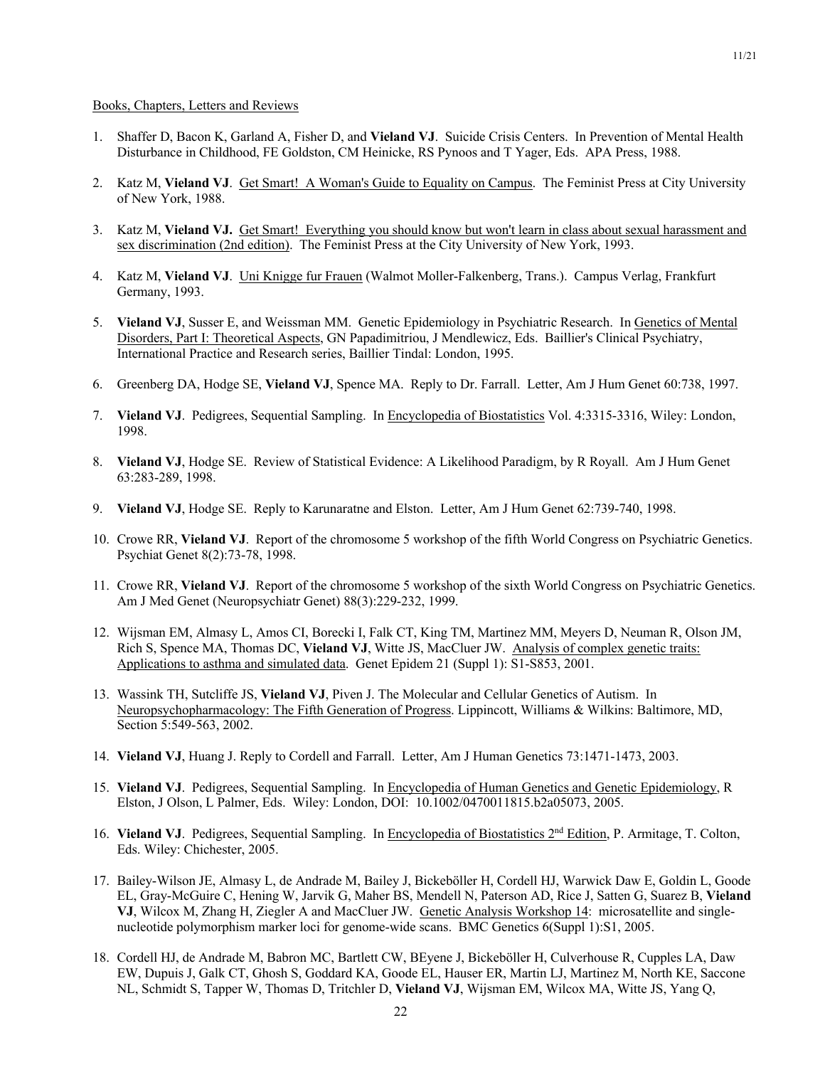<u>Books, Chapters, Letters and Reviews</u>

1. Shaffer D, Bacon K, Garland A, Fisher D, and **Vieland VJ**. Suicide Crisis Centers. In Prevention of Mental Health Disturbance in Childhood, FE Goldston, CM Heinicke, RS Pynoos and T Yager, Eds. APA Press, 1988.

2. Katz M, **Vieland VJ**. <u>Get Smart! A Woman's Guide to Equality on Campus</u>. The Feminist Press at City University of New York, 1988.

3. Katz M, **Vieland VJ.** <u>Get Smart! Everything you should know but won't learn in class about sexual harassment and sex discrimination (2nd edition)</u>. The Feminist Press at the City University of New York, 1993.

4. Katz M, **Vieland VJ**. <u>Uni Knigge fur Frauen</u> (Walmot Moller-Falkenberg, Trans.). Campus Verlag, Frankfurt Germany, 1993.

5. **Vieland VJ**, Susser E, and Weissman MM. Genetic Epidemiology in Psychiatric Research. In <u>Genetics of Mental Disorders, Part I: Theoretical Aspects</u>, GN Papadimitriou, J Mendlewicz, Eds. Baillier's Clinical Psychiatry, International Practice and Research series, Baillier Tindal: London, 1995.

6. Greenberg DA, Hodge SE, **Vieland VJ**, Spence MA. Reply to Dr. Farrall. Letter, Am J Hum Genet 60:738, 1997.

7. **Vieland VJ**. Pedigrees, Sequential Sampling. In <u>Encyclopedia of Biostatistics</u> Vol. 4:3315-3316, Wiley: London, 1998.

8. **Vieland VJ**, Hodge SE. Review of Statistical Evidence: A Likelihood Paradigm, by R Royall. Am J Hum Genet 63:283-289, 1998.

9. **Vieland VJ**, Hodge SE. Reply to Karunaratne and Elston. Letter, Am J Hum Genet 62:739-740, 1998.

10. Crowe RR, **Vieland VJ**. Report of the chromosome 5 workshop of the fifth World Congress on Psychiatric Genetics. Psychiat Genet 8(2):73-78, 1998.

11. Crowe RR, **Vieland VJ**. Report of the chromosome 5 workshop of the sixth World Congress on Psychiatric Genetics. Am J Med Genet (Neuropsychiatr Genet) 88(3):229-232, 1999.

12. Wijsman EM, Almasy L, Amos CI, Borecki I, Falk CT, King TM, Martinez MM, Meyers D, Neuman R, Olson JM, Rich S, Spence MA, Thomas DC, **Vieland VJ**, Witte JS, MacCluer JW. <u>Analysis of complex genetic traits: Applications to asthma and simulated data</u>. Genet Epidem 21 (Suppl 1): S1-S853, 2001.

13. Wassink TH, Sutcliffe JS, **Vieland VJ**, Piven J. The Molecular and Cellular Genetics of Autism. In <u>Neuropsychopharmacology: The Fifth Generation of Progress</u>. Lippincott, Williams & Wilkins: Baltimore, MD, Section 5:549-563, 2002.

14. **Vieland VJ**, Huang J. Reply to Cordell and Farrall. Letter, Am J Human Genetics 73:1471-1473, 2003.

15. **Vieland VJ**. Pedigrees, Sequential Sampling. In <u>Encyclopedia of Human Genetics and Genetic Epidemiology</u>, R Elston, J Olson, L Palmer, Eds. Wiley: London, DOI: 10.1002/0470011815.b2a05073, 2005.

16. **Vieland VJ**. Pedigrees, Sequential Sampling. In <u>Encyclopedia of Biostatistics 2nd Edition</u>, P. Armitage, T. Colton, Eds. Wiley: Chichester, 2005.

17. Bailey-Wilson JE, Almasy L, de Andrade M, Bailey J, Bickeböller H, Cordell HJ, Warwick Daw E, Goldin L, Goode EL, Gray-McGuire C, Hening W, Jarvik G, Maher BS, Mendell N, Paterson AD, Rice J, Satten G, Suarez B, **Vieland VJ**, Wilcox M, Zhang H, Ziegler A and MacCluer JW. <u>Genetic Analysis Workshop 14</u>: microsatellite and single-nucleotide polymorphism marker loci for genome-wide scans. BMC Genetics 6(Suppl 1):S1, 2005.

18. Cordell HJ, de Andrade M, Babron MC, Bartlett CW, BEyene J, Bickeböller H, Culverhouse R, Cupples LA, Daw EW, Dupuis J, Galk CT, Ghosh S, Goddard KA, Goode EL, Hauser ER, Martin LJ, Martinez M, North KE, Saccone NL, Schmidt S, Tapper W, Thomas D, Tritchler D, **Vieland VJ**, Wijsman EM, Wilcox MA, Witte JS, Yang Q,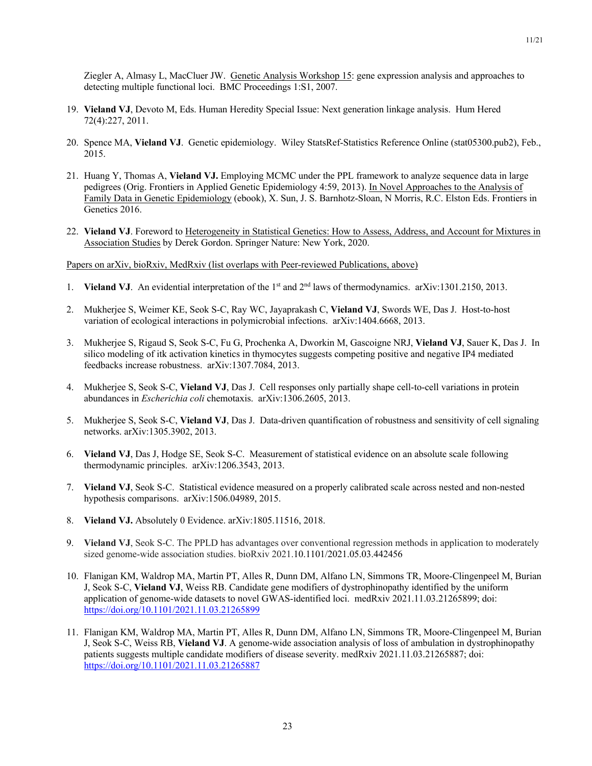Ziegler A, Almasy L, MacCluer JW. Genetic Analysis Workshop 15: gene expression analysis and approaches to detecting multiple functional loci. BMC Proceedings 1:S1, 2007.

19. **Vieland VJ**, Devoto M, Eds. Human Heredity Special Issue: Next generation linkage analysis. Hum Hered 72(4):227, 2011.

20. Spence MA, **Vieland VJ**. Genetic epidemiology. Wiley StatsRef-Statistics Reference Online (stat05300.pub2), Feb., 2015.

21. Huang Y, Thomas A, **Vieland VJ.** Employing MCMC under the PPL framework to analyze sequence data in large pedigrees (Orig. Frontiers in Applied Genetic Epidemiology 4:59, 2013). In Novel Approaches to the Analysis of Family Data in Genetic Epidemiology (ebook), X. Sun, J. S. Barnhotz-Sloan, N Morris, R.C. Elston Eds. Frontiers in Genetics 2016.

22. **Vieland VJ**. Foreword to Heterogeneity in Statistical Genetics: How to Assess, Address, and Account for Mixtures in Association Studies by Derek Gordon. Springer Nature: New York, 2020.

Papers on arXiv, bioRxiv, MedRxiv (list overlaps with Peer-reviewed Publications, above)

1. **Vieland VJ**. An evidential interpretation of the 1st and 2nd laws of thermodynamics. arXiv:1301.2150, 2013.

2. Mukherjee S, Weimer KE, Seok S-C, Ray WC, Jayaprakash C, **Vieland VJ**, Swords WE, Das J. Host-to-host variation of ecological interactions in polymicrobial infections. arXiv:1404.6668, 2013.

3. Mukherjee S, Rigaud S, Seok S-C, Fu G, Prochenka A, Dworkin M, Gascoigne NRJ, **Vieland VJ**, Sauer K, Das J. In silico modeling of itk activation kinetics in thymocytes suggests competing positive and negative IP4 mediated feedbacks increase robustness. arXiv:1307.7084, 2013.

4. Mukherjee S, Seok S-C, **Vieland VJ**, Das J. Cell responses only partially shape cell-to-cell variations in protein abundances in *Escherichia coli* chemotaxis. arXiv:1306.2605, 2013.

5. Mukherjee S, Seok S-C, **Vieland VJ**, Das J. Data-driven quantification of robustness and sensitivity of cell signaling networks. arXiv:1305.3902, 2013.

6. **Vieland VJ**, Das J, Hodge SE, Seok S-C. Measurement of statistical evidence on an absolute scale following thermodynamic principles. arXiv:1206.3543, 2013.

7. **Vieland VJ**, Seok S-C. Statistical evidence measured on a properly calibrated scale across nested and non-nested hypothesis comparisons. arXiv:1506.04989, 2015.

8. **Vieland VJ.** Absolutely 0 Evidence. arXiv:1805.11516, 2018.

9. **Vieland VJ**, Seok S-C. The PPLD has advantages over conventional regression methods in application to moderately sized genome-wide association studies. bioRxiv 2021.10.1101/2021.05.03.442456

10. Flanigan KM, Waldrop MA, Martin PT, Alles R, Dunn DM, Alfano LN, Simmons TR, Moore-Clingenpeel M, Burian J, Seok S-C, **Vieland VJ**, Weiss RB. Candidate gene modifiers of dystrophinopathy identified by the uniform application of genome-wide datasets to novel GWAS-identified loci. medRxiv 2021.11.03.21265899; doi: https://doi.org/10.1101/2021.11.03.21265899

11. Flanigan KM, Waldrop MA, Martin PT, Alles R, Dunn DM, Alfano LN, Simmons TR, Moore-Clingenpeel M, Burian J, Seok S-C, Weiss RB, **Vieland VJ**. A genome-wide association analysis of loss of ambulation in dystrophinopathy patients suggests multiple candidate modifiers of disease severity. medRxiv 2021.11.03.21265887; doi: https://doi.org/10.1101/2021.11.03.21265887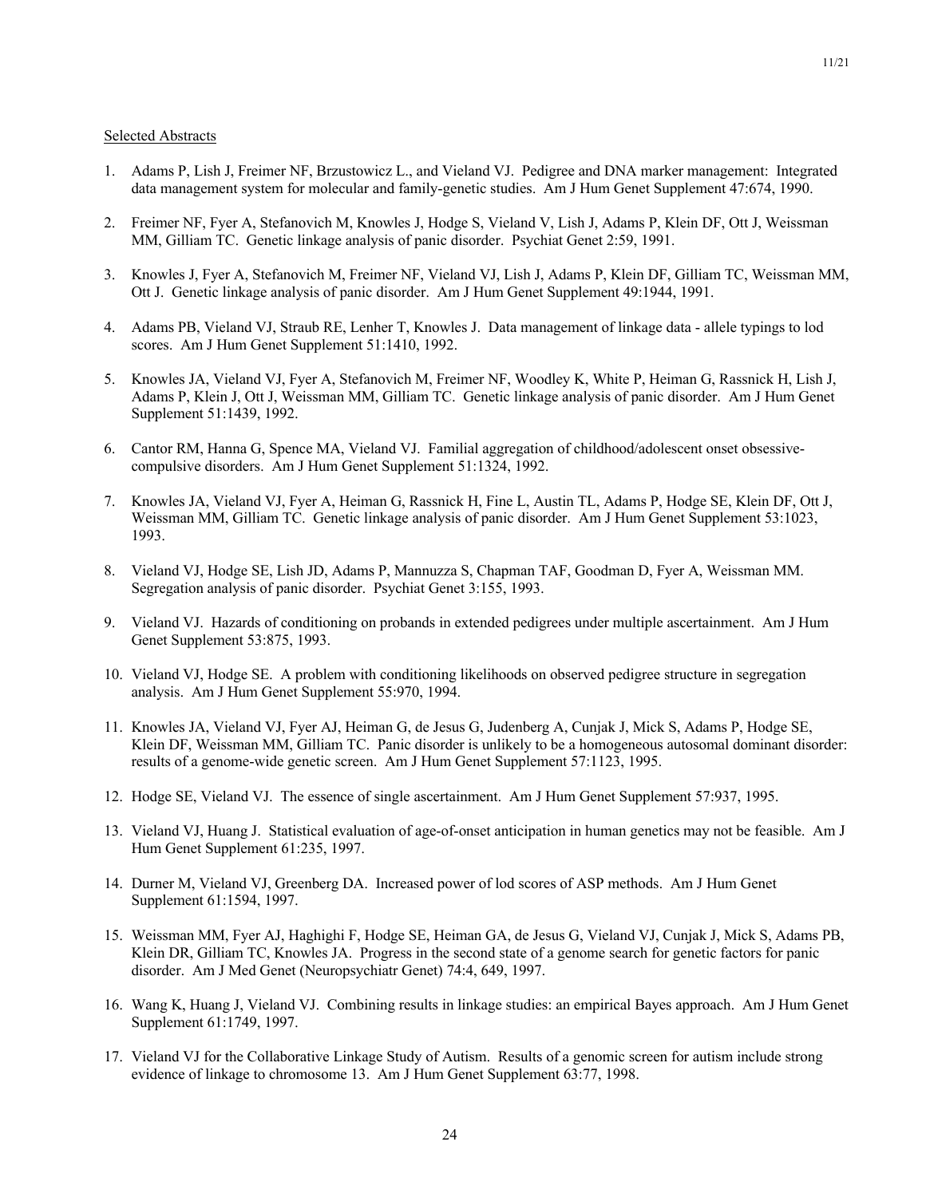Selected Abstracts

1. Adams P, Lish J, Freimer NF, Brzustowicz L., and Vieland VJ. Pedigree and DNA marker management: Integrated data management system for molecular and family-genetic studies. Am J Hum Genet Supplement 47:674, 1990.

2. Freimer NF, Fyer A, Stefanovich M, Knowles J, Hodge S, Vieland V, Lish J, Adams P, Klein DF, Ott J, Weissman MM, Gilliam TC. Genetic linkage analysis of panic disorder. Psychiat Genet 2:59, 1991.

3. Knowles J, Fyer A, Stefanovich M, Freimer NF, Vieland VJ, Lish J, Adams P, Klein DF, Gilliam TC, Weissman MM, Ott J. Genetic linkage analysis of panic disorder. Am J Hum Genet Supplement 49:1944, 1991.

4. Adams PB, Vieland VJ, Straub RE, Lenher T, Knowles J. Data management of linkage data - allele typings to lod scores. Am J Hum Genet Supplement 51:1410, 1992.

5. Knowles JA, Vieland VJ, Fyer A, Stefanovich M, Freimer NF, Woodley K, White P, Heiman G, Rassnick H, Lish J, Adams P, Klein J, Ott J, Weissman MM, Gilliam TC. Genetic linkage analysis of panic disorder. Am J Hum Genet Supplement 51:1439, 1992.

6. Cantor RM, Hanna G, Spence MA, Vieland VJ. Familial aggregation of childhood/adolescent onset obsessive-compulsive disorders. Am J Hum Genet Supplement 51:1324, 1992.

7. Knowles JA, Vieland VJ, Fyer A, Heiman G, Rassnick H, Fine L, Austin TL, Adams P, Hodge SE, Klein DF, Ott J, Weissman MM, Gilliam TC. Genetic linkage analysis of panic disorder. Am J Hum Genet Supplement 53:1023, 1993.

8. Vieland VJ, Hodge SE, Lish JD, Adams P, Mannuzza S, Chapman TAF, Goodman D, Fyer A, Weissman MM. Segregation analysis of panic disorder. Psychiat Genet 3:155, 1993.

9. Vieland VJ. Hazards of conditioning on probands in extended pedigrees under multiple ascertainment. Am J Hum Genet Supplement 53:875, 1993.

10. Vieland VJ, Hodge SE. A problem with conditioning likelihoods on observed pedigree structure in segregation analysis. Am J Hum Genet Supplement 55:970, 1994.

11. Knowles JA, Vieland VJ, Fyer AJ, Heiman G, de Jesus G, Judenberg A, Cunjak J, Mick S, Adams P, Hodge SE, Klein DF, Weissman MM, Gilliam TC. Panic disorder is unlikely to be a homogeneous autosomal dominant disorder: results of a genome-wide genetic screen. Am J Hum Genet Supplement 57:1123, 1995.

12. Hodge SE, Vieland VJ. The essence of single ascertainment. Am J Hum Genet Supplement 57:937, 1995.

13. Vieland VJ, Huang J. Statistical evaluation of age-of-onset anticipation in human genetics may not be feasible. Am J Hum Genet Supplement 61:235, 1997.

14. Durner M, Vieland VJ, Greenberg DA. Increased power of lod scores of ASP methods. Am J Hum Genet Supplement 61:1594, 1997.

15. Weissman MM, Fyer AJ, Haghighi F, Hodge SE, Heiman GA, de Jesus G, Vieland VJ, Cunjak J, Mick S, Adams PB, Klein DR, Gilliam TC, Knowles JA. Progress in the second state of a genome search for genetic factors for panic disorder. Am J Med Genet (Neuropsychiatr Genet) 74:4, 649, 1997.

16. Wang K, Huang J, Vieland VJ. Combining results in linkage studies: an empirical Bayes approach. Am J Hum Genet Supplement 61:1749, 1997.

17. Vieland VJ for the Collaborative Linkage Study of Autism. Results of a genomic screen for autism include strong evidence of linkage to chromosome 13. Am J Hum Genet Supplement 63:77, 1998.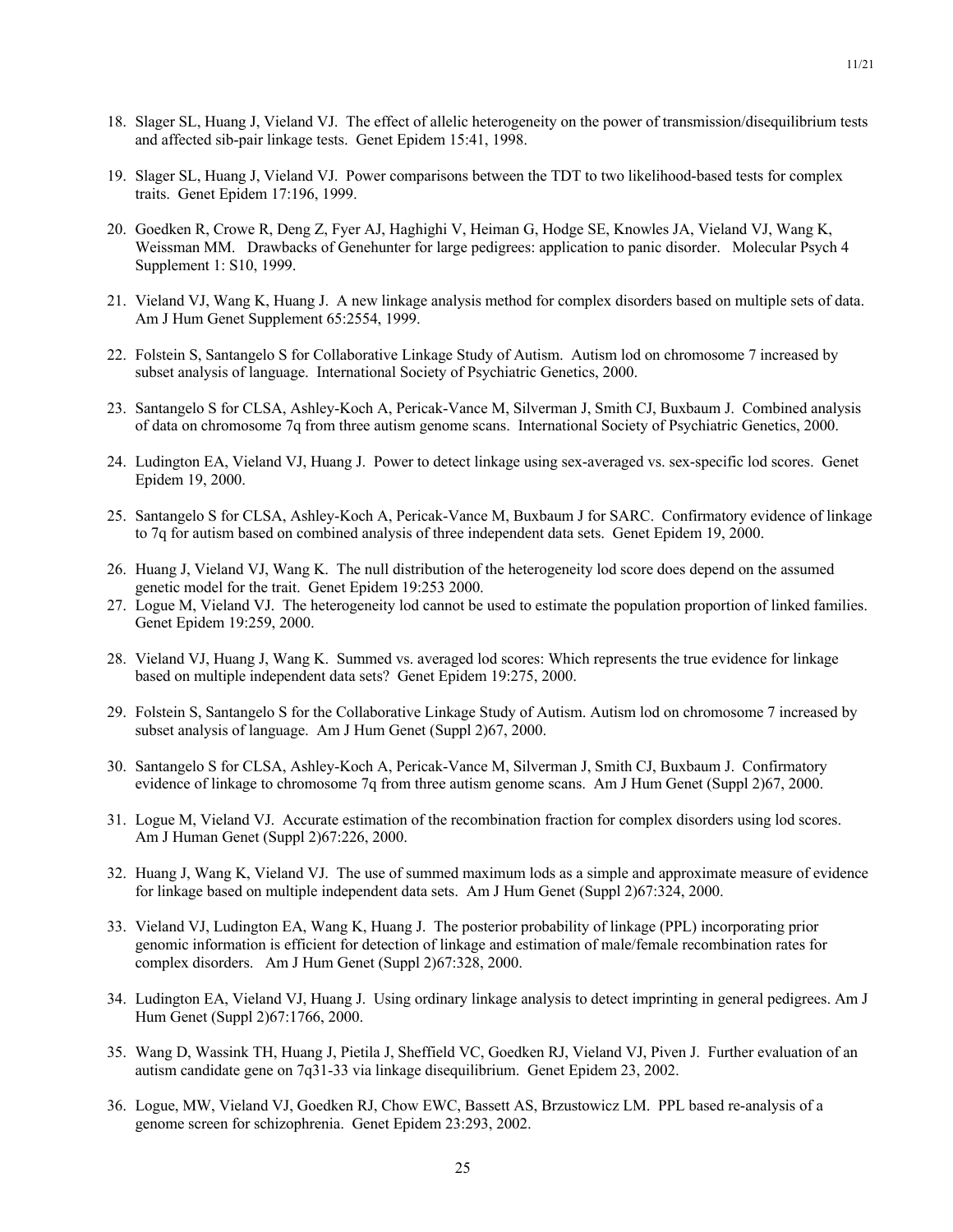18. Slager SL, Huang J, Vieland VJ. The effect of allelic heterogeneity on the power of transmission/disequilibrium tests and affected sib-pair linkage tests. Genet Epidem 15:41, 1998.

19. Slager SL, Huang J, Vieland VJ. Power comparisons between the TDT to two likelihood-based tests for complex traits. Genet Epidem 17:196, 1999.

20. Goedken R, Crowe R, Deng Z, Fyer AJ, Haghighi V, Heiman G, Hodge SE, Knowles JA, Vieland VJ, Wang K, Weissman MM. Drawbacks of Genehunter for large pedigrees: application to panic disorder. Molecular Psych 4 Supplement 1: S10, 1999.

21. Vieland VJ, Wang K, Huang J. A new linkage analysis method for complex disorders based on multiple sets of data. Am J Hum Genet Supplement 65:2554, 1999.

22. Folstein S, Santangelo S for Collaborative Linkage Study of Autism. Autism lod on chromosome 7 increased by subset analysis of language. International Society of Psychiatric Genetics, 2000.

23. Santangelo S for CLSA, Ashley-Koch A, Pericak-Vance M, Silverman J, Smith CJ, Buxbaum J. Combined analysis of data on chromosome 7q from three autism genome scans. International Society of Psychiatric Genetics, 2000.

24. Ludington EA, Vieland VJ, Huang J. Power to detect linkage using sex-averaged vs. sex-specific lod scores. Genet Epidem 19, 2000.

25. Santangelo S for CLSA, Ashley-Koch A, Pericak-Vance M, Buxbaum J for SARC. Confirmatory evidence of linkage to 7q for autism based on combined analysis of three independent data sets. Genet Epidem 19, 2000.

26. Huang J, Vieland VJ, Wang K. The null distribution of the heterogeneity lod score does depend on the assumed genetic model for the trait. Genet Epidem 19:253 2000.

27. Logue M, Vieland VJ. The heterogeneity lod cannot be used to estimate the population proportion of linked families. Genet Epidem 19:259, 2000.

28. Vieland VJ, Huang J, Wang K. Summed vs. averaged lod scores: Which represents the true evidence for linkage based on multiple independent data sets? Genet Epidem 19:275, 2000.

29. Folstein S, Santangelo S for the Collaborative Linkage Study of Autism. Autism lod on chromosome 7 increased by subset analysis of language. Am J Hum Genet (Suppl 2)67, 2000.

30. Santangelo S for CLSA, Ashley-Koch A, Pericak-Vance M, Silverman J, Smith CJ, Buxbaum J. Confirmatory evidence of linkage to chromosome 7q from three autism genome scans. Am J Hum Genet (Suppl 2)67, 2000.

31. Logue M, Vieland VJ. Accurate estimation of the recombination fraction for complex disorders using lod scores. Am J Human Genet (Suppl 2)67:226, 2000.

32. Huang J, Wang K, Vieland VJ. The use of summed maximum lods as a simple and approximate measure of evidence for linkage based on multiple independent data sets. Am J Hum Genet (Suppl 2)67:324, 2000.

33. Vieland VJ, Ludington EA, Wang K, Huang J. The posterior probability of linkage (PPL) incorporating prior genomic information is efficient for detection of linkage and estimation of male/female recombination rates for complex disorders. Am J Hum Genet (Suppl 2)67:328, 2000.

34. Ludington EA, Vieland VJ, Huang J. Using ordinary linkage analysis to detect imprinting in general pedigrees. Am J Hum Genet (Suppl 2)67:1766, 2000.

35. Wang D, Wassink TH, Huang J, Pietila J, Sheffield VC, Goedken RJ, Vieland VJ, Piven J. Further evaluation of an autism candidate gene on 7q31-33 via linkage disequilibrium. Genet Epidem 23, 2002.

36. Logue, MW, Vieland VJ, Goedken RJ, Chow EWC, Bassett AS, Brzustowicz LM. PPL based re-analysis of a genome screen for schizophrenia. Genet Epidem 23:293, 2002.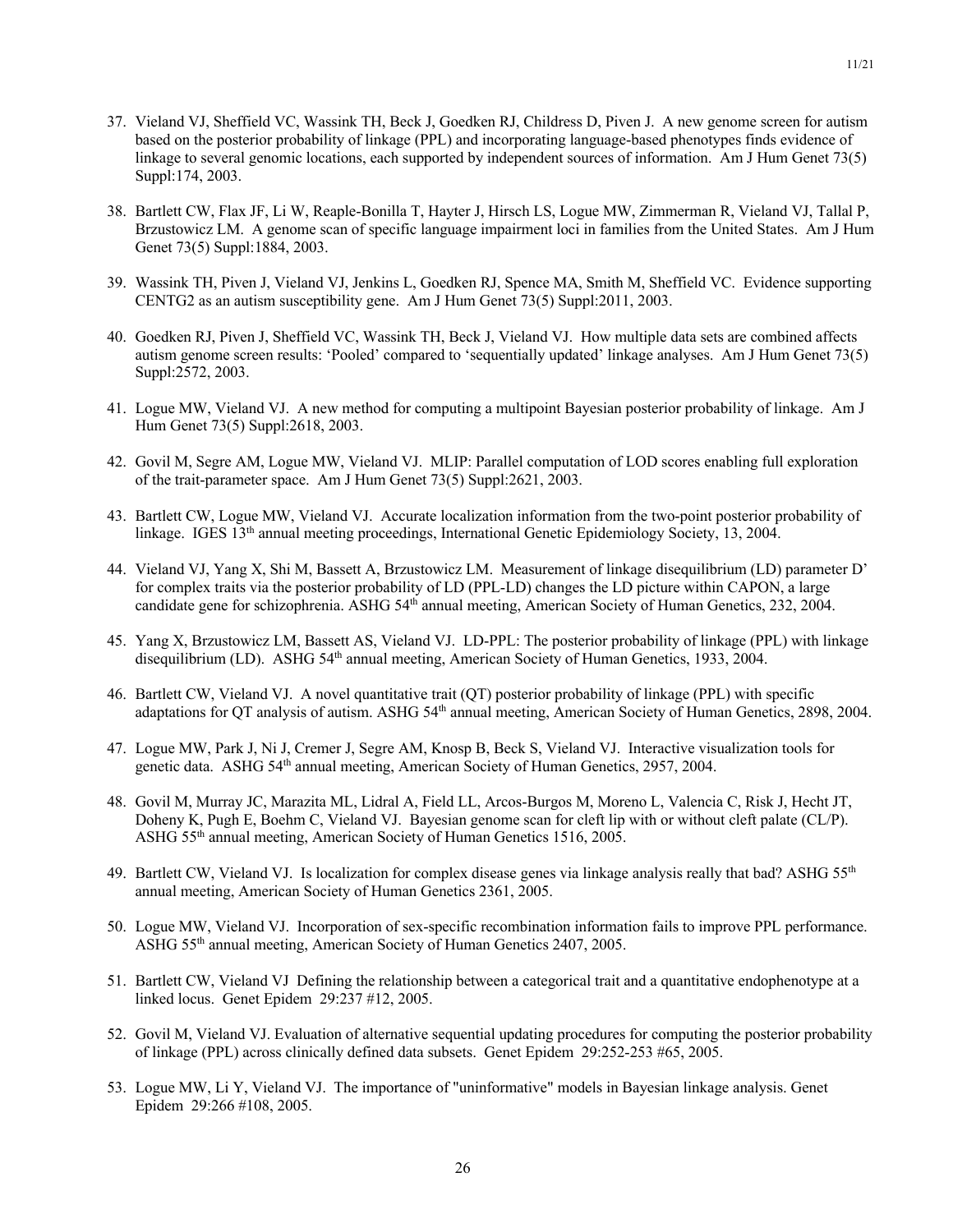37. Vieland VJ, Sheffield VC, Wassink TH, Beck J, Goedken RJ, Childress D, Piven J. A new genome screen for autism based on the posterior probability of linkage (PPL) and incorporating language-based phenotypes finds evidence of linkage to several genomic locations, each supported by independent sources of information. Am J Hum Genet 73(5) Suppl:174, 2003.

38. Bartlett CW, Flax JF, Li W, Reaple-Bonilla T, Hayter J, Hirsch LS, Logue MW, Zimmerman R, Vieland VJ, Tallal P, Brzustowicz LM. A genome scan of specific language impairment loci in families from the United States. Am J Hum Genet 73(5) Suppl:1884, 2003.

39. Wassink TH, Piven J, Vieland VJ, Jenkins L, Goedken RJ, Spence MA, Smith M, Sheffield VC. Evidence supporting CENTG2 as an autism susceptibility gene. Am J Hum Genet 73(5) Suppl:2011, 2003.

40. Goedken RJ, Piven J, Sheffield VC, Wassink TH, Beck J, Vieland VJ. How multiple data sets are combined affects autism genome screen results: 'Pooled' compared to 'sequentially updated' linkage analyses. Am J Hum Genet 73(5) Suppl:2572, 2003.

41. Logue MW, Vieland VJ. A new method for computing a multipoint Bayesian posterior probability of linkage. Am J Hum Genet 73(5) Suppl:2618, 2003.

42. Govil M, Segre AM, Logue MW, Vieland VJ. MLIP: Parallel computation of LOD scores enabling full exploration of the trait-parameter space. Am J Hum Genet 73(5) Suppl:2621, 2003.

43. Bartlett CW, Logue MW, Vieland VJ. Accurate localization information from the two-point posterior probability of linkage. IGES 13th annual meeting proceedings, International Genetic Epidemiology Society, 13, 2004.

44. Vieland VJ, Yang X, Shi M, Bassett A, Brzustowicz LM. Measurement of linkage disequilibrium (LD) parameter D' for complex traits via the posterior probability of LD (PPL-LD) changes the LD picture within CAPON, a large candidate gene for schizophrenia. ASHG 54th annual meeting, American Society of Human Genetics, 232, 2004.

45. Yang X, Brzustowicz LM, Bassett AS, Vieland VJ. LD-PPL: The posterior probability of linkage (PPL) with linkage disequilibrium (LD). ASHG 54th annual meeting, American Society of Human Genetics, 1933, 2004.

46. Bartlett CW, Vieland VJ. A novel quantitative trait (QT) posterior probability of linkage (PPL) with specific adaptations for QT analysis of autism. ASHG 54th annual meeting, American Society of Human Genetics, 2898, 2004.

47. Logue MW, Park J, Ni J, Cremer J, Segre AM, Knosp B, Beck S, Vieland VJ. Interactive visualization tools for genetic data. ASHG 54th annual meeting, American Society of Human Genetics, 2957, 2004.

48. Govil M, Murray JC, Marazita ML, Lidral A, Field LL, Arcos-Burgos M, Moreno L, Valencia C, Risk J, Hecht JT, Doheny K, Pugh E, Boehm C, Vieland VJ. Bayesian genome scan for cleft lip with or without cleft palate (CL/P). ASHG 55th annual meeting, American Society of Human Genetics 1516, 2005.

49. Bartlett CW, Vieland VJ. Is localization for complex disease genes via linkage analysis really that bad? ASHG 55th annual meeting, American Society of Human Genetics 2361, 2005.

50. Logue MW, Vieland VJ. Incorporation of sex-specific recombination information fails to improve PPL performance. ASHG 55th annual meeting, American Society of Human Genetics 2407, 2005.

51. Bartlett CW, Vieland VJ Defining the relationship between a categorical trait and a quantitative endophenotype at a linked locus. Genet Epidem 29:237 #12, 2005.

52. Govil M, Vieland VJ. Evaluation of alternative sequential updating procedures for computing the posterior probability of linkage (PPL) across clinically defined data subsets. Genet Epidem 29:252-253 #65, 2005.

53. Logue MW, Li Y, Vieland VJ. The importance of "uninformative" models in Bayesian linkage analysis. Genet Epidem 29:266 #108, 2005.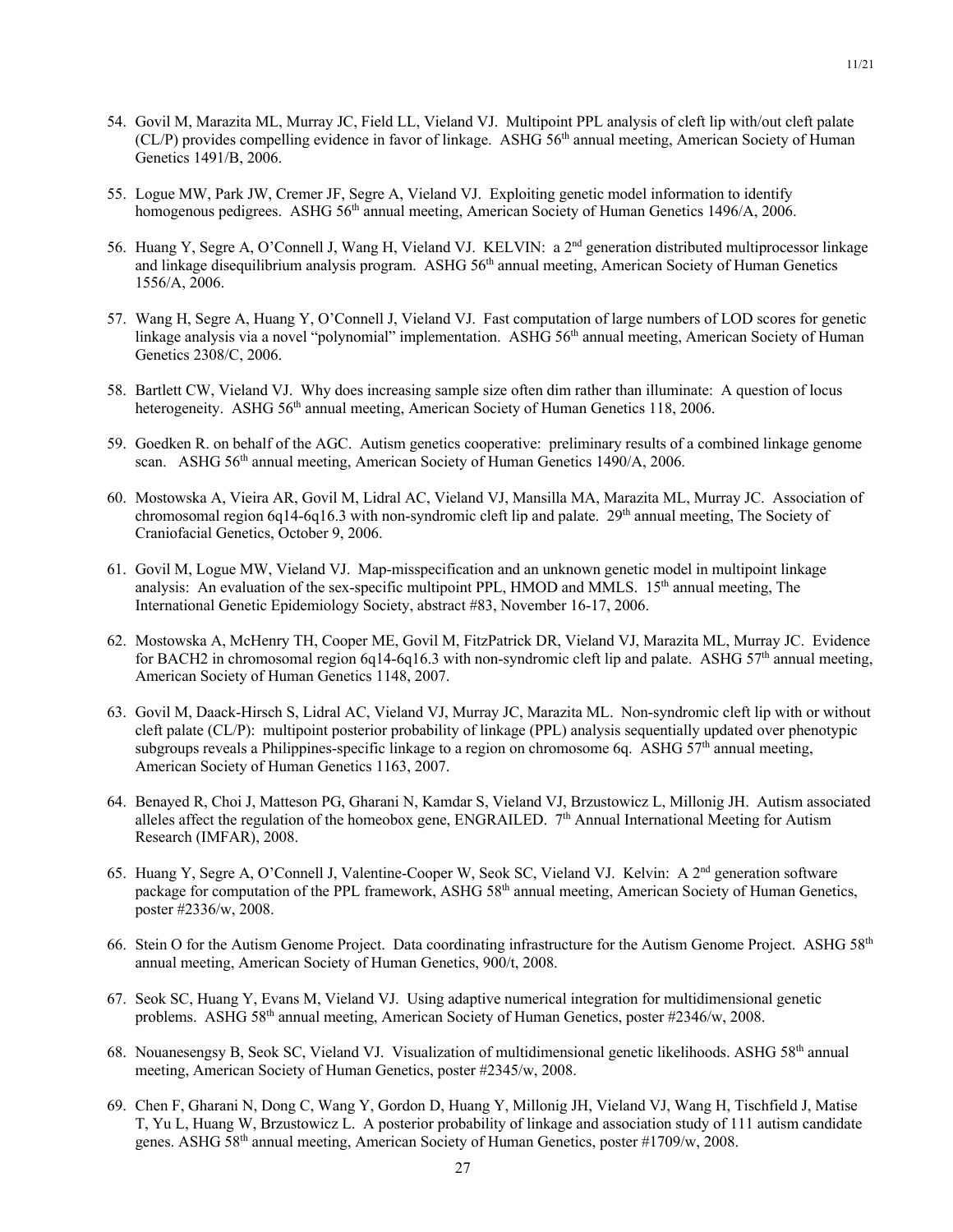54. Govil M, Marazita ML, Murray JC, Field LL, Vieland VJ. Multipoint PPL analysis of cleft lip with/out cleft palate (CL/P) provides compelling evidence in favor of linkage. ASHG 56th annual meeting, American Society of Human Genetics 1491/B, 2006.

55. Logue MW, Park JW, Cremer JF, Segre A, Vieland VJ. Exploiting genetic model information to identify homogenous pedigrees. ASHG 56th annual meeting, American Society of Human Genetics 1496/A, 2006.

56. Huang Y, Segre A, O'Connell J, Wang H, Vieland VJ. KELVIN: a 2nd generation distributed multiprocessor linkage and linkage disequilibrium analysis program. ASHG 56th annual meeting, American Society of Human Genetics 1556/A, 2006.

57. Wang H, Segre A, Huang Y, O'Connell J, Vieland VJ. Fast computation of large numbers of LOD scores for genetic linkage analysis via a novel "polynomial" implementation. ASHG 56th annual meeting, American Society of Human Genetics 2308/C, 2006.

58. Bartlett CW, Vieland VJ. Why does increasing sample size often dim rather than illuminate: A question of locus heterogeneity. ASHG 56th annual meeting, American Society of Human Genetics 118, 2006.

59. Goedken R. on behalf of the AGC. Autism genetics cooperative: preliminary results of a combined linkage genome scan. ASHG 56th annual meeting, American Society of Human Genetics 1490/A, 2006.

60. Mostowska A, Vieira AR, Govil M, Lidral AC, Vieland VJ, Mansilla MA, Marazita ML, Murray JC. Association of chromosomal region 6q14-6q16.3 with non-syndromic cleft lip and palate. 29th annual meeting, The Society of Craniofacial Genetics, October 9, 2006.

61. Govil M, Logue MW, Vieland VJ. Map-misspecification and an unknown genetic model in multipoint linkage analysis: An evaluation of the sex-specific multipoint PPL, HMOD and MMLS. 15th annual meeting, The International Genetic Epidemiology Society, abstract #83, November 16-17, 2006.

62. Mostowska A, McHenry TH, Cooper ME, Govil M, FitzPatrick DR, Vieland VJ, Marazita ML, Murray JC. Evidence for BACH2 in chromosomal region 6q14-6q16.3 with non-syndromic cleft lip and palate. ASHG 57th annual meeting, American Society of Human Genetics 1148, 2007.

63. Govil M, Daack-Hirsch S, Lidral AC, Vieland VJ, Murray JC, Marazita ML. Non-syndromic cleft lip with or without cleft palate (CL/P): multipoint posterior probability of linkage (PPL) analysis sequentially updated over phenotypic subgroups reveals a Philippines-specific linkage to a region on chromosome 6q. ASHG 57th annual meeting, American Society of Human Genetics 1163, 2007.

64. Benayed R, Choi J, Matteson PG, Gharani N, Kamdar S, Vieland VJ, Brzustowicz L, Millonig JH. Autism associated alleles affect the regulation of the homeobox gene, ENGRAILED. 7th Annual International Meeting for Autism Research (IMFAR), 2008.

65. Huang Y, Segre A, O'Connell J, Valentine-Cooper W, Seok SC, Vieland VJ. Kelvin: A 2nd generation software package for computation of the PPL framework, ASHG 58th annual meeting, American Society of Human Genetics, poster #2336/w, 2008.

66. Stein O for the Autism Genome Project. Data coordinating infrastructure for the Autism Genome Project. ASHG 58th annual meeting, American Society of Human Genetics, 900/t, 2008.

67. Seok SC, Huang Y, Evans M, Vieland VJ. Using adaptive numerical integration for multidimensional genetic problems. ASHG 58th annual meeting, American Society of Human Genetics, poster #2346/w, 2008.

68. Nouanesengsy B, Seok SC, Vieland VJ. Visualization of multidimensional genetic likelihoods. ASHG 58th annual meeting, American Society of Human Genetics, poster #2345/w, 2008.

69. Chen F, Gharani N, Dong C, Wang Y, Gordon D, Huang Y, Millonig JH, Vieland VJ, Wang H, Tischfield J, Matise T, Yu L, Huang W, Brzustowicz L. A posterior probability of linkage and association study of 111 autism candidate genes. ASHG 58th annual meeting, American Society of Human Genetics, poster #1709/w, 2008.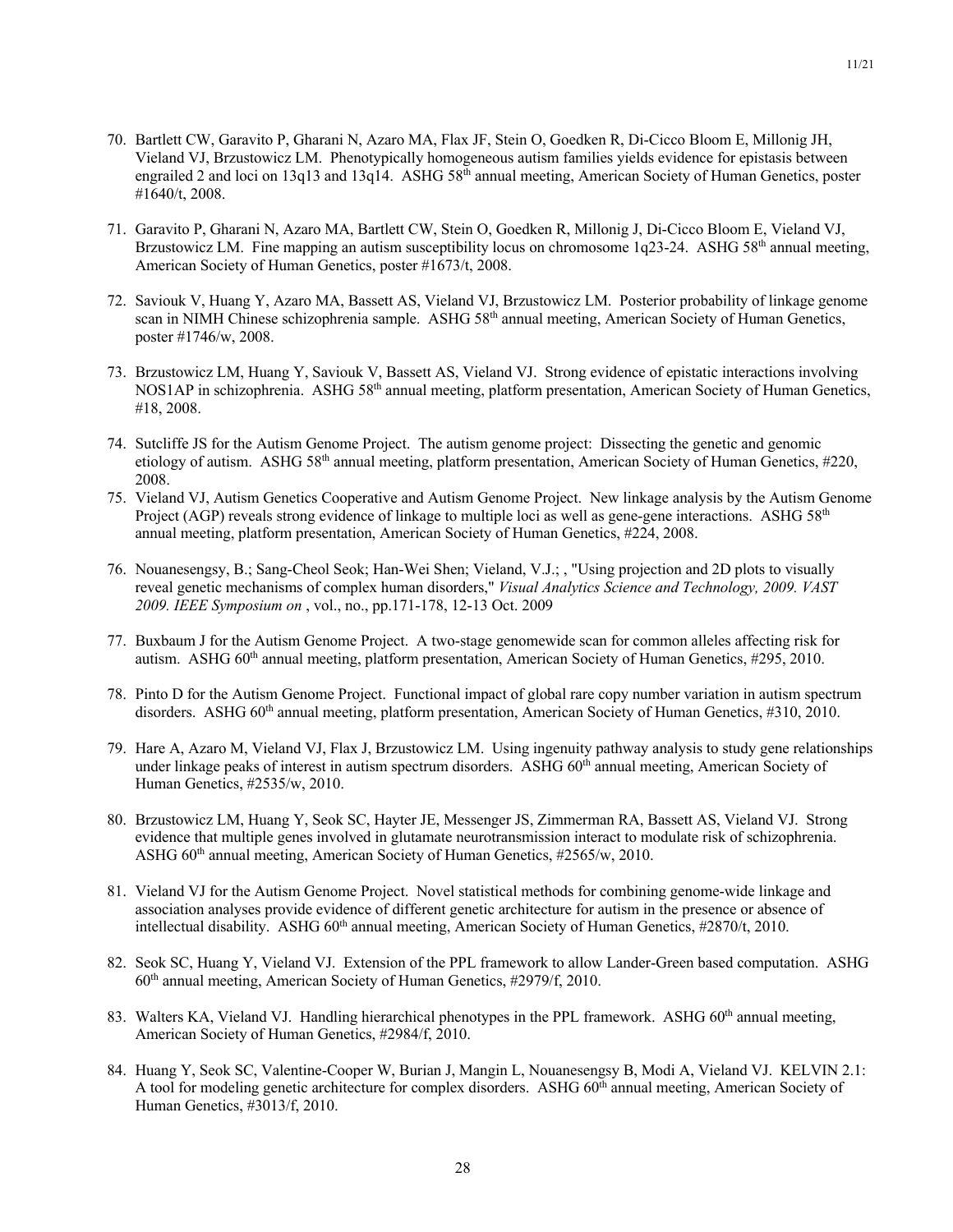70. Bartlett CW, Garavito P, Gharani N, Azaro MA, Flax JF, Stein O, Goedken R, Di-Cicco Bloom E, Millonig JH, Vieland VJ, Brzustowicz LM. Phenotypically homogeneous autism families yields evidence for epistasis between engrailed 2 and loci on 13q13 and 13q14. ASHG 58th annual meeting, American Society of Human Genetics, poster #1640/t, 2008.

71. Garavito P, Gharani N, Azaro MA, Bartlett CW, Stein O, Goedken R, Millonig J, Di-Cicco Bloom E, Vieland VJ, Brzustowicz LM. Fine mapping an autism susceptibility locus on chromosome 1q23-24. ASHG 58th annual meeting, American Society of Human Genetics, poster #1673/t, 2008.

72. Saviouk V, Huang Y, Azaro MA, Bassett AS, Vieland VJ, Brzustowicz LM. Posterior probability of linkage genome scan in NIMH Chinese schizophrenia sample. ASHG 58th annual meeting, American Society of Human Genetics, poster #1746/w, 2008.

73. Brzustowicz LM, Huang Y, Saviouk V, Bassett AS, Vieland VJ. Strong evidence of epistatic interactions involving NOS1AP in schizophrenia. ASHG 58th annual meeting, platform presentation, American Society of Human Genetics, #18, 2008.

74. Sutcliffe JS for the Autism Genome Project. The autism genome project: Dissecting the genetic and genomic etiology of autism. ASHG 58th annual meeting, platform presentation, American Society of Human Genetics, #220, 2008.

75. Vieland VJ, Autism Genetics Cooperative and Autism Genome Project. New linkage analysis by the Autism Genome Project (AGP) reveals strong evidence of linkage to multiple loci as well as gene-gene interactions. ASHG 58th annual meeting, platform presentation, American Society of Human Genetics, #224, 2008.

76. Nouanesengsy, B.; Sang-Cheol Seok; Han-Wei Shen; Vieland, V.J.; , "Using projection and 2D plots to visually reveal genetic mechanisms of complex human disorders," *Visual Analytics Science and Technology, 2009. VAST 2009. IEEE Symposium on* , vol., no., pp.171-178, 12-13 Oct. 2009

77. Buxbaum J for the Autism Genome Project. A two-stage genomewide scan for common alleles affecting risk for autism. ASHG 60th annual meeting, platform presentation, American Society of Human Genetics, #295, 2010.

78. Pinto D for the Autism Genome Project. Functional impact of global rare copy number variation in autism spectrum disorders. ASHG 60th annual meeting, platform presentation, American Society of Human Genetics, #310, 2010.

79. Hare A, Azaro M, Vieland VJ, Flax J, Brzustowicz LM. Using ingenuity pathway analysis to study gene relationships under linkage peaks of interest in autism spectrum disorders. ASHG 60th annual meeting, American Society of Human Genetics, #2535/w, 2010.

80. Brzustowicz LM, Huang Y, Seok SC, Hayter JE, Messenger JS, Zimmerman RA, Bassett AS, Vieland VJ. Strong evidence that multiple genes involved in glutamate neurotransmission interact to modulate risk of schizophrenia. ASHG 60th annual meeting, American Society of Human Genetics, #2565/w, 2010.

81. Vieland VJ for the Autism Genome Project. Novel statistical methods for combining genome-wide linkage and association analyses provide evidence of different genetic architecture for autism in the presence or absence of intellectual disability. ASHG 60th annual meeting, American Society of Human Genetics, #2870/t, 2010.

82. Seok SC, Huang Y, Vieland VJ. Extension of the PPL framework to allow Lander-Green based computation. ASHG 60th annual meeting, American Society of Human Genetics, #2979/f, 2010.

83. Walters KA, Vieland VJ. Handling hierarchical phenotypes in the PPL framework. ASHG 60th annual meeting, American Society of Human Genetics, #2984/f, 2010.

84. Huang Y, Seok SC, Valentine-Cooper W, Burian J, Mangin L, Nouanesengsy B, Modi A, Vieland VJ. KELVIN 2.1: A tool for modeling genetic architecture for complex disorders. ASHG 60th annual meeting, American Society of Human Genetics, #3013/f, 2010.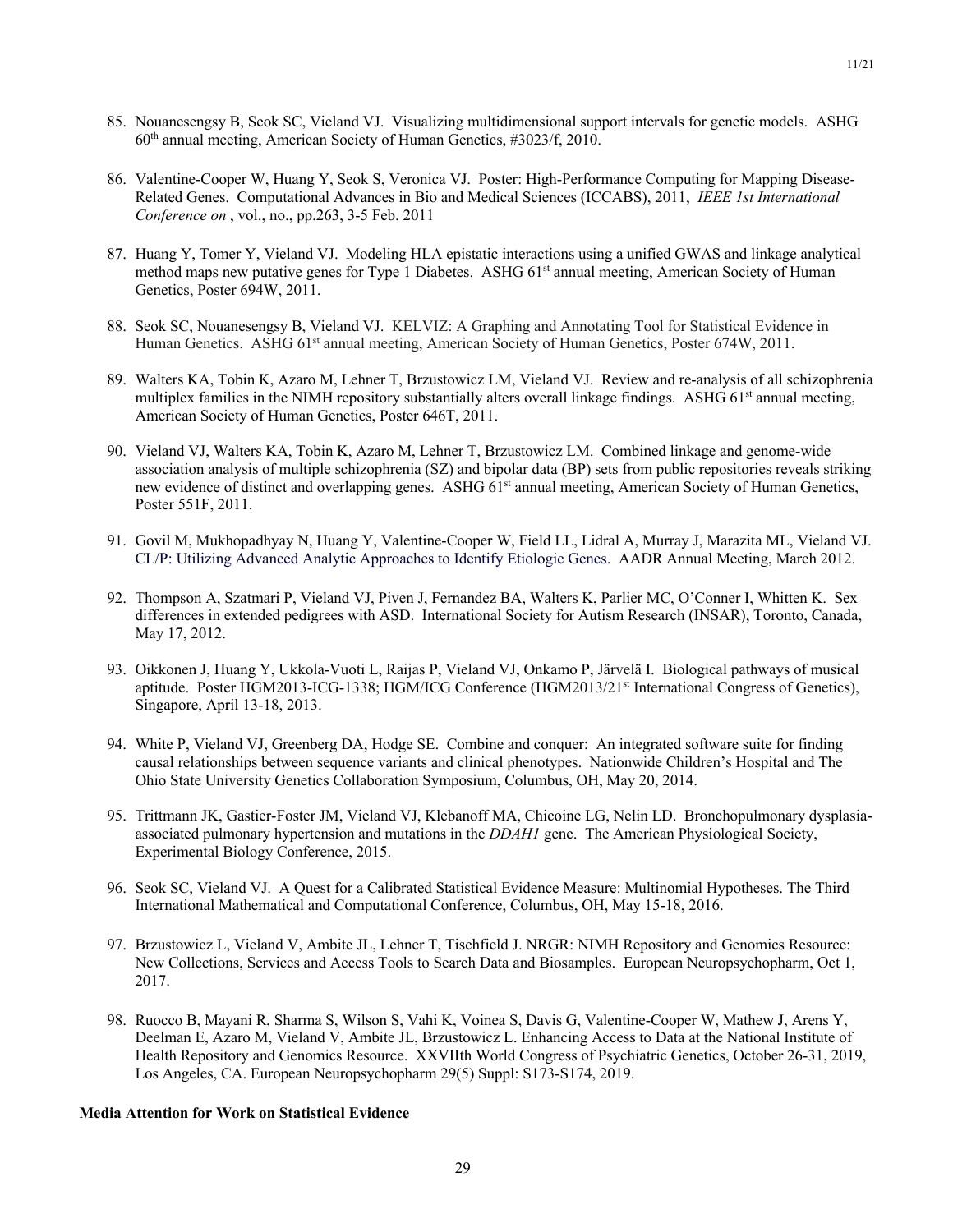85. Nouanesengsy B, Seok SC, Vieland VJ. Visualizing multidimensional support intervals for genetic models. ASHG 60th annual meeting, American Society of Human Genetics, #3023/f, 2010.

86. Valentine-Cooper W, Huang Y, Seok S, Veronica VJ. Poster: High-Performance Computing for Mapping Disease-Related Genes. Computational Advances in Bio and Medical Sciences (ICCABS), 2011, *IEEE 1st International Conference on* , vol., no., pp.263, 3-5 Feb. 2011

87. Huang Y, Tomer Y, Vieland VJ. Modeling HLA epistatic interactions using a unified GWAS and linkage analytical method maps new putative genes for Type 1 Diabetes. ASHG 61st annual meeting, American Society of Human Genetics, Poster 694W, 2011.

88. Seok SC, Nouanesengsy B, Vieland VJ. KELVIZ: A Graphing and Annotating Tool for Statistical Evidence in Human Genetics. ASHG 61st annual meeting, American Society of Human Genetics, Poster 674W, 2011.

89. Walters KA, Tobin K, Azaro M, Lehner T, Brzustowicz LM, Vieland VJ. Review and re-analysis of all schizophrenia multiplex families in the NIMH repository substantially alters overall linkage findings. ASHG 61st annual meeting, American Society of Human Genetics, Poster 646T, 2011.

90. Vieland VJ, Walters KA, Tobin K, Azaro M, Lehner T, Brzustowicz LM. Combined linkage and genome-wide association analysis of multiple schizophrenia (SZ) and bipolar data (BP) sets from public repositories reveals striking new evidence of distinct and overlapping genes. ASHG 61st annual meeting, American Society of Human Genetics, Poster 551F, 2011.

91. Govil M, Mukhopadhyay N, Huang Y, Valentine-Cooper W, Field LL, Lidral A, Murray J, Marazita ML, Vieland VJ. CL/P: Utilizing Advanced Analytic Approaches to Identify Etiologic Genes. AADR Annual Meeting, March 2012.

92. Thompson A, Szatmari P, Vieland VJ, Piven J, Fernandez BA, Walters K, Parlier MC, O'Conner I, Whitten K. Sex differences in extended pedigrees with ASD. International Society for Autism Research (INSAR), Toronto, Canada, May 17, 2012.

93. Oikkonen J, Huang Y, Ukkola-Vuoti L, Raijas P, Vieland VJ, Onkamo P, Järvelä I. Biological pathways of musical aptitude. Poster HGM2013-ICG-1338; HGM/ICG Conference (HGM2013/21st International Congress of Genetics), Singapore, April 13-18, 2013.

94. White P, Vieland VJ, Greenberg DA, Hodge SE. Combine and conquer: An integrated software suite for finding causal relationships between sequence variants and clinical phenotypes. Nationwide Children's Hospital and The Ohio State University Genetics Collaboration Symposium, Columbus, OH, May 20, 2014.

95. Trittmann JK, Gastier-Foster JM, Vieland VJ, Klebanoff MA, Chicoine LG, Nelin LD. Bronchopulmonary dysplasia-associated pulmonary hypertension and mutations in the *DDAH1* gene. The American Physiological Society, Experimental Biology Conference, 2015.

96. Seok SC, Vieland VJ. A Quest for a Calibrated Statistical Evidence Measure: Multinomial Hypotheses. The Third International Mathematical and Computational Conference, Columbus, OH, May 15-18, 2016.

97. Brzustowicz L, Vieland V, Ambite JL, Lehner T, Tischfield J. NRGR: NIMH Repository and Genomics Resource: New Collections, Services and Access Tools to Search Data and Biosamples. European Neuropsychopharm, Oct 1, 2017.

98. Ruocco B, Mayani R, Sharma S, Wilson S, Vahi K, Voinea S, Davis G, Valentine-Cooper W, Mathew J, Arens Y, Deelman E, Azaro M, Vieland V, Ambite JL, Brzustowicz L. Enhancing Access to Data at the National Institute of Health Repository and Genomics Resource. XXVIIth World Congress of Psychiatric Genetics, October 26-31, 2019, Los Angeles, CA. European Neuropsychopharm 29(5) Suppl: S173-S174, 2019.

**Media Attention for Work on Statistical Evidence**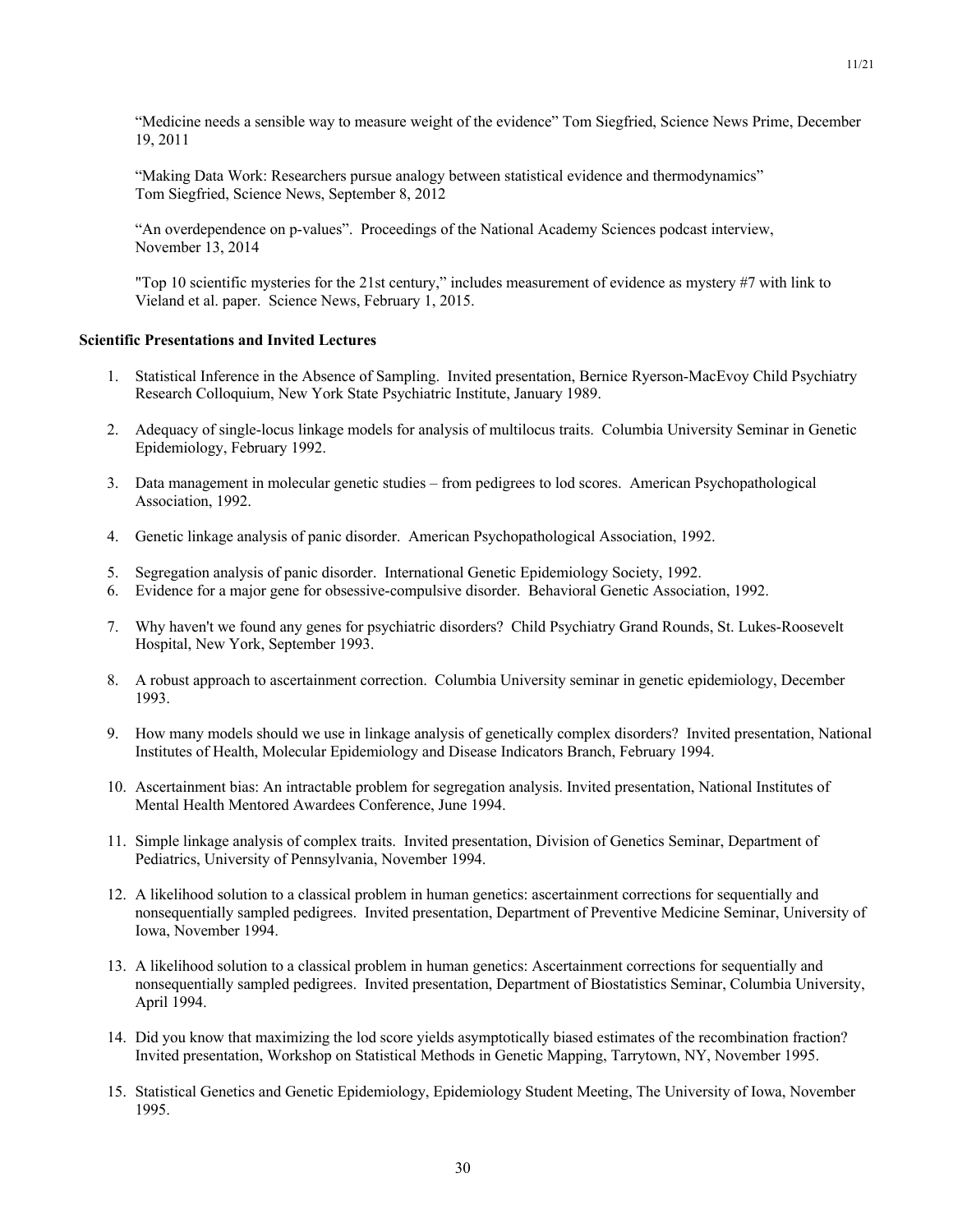"Medicine needs a sensible way to measure weight of the evidence" Tom Siegfried, Science News Prime, December 19, 2011

"Making Data Work: Researchers pursue analogy between statistical evidence and thermodynamics" Tom Siegfried, Science News, September 8, 2012

"An overdependence on p-values". Proceedings of the National Academy Sciences podcast interview, November 13, 2014

"Top 10 scientific mysteries for the 21st century," includes measurement of evidence as mystery #7 with link to Vieland et al. paper. Science News, February 1, 2015.

**Scientific Presentations and Invited Lectures**

1. Statistical Inference in the Absence of Sampling. Invited presentation, Bernice Ryerson-MacEvoy Child Psychiatry Research Colloquium, New York State Psychiatric Institute, January 1989.
2. Adequacy of single-locus linkage models for analysis of multilocus traits. Columbia University Seminar in Genetic Epidemiology, February 1992.
3. Data management in molecular genetic studies – from pedigrees to lod scores. American Psychopathological Association, 1992.
4. Genetic linkage analysis of panic disorder. American Psychopathological Association, 1992.
5. Segregation analysis of panic disorder. International Genetic Epidemiology Society, 1992.
6. Evidence for a major gene for obsessive-compulsive disorder. Behavioral Genetic Association, 1992.
7. Why haven't we found any genes for psychiatric disorders? Child Psychiatry Grand Rounds, St. Lukes-Roosevelt Hospital, New York, September 1993.
8. A robust approach to ascertainment correction. Columbia University seminar in genetic epidemiology, December 1993.
9. How many models should we use in linkage analysis of genetically complex disorders? Invited presentation, National Institutes of Health, Molecular Epidemiology and Disease Indicators Branch, February 1994.
10. Ascertainment bias: An intractable problem for segregation analysis. Invited presentation, National Institutes of Mental Health Mentored Awardees Conference, June 1994.
11. Simple linkage analysis of complex traits. Invited presentation, Division of Genetics Seminar, Department of Pediatrics, University of Pennsylvania, November 1994.
12. A likelihood solution to a classical problem in human genetics: ascertainment corrections for sequentially and nonsequentially sampled pedigrees. Invited presentation, Department of Preventive Medicine Seminar, University of Iowa, November 1994.
13. A likelihood solution to a classical problem in human genetics: Ascertainment corrections for sequentially and nonsequentially sampled pedigrees. Invited presentation, Department of Biostatistics Seminar, Columbia University, April 1994.
14. Did you know that maximizing the lod score yields asymptotically biased estimates of the recombination fraction? Invited presentation, Workshop on Statistical Methods in Genetic Mapping, Tarrytown, NY, November 1995.
15. Statistical Genetics and Genetic Epidemiology, Epidemiology Student Meeting, The University of Iowa, November 1995.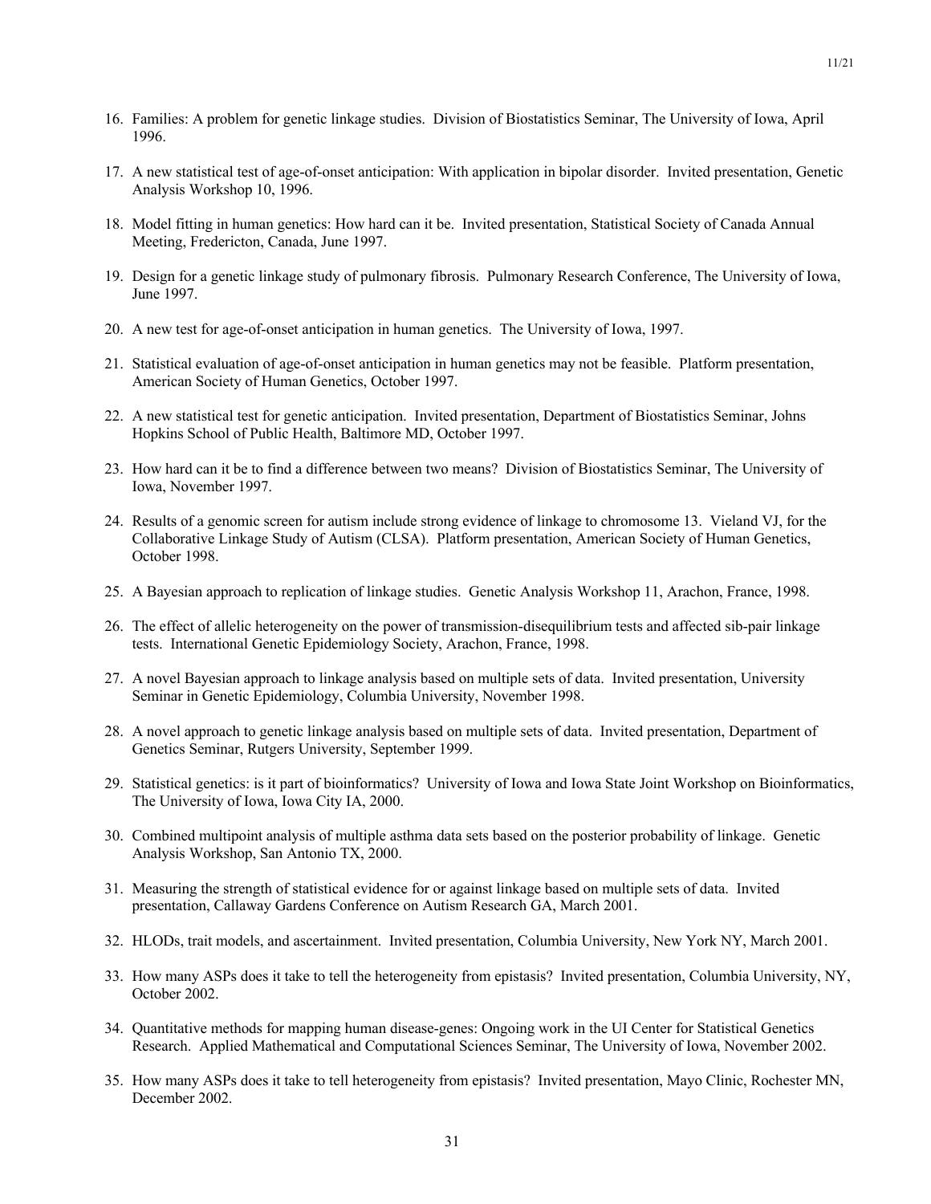16. Families: A problem for genetic linkage studies. Division of Biostatistics Seminar, The University of Iowa, April 1996.

17. A new statistical test of age-of-onset anticipation: With application in bipolar disorder. Invited presentation, Genetic Analysis Workshop 10, 1996.

18. Model fitting in human genetics: How hard can it be. Invited presentation, Statistical Society of Canada Annual Meeting, Fredericton, Canada, June 1997.

19. Design for a genetic linkage study of pulmonary fibrosis. Pulmonary Research Conference, The University of Iowa, June 1997.

20. A new test for age-of-onset anticipation in human genetics. The University of Iowa, 1997.

21. Statistical evaluation of age-of-onset anticipation in human genetics may not be feasible. Platform presentation, American Society of Human Genetics, October 1997.

22. A new statistical test for genetic anticipation. Invited presentation, Department of Biostatistics Seminar, Johns Hopkins School of Public Health, Baltimore MD, October 1997.

23. How hard can it be to find a difference between two means? Division of Biostatistics Seminar, The University of Iowa, November 1997.

24. Results of a genomic screen for autism include strong evidence of linkage to chromosome 13. Vieland VJ, for the Collaborative Linkage Study of Autism (CLSA). Platform presentation, American Society of Human Genetics, October 1998.

25. A Bayesian approach to replication of linkage studies. Genetic Analysis Workshop 11, Arachon, France, 1998.

26. The effect of allelic heterogeneity on the power of transmission-disequilibrium tests and affected sib-pair linkage tests. International Genetic Epidemiology Society, Arachon, France, 1998.

27. A novel Bayesian approach to linkage analysis based on multiple sets of data. Invited presentation, University Seminar in Genetic Epidemiology, Columbia University, November 1998.

28. A novel approach to genetic linkage analysis based on multiple sets of data. Invited presentation, Department of Genetics Seminar, Rutgers University, September 1999.

29. Statistical genetics: is it part of bioinformatics? University of Iowa and Iowa State Joint Workshop on Bioinformatics, The University of Iowa, Iowa City IA, 2000.

30. Combined multipoint analysis of multiple asthma data sets based on the posterior probability of linkage. Genetic Analysis Workshop, San Antonio TX, 2000.

31. Measuring the strength of statistical evidence for or against linkage based on multiple sets of data. Invited presentation, Callaway Gardens Conference on Autism Research GA, March 2001.

32. HLODs, trait models, and ascertainment. Invited presentation, Columbia University, New York NY, March 2001.

33. How many ASPs does it take to tell the heterogeneity from epistasis? Invited presentation, Columbia University, NY, October 2002.

34. Quantitative methods for mapping human disease-genes: Ongoing work in the UI Center for Statistical Genetics Research. Applied Mathematical and Computational Sciences Seminar, The University of Iowa, November 2002.

35. How many ASPs does it take to tell heterogeneity from epistasis? Invited presentation, Mayo Clinic, Rochester MN, December 2002.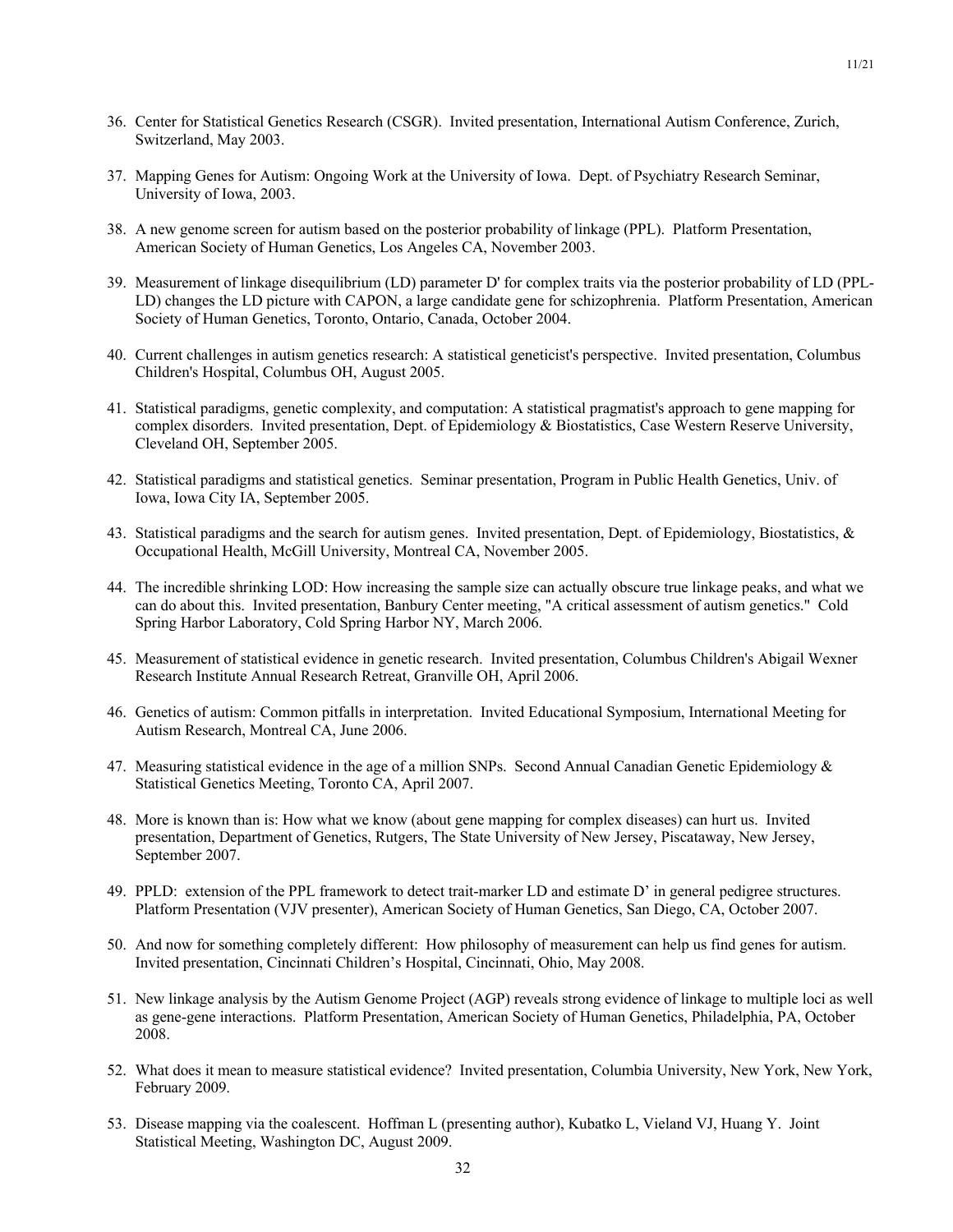36. Center for Statistical Genetics Research (CSGR). Invited presentation, International Autism Conference, Zurich, Switzerland, May 2003.

37. Mapping Genes for Autism: Ongoing Work at the University of Iowa. Dept. of Psychiatry Research Seminar, University of Iowa, 2003.

38. A new genome screen for autism based on the posterior probability of linkage (PPL). Platform Presentation, American Society of Human Genetics, Los Angeles CA, November 2003.

39. Measurement of linkage disequilibrium (LD) parameter D' for complex traits via the posterior probability of LD (PPL-LD) changes the LD picture with CAPON, a large candidate gene for schizophrenia. Platform Presentation, American Society of Human Genetics, Toronto, Ontario, Canada, October 2004.

40. Current challenges in autism genetics research: A statistical geneticist's perspective. Invited presentation, Columbus Children's Hospital, Columbus OH, August 2005.

41. Statistical paradigms, genetic complexity, and computation: A statistical pragmatist's approach to gene mapping for complex disorders. Invited presentation, Dept. of Epidemiology & Biostatistics, Case Western Reserve University, Cleveland OH, September 2005.

42. Statistical paradigms and statistical genetics. Seminar presentation, Program in Public Health Genetics, Univ. of Iowa, Iowa City IA, September 2005.

43. Statistical paradigms and the search for autism genes. Invited presentation, Dept. of Epidemiology, Biostatistics, & Occupational Health, McGill University, Montreal CA, November 2005.

44. The incredible shrinking LOD: How increasing the sample size can actually obscure true linkage peaks, and what we can do about this. Invited presentation, Banbury Center meeting, "A critical assessment of autism genetics." Cold Spring Harbor Laboratory, Cold Spring Harbor NY, March 2006.

45. Measurement of statistical evidence in genetic research. Invited presentation, Columbus Children's Abigail Wexner Research Institute Annual Research Retreat, Granville OH, April 2006.

46. Genetics of autism: Common pitfalls in interpretation. Invited Educational Symposium, International Meeting for Autism Research, Montreal CA, June 2006.

47. Measuring statistical evidence in the age of a million SNPs. Second Annual Canadian Genetic Epidemiology & Statistical Genetics Meeting, Toronto CA, April 2007.

48. More is known than is: How what we know (about gene mapping for complex diseases) can hurt us. Invited presentation, Department of Genetics, Rutgers, The State University of New Jersey, Piscataway, New Jersey, September 2007.

49. PPLD: extension of the PPL framework to detect trait-marker LD and estimate D' in general pedigree structures. Platform Presentation (VJV presenter), American Society of Human Genetics, San Diego, CA, October 2007.

50. And now for something completely different: How philosophy of measurement can help us find genes for autism. Invited presentation, Cincinnati Children's Hospital, Cincinnati, Ohio, May 2008.

51. New linkage analysis by the Autism Genome Project (AGP) reveals strong evidence of linkage to multiple loci as well as gene-gene interactions. Platform Presentation, American Society of Human Genetics, Philadelphia, PA, October 2008.

52. What does it mean to measure statistical evidence? Invited presentation, Columbia University, New York, New York, February 2009.

53. Disease mapping via the coalescent. Hoffman L (presenting author), Kubatko L, Vieland VJ, Huang Y. Joint Statistical Meeting, Washington DC, August 2009.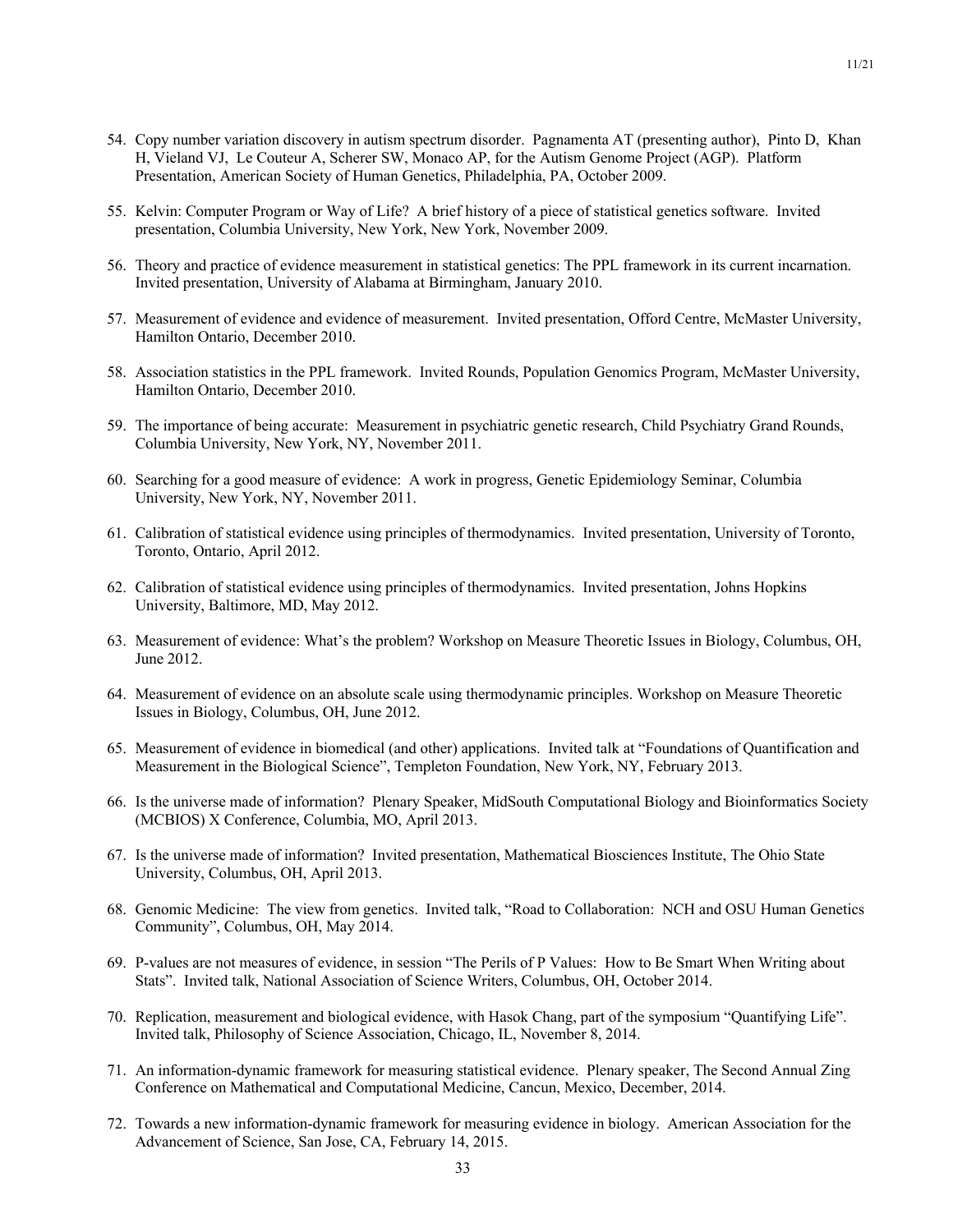54. Copy number variation discovery in autism spectrum disorder. Pagnamenta AT (presenting author), Pinto D, Khan H, Vieland VJ, Le Couteur A, Scherer SW, Monaco AP, for the Autism Genome Project (AGP). Platform Presentation, American Society of Human Genetics, Philadelphia, PA, October 2009.

55. Kelvin: Computer Program or Way of Life? A brief history of a piece of statistical genetics software. Invited presentation, Columbia University, New York, New York, November 2009.

56. Theory and practice of evidence measurement in statistical genetics: The PPL framework in its current incarnation. Invited presentation, University of Alabama at Birmingham, January 2010.

57. Measurement of evidence and evidence of measurement. Invited presentation, Offord Centre, McMaster University, Hamilton Ontario, December 2010.

58. Association statistics in the PPL framework. Invited Rounds, Population Genomics Program, McMaster University, Hamilton Ontario, December 2010.

59. The importance of being accurate: Measurement in psychiatric genetic research, Child Psychiatry Grand Rounds, Columbia University, New York, NY, November 2011.

60. Searching for a good measure of evidence: A work in progress, Genetic Epidemiology Seminar, Columbia University, New York, NY, November 2011.

61. Calibration of statistical evidence using principles of thermodynamics. Invited presentation, University of Toronto, Toronto, Ontario, April 2012.

62. Calibration of statistical evidence using principles of thermodynamics. Invited presentation, Johns Hopkins University, Baltimore, MD, May 2012.

63. Measurement of evidence: What's the problem? Workshop on Measure Theoretic Issues in Biology, Columbus, OH, June 2012.

64. Measurement of evidence on an absolute scale using thermodynamic principles. Workshop on Measure Theoretic Issues in Biology, Columbus, OH, June 2012.

65. Measurement of evidence in biomedical (and other) applications. Invited talk at "Foundations of Quantification and Measurement in the Biological Science", Templeton Foundation, New York, NY, February 2013.

66. Is the universe made of information? Plenary Speaker, MidSouth Computational Biology and Bioinformatics Society (MCBIOS) X Conference, Columbia, MO, April 2013.

67. Is the universe made of information? Invited presentation, Mathematical Biosciences Institute, The Ohio State University, Columbus, OH, April 2013.

68. Genomic Medicine: The view from genetics. Invited talk, "Road to Collaboration: NCH and OSU Human Genetics Community", Columbus, OH, May 2014.

69. P-values are not measures of evidence, in session "The Perils of P Values: How to Be Smart When Writing about Stats". Invited talk, National Association of Science Writers, Columbus, OH, October 2014.

70. Replication, measurement and biological evidence, with Hasok Chang, part of the symposium "Quantifying Life". Invited talk, Philosophy of Science Association, Chicago, IL, November 8, 2014.

71. An information-dynamic framework for measuring statistical evidence. Plenary speaker, The Second Annual Zing Conference on Mathematical and Computational Medicine, Cancun, Mexico, December, 2014.

72. Towards a new information-dynamic framework for measuring evidence in biology. American Association for the Advancement of Science, San Jose, CA, February 14, 2015.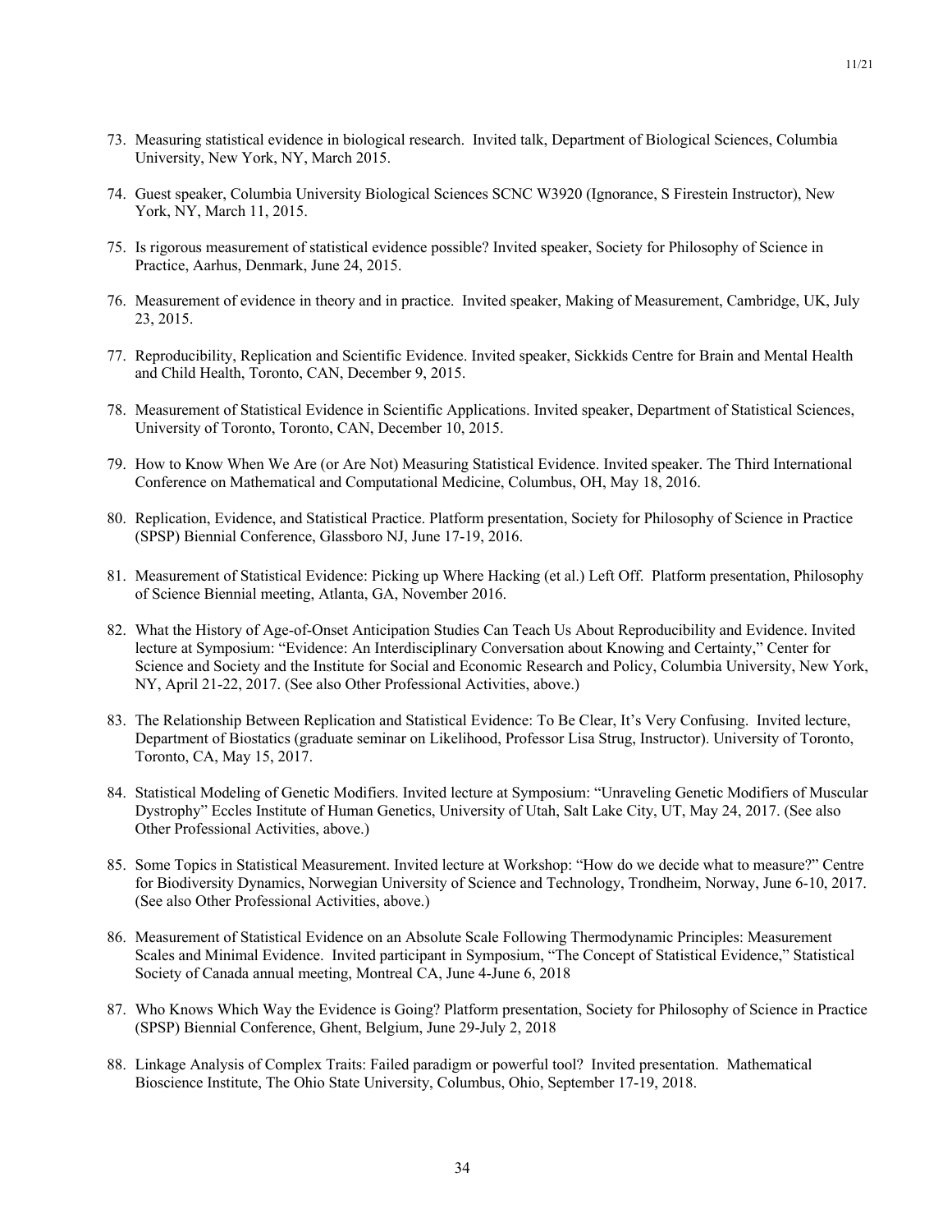73. Measuring statistical evidence in biological research. Invited talk, Department of Biological Sciences, Columbia University, New York, NY, March 2015.

74. Guest speaker, Columbia University Biological Sciences SCNC W3920 (Ignorance, S Firestein Instructor), New York, NY, March 11, 2015.

75. Is rigorous measurement of statistical evidence possible? Invited speaker, Society for Philosophy of Science in Practice, Aarhus, Denmark, June 24, 2015.

76. Measurement of evidence in theory and in practice. Invited speaker, Making of Measurement, Cambridge, UK, July 23, 2015.

77. Reproducibility, Replication and Scientific Evidence. Invited speaker, Sickkids Centre for Brain and Mental Health and Child Health, Toronto, CAN, December 9, 2015.

78. Measurement of Statistical Evidence in Scientific Applications. Invited speaker, Department of Statistical Sciences, University of Toronto, Toronto, CAN, December 10, 2015.

79. How to Know When We Are (or Are Not) Measuring Statistical Evidence. Invited speaker. The Third International Conference on Mathematical and Computational Medicine, Columbus, OH, May 18, 2016.

80. Replication, Evidence, and Statistical Practice. Platform presentation, Society for Philosophy of Science in Practice (SPSP) Biennial Conference, Glassboro NJ, June 17-19, 2016.

81. Measurement of Statistical Evidence: Picking up Where Hacking (et al.) Left Off. Platform presentation, Philosophy of Science Biennial meeting, Atlanta, GA, November 2016.

82. What the History of Age-of-Onset Anticipation Studies Can Teach Us About Reproducibility and Evidence. Invited lecture at Symposium: "Evidence: An Interdisciplinary Conversation about Knowing and Certainty," Center for Science and Society and the Institute for Social and Economic Research and Policy, Columbia University, New York, NY, April 21-22, 2017. (See also Other Professional Activities, above.)

83. The Relationship Between Replication and Statistical Evidence: To Be Clear, It's Very Confusing. Invited lecture, Department of Biostatics (graduate seminar on Likelihood, Professor Lisa Strug, Instructor). University of Toronto, Toronto, CA, May 15, 2017.

84. Statistical Modeling of Genetic Modifiers. Invited lecture at Symposium: "Unraveling Genetic Modifiers of Muscular Dystrophy" Eccles Institute of Human Genetics, University of Utah, Salt Lake City, UT, May 24, 2017. (See also Other Professional Activities, above.)

85. Some Topics in Statistical Measurement. Invited lecture at Workshop: "How do we decide what to measure?" Centre for Biodiversity Dynamics, Norwegian University of Science and Technology, Trondheim, Norway, June 6-10, 2017. (See also Other Professional Activities, above.)

86. Measurement of Statistical Evidence on an Absolute Scale Following Thermodynamic Principles: Measurement Scales and Minimal Evidence. Invited participant in Symposium, "The Concept of Statistical Evidence," Statistical Society of Canada annual meeting, Montreal CA, June 4-June 6, 2018

87. Who Knows Which Way the Evidence is Going? Platform presentation, Society for Philosophy of Science in Practice (SPSP) Biennial Conference, Ghent, Belgium, June 29-July 2, 2018

88. Linkage Analysis of Complex Traits: Failed paradigm or powerful tool? Invited presentation. Mathematical Bioscience Institute, The Ohio State University, Columbus, Ohio, September 17-19, 2018.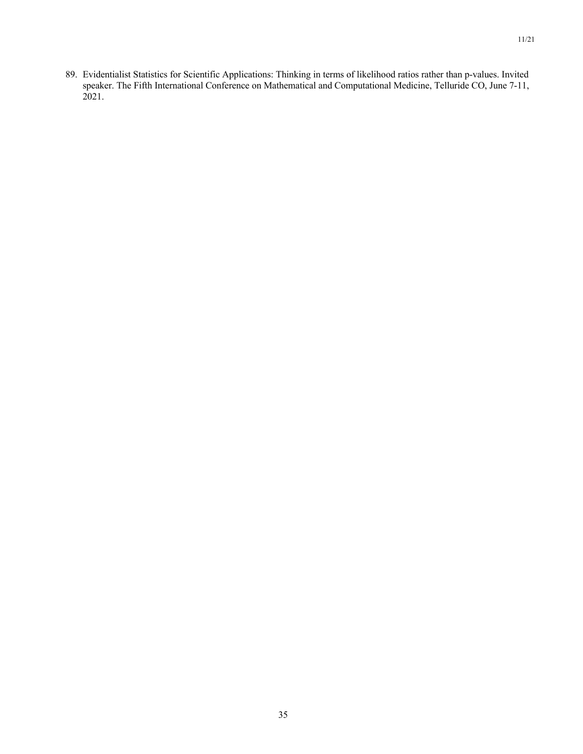89. Evidentialist Statistics for Scientific Applications: Thinking in terms of likelihood ratios rather than p-values. Invited speaker. The Fifth International Conference on Mathematical and Computational Medicine, Telluride CO, June 7-11, 2021.